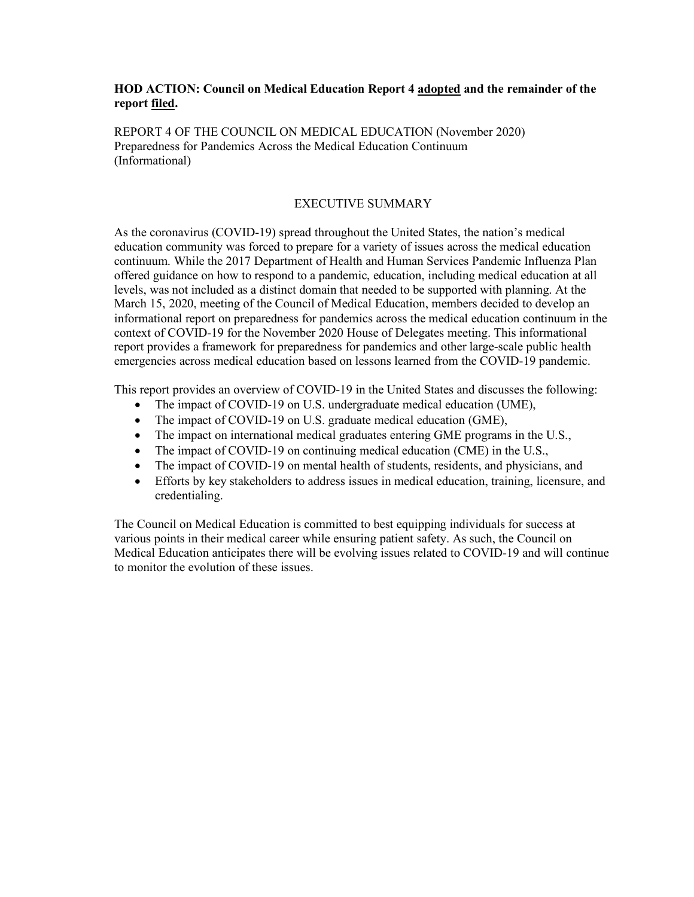**HOD ACTION: Council on Medical Education Report 4 adopted and the remainder of the report filed.**

REPORT 4 OF THE COUNCIL ON MEDICAL EDUCATION (November 2020)
Preparedness for Pandemics Across the Medical Education Continuum
(Informational)

## EXECUTIVE SUMMARY

As the coronavirus (COVID-19) spread throughout the United States, the nation's medical education community was forced to prepare for a variety of issues across the medical education continuum. While the 2017 Department of Health and Human Services Pandemic Influenza Plan offered guidance on how to respond to a pandemic, education, including medical education at all levels, was not included as a distinct domain that needed to be supported with planning. At the March 15, 2020, meeting of the Council of Medical Education, members decided to develop an informational report on preparedness for pandemics across the medical education continuum in the context of COVID-19 for the November 2020 House of Delegates meeting. This informational report provides a framework for preparedness for pandemics and other large-scale public health emergencies across medical education based on lessons learned from the COVID-19 pandemic.

This report provides an overview of COVID-19 in the United States and discusses the following:

- The impact of COVID-19 on U.S. undergraduate medical education (UME),
- The impact of COVID-19 on U.S. graduate medical education (GME),
- The impact on international medical graduates entering GME programs in the U.S.,
- The impact of COVID-19 on continuing medical education (CME) in the U.S.,
- The impact of COVID-19 on mental health of students, residents, and physicians, and
- Efforts by key stakeholders to address issues in medical education, training, licensure, and credentialing.

The Council on Medical Education is committed to best equipping individuals for success at various points in their medical career while ensuring patient safety. As such, the Council on Medical Education anticipates there will be evolving issues related to COVID-19 and will continue to monitor the evolution of these issues.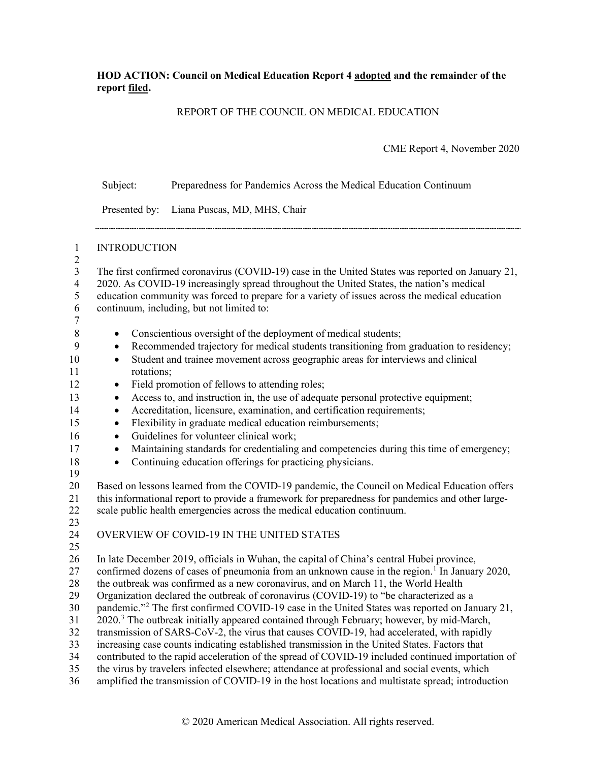**HOD ACTION: Council on Medical Education Report 4 adopted and the remainder of the report filed.**

REPORT OF THE COUNCIL ON MEDICAL EDUCATION

CME Report 4, November 2020

Subject: Preparedness for Pandemics Across the Medical Education Continuum

Presented by: Liana Puscas, MD, MHS, Chair

## INTRODUCTION

The first confirmed coronavirus (COVID-19) case in the United States was reported on January 21, 2020. As COVID-19 increasingly spread throughout the United States, the nation's medical education community was forced to prepare for a variety of issues across the medical education continuum, including, but not limited to:

- Conscientious oversight of the deployment of medical students;
- Recommended trajectory for medical students transitioning from graduation to residency;
- Student and trainee movement across geographic areas for interviews and clinical rotations;
- Field promotion of fellows to attending roles;
- Access to, and instruction in, the use of adequate personal protective equipment;
- Accreditation, licensure, examination, and certification requirements;
- Flexibility in graduate medical education reimbursements;
- Guidelines for volunteer clinical work;
- Maintaining standards for credentialing and competencies during this time of emergency;
- Continuing education offerings for practicing physicians.

Based on lessons learned from the COVID-19 pandemic, the Council on Medical Education offers this informational report to provide a framework for preparedness for pandemics and other large-scale public health emergencies across the medical education continuum.

## OVERVIEW OF COVID-19 IN THE UNITED STATES

In late December 2019, officials in Wuhan, the capital of China's central Hubei province, confirmed dozens of cases of pneumonia from an unknown cause in the region.[1] In January 2020, the outbreak was confirmed as a new coronavirus, and on March 11, the World Health Organization declared the outbreak of coronavirus (COVID-19) to "be characterized as a pandemic."[2] The first confirmed COVID-19 case in the United States was reported on January 21, 2020.[3] The outbreak initially appeared contained through February; however, by mid-March, transmission of SARS-CoV-2, the virus that causes COVID-19, had accelerated, with rapidly increasing case counts indicating established transmission in the United States. Factors that contributed to the rapid acceleration of the spread of COVID-19 included continued importation of the virus by travelers infected elsewhere; attendance at professional and social events, which amplified the transmission of COVID-19 in the host locations and multistate spread; introduction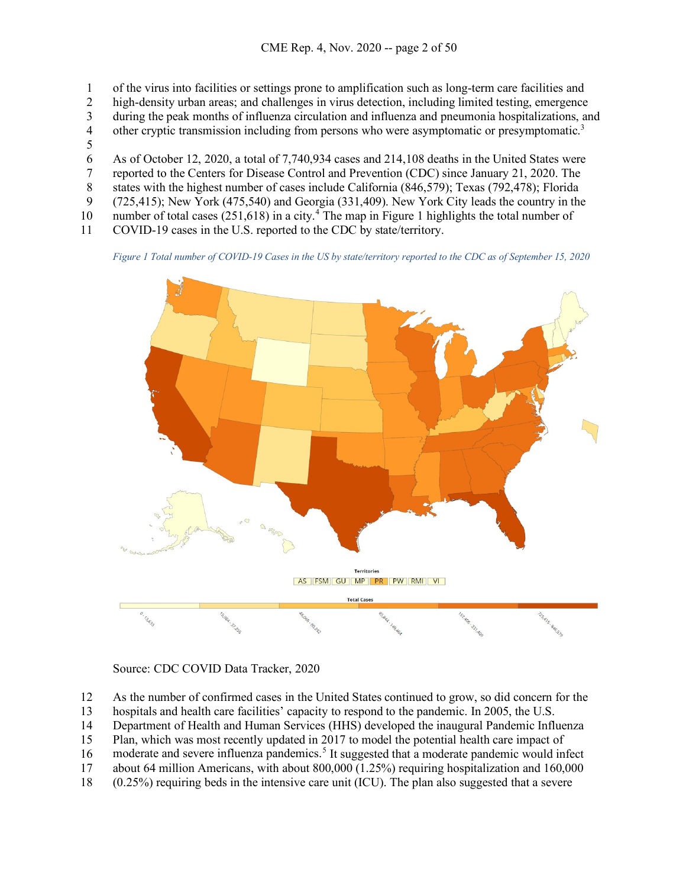of the virus into facilities or settings prone to amplification such as long-term care facilities and high-density urban areas; and challenges in virus detection, including limited testing, emergence during the peak months of influenza circulation and influenza and pneumonia hospitalizations, and other cryptic transmission including from persons who were asymptomatic or presymptomatic.[3]

As of October 12, 2020, a total of 7,740,934 cases and 214,108 deaths in the United States were reported to the Centers for Disease Control and Prevention (CDC) since January 21, 2020. The states with the highest number of cases include California (846,579); Texas (792,478); Florida (725,415); New York (475,540) and Georgia (331,409). New York City leads the country in the number of total cases (251,618) in a city.[4] The map in Figure 1 highlights the total number of COVID-19 cases in the U.S. reported to the CDC by state/territory.

*Figure 1 Total number of COVID-19 Cases in the US by state/territory reported to the CDC as of September 15, 2020*

Source: CDC COVID Data Tracker, 2020

As the number of confirmed cases in the United States continued to grow, so did concern for the hospitals and health care facilities' capacity to respond to the pandemic. In 2005, the U.S. Department of Health and Human Services (HHS) developed the inaugural Pandemic Influenza Plan, which was most recently updated in 2017 to model the potential health care impact of moderate and severe influenza pandemics.[5] It suggested that a moderate pandemic would infect about 64 million Americans, with about 800,000 (1.25%) requiring hospitalization and 160,000 (0.25%) requiring beds in the intensive care unit (ICU). The plan also suggested that a severe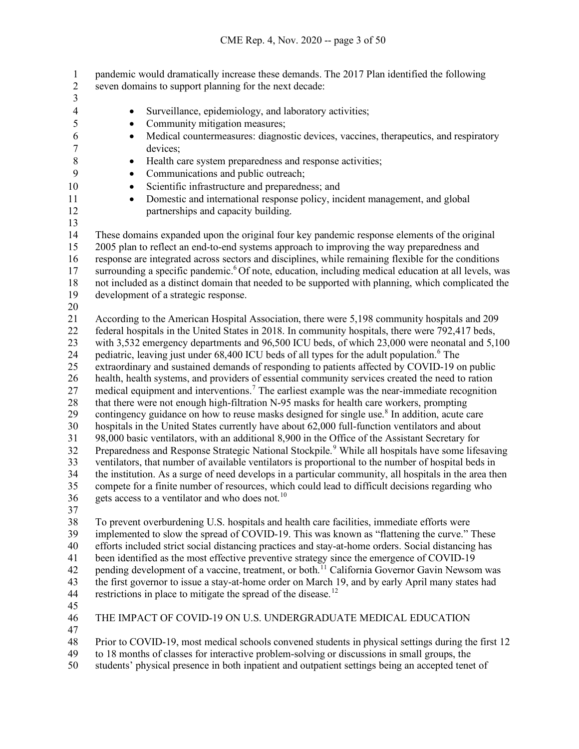pandemic would dramatically increase these demands. The 2017 Plan identified the following seven domains to support planning for the next decade:

- Surveillance, epidemiology, and laboratory activities;
- Community mitigation measures;
- Medical countermeasures: diagnostic devices, vaccines, therapeutics, and respiratory devices;
- Health care system preparedness and response activities;
- Communications and public outreach;
- Scientific infrastructure and preparedness; and
- Domestic and international response policy, incident management, and global partnerships and capacity building.

These domains expanded upon the original four key pandemic response elements of the original 2005 plan to reflect an end-to-end systems approach to improving the way preparedness and response are integrated across sectors and disciplines, while remaining flexible for the conditions surrounding a specific pandemic.[6] Of note, education, including medical education at all levels, was not included as a distinct domain that needed to be supported with planning, which complicated the development of a strategic response.

According to the American Hospital Association, there were 5,198 community hospitals and 209 federal hospitals in the United States in 2018. In community hospitals, there were 792,417 beds, with 3,532 emergency departments and 96,500 ICU beds, of which 23,000 were neonatal and 5,100 pediatric, leaving just under 68,400 ICU beds of all types for the adult population.[6] The extraordinary and sustained demands of responding to patients affected by COVID-19 on public health, health systems, and providers of essential community services created the need to ration medical equipment and interventions.[7] The earliest example was the near-immediate recognition that there were not enough high-filtration N-95 masks for health care workers, prompting contingency guidance on how to reuse masks designed for single use.[8] In addition, acute care hospitals in the United States currently have about 62,000 full-function ventilators and about 98,000 basic ventilators, with an additional 8,900 in the Office of the Assistant Secretary for Preparedness and Response Strategic National Stockpile.[9] While all hospitals have some lifesaving ventilators, that number of available ventilators is proportional to the number of hospital beds in the institution. As a surge of need develops in a particular community, all hospitals in the area then compete for a finite number of resources, which could lead to difficult decisions regarding who gets access to a ventilator and who does not.[10]

To prevent overburdening U.S. hospitals and health care facilities, immediate efforts were implemented to slow the spread of COVID-19. This was known as "flattening the curve." These efforts included strict social distancing practices and stay-at-home orders. Social distancing has been identified as the most effective preventive strategy since the emergence of COVID-19 pending development of a vaccine, treatment, or both.[11] California Governor Gavin Newsom was the first governor to issue a stay-at-home order on March 19, and by early April many states had restrictions in place to mitigate the spread of the disease.[12]

## THE IMPACT OF COVID-19 ON U.S. UNDERGRADUATE MEDICAL EDUCATION

Prior to COVID-19, most medical schools convened students in physical settings during the first 12 to 18 months of classes for interactive problem-solving or discussions in small groups, the students' physical presence in both inpatient and outpatient settings being an accepted tenet of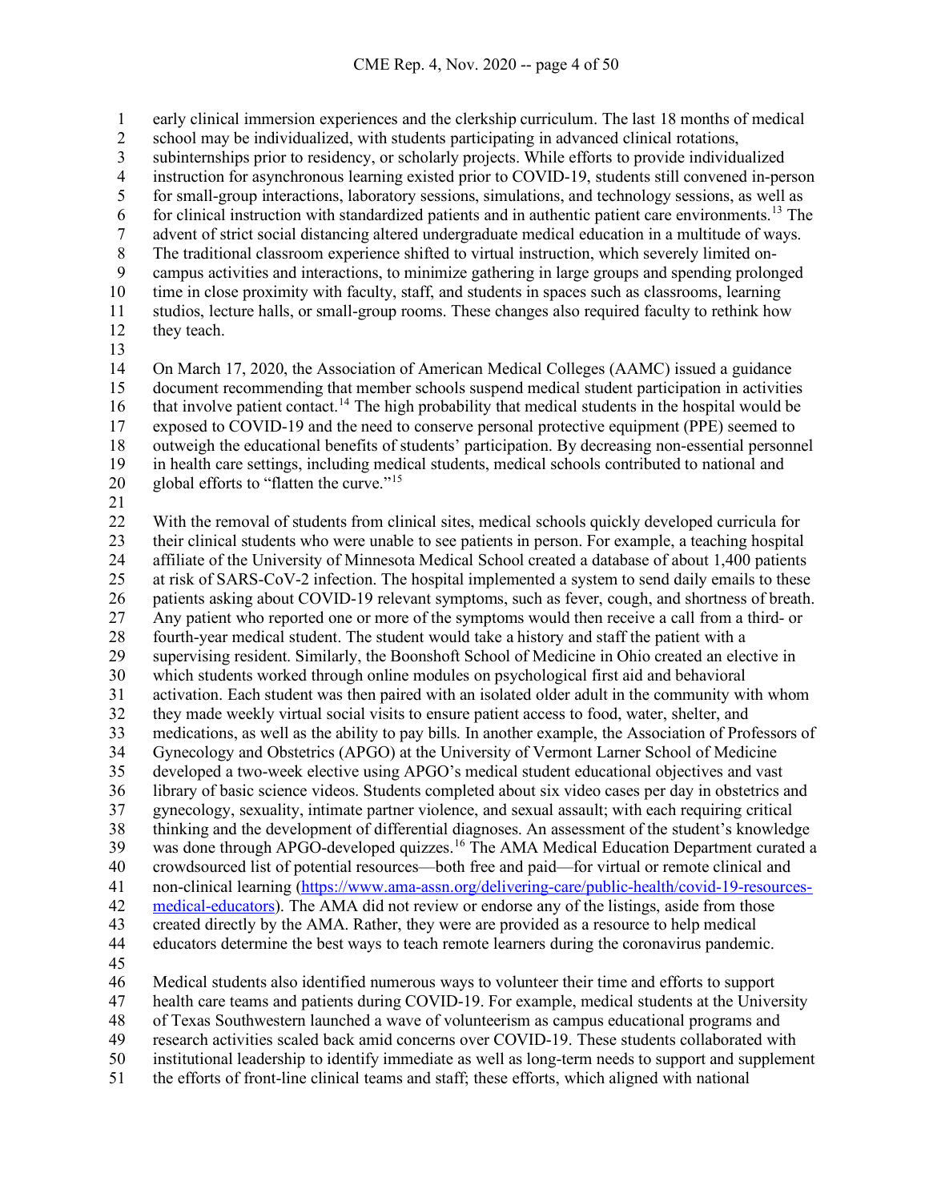early clinical immersion experiences and the clerkship curriculum. The last 18 months of medical school may be individualized, with students participating in advanced clinical rotations, subinternships prior to residency, or scholarly projects. While efforts to provide individualized instruction for asynchronous learning existed prior to COVID-19, students still convened in-person for small-group interactions, laboratory sessions, simulations, and technology sessions, as well as for clinical instruction with standardized patients and in authentic patient care environments.[13] The advent of strict social distancing altered undergraduate medical education in a multitude of ways. The traditional classroom experience shifted to virtual instruction, which severely limited on-campus activities and interactions, to minimize gathering in large groups and spending prolonged time in close proximity with faculty, staff, and students in spaces such as classrooms, learning studios, lecture halls, or small-group rooms. These changes also required faculty to rethink how they teach.

On March 17, 2020, the Association of American Medical Colleges (AAMC) issued a guidance document recommending that member schools suspend medical student participation in activities that involve patient contact.[14] The high probability that medical students in the hospital would be exposed to COVID-19 and the need to conserve personal protective equipment (PPE) seemed to outweigh the educational benefits of students' participation. By decreasing non-essential personnel in health care settings, including medical students, medical schools contributed to national and global efforts to "flatten the curve."[15]

With the removal of students from clinical sites, medical schools quickly developed curricula for their clinical students who were unable to see patients in person. For example, a teaching hospital affiliate of the University of Minnesota Medical School created a database of about 1,400 patients at risk of SARS-CoV-2 infection. The hospital implemented a system to send daily emails to these patients asking about COVID-19 relevant symptoms, such as fever, cough, and shortness of breath. Any patient who reported one or more of the symptoms would then receive a call from a third- or fourth-year medical student. The student would take a history and staff the patient with a supervising resident. Similarly, the Boonshoft School of Medicine in Ohio created an elective in which students worked through online modules on psychological first aid and behavioral activation. Each student was then paired with an isolated older adult in the community with whom they made weekly virtual social visits to ensure patient access to food, water, shelter, and medications, as well as the ability to pay bills. In another example, the Association of Professors of Gynecology and Obstetrics (APGO) at the University of Vermont Larner School of Medicine developed a two-week elective using APGO's medical student educational objectives and vast library of basic science videos. Students completed about six video cases per day in obstetrics and gynecology, sexuality, intimate partner violence, and sexual assault; with each requiring critical thinking and the development of differential diagnoses. An assessment of the student's knowledge was done through APGO-developed quizzes.[16] The AMA Medical Education Department curated a crowdsourced list of potential resources—both free and paid—for virtual or remote clinical and non-clinical learning ([https://www.ama-assn.org/delivering-care/public-health/covid-19-resources-medical-educators](https://www.ama-assn.org/delivering-care/public-health/covid-19-resources-medical-educators)). The AMA did not review or endorse any of the listings, aside from those created directly by the AMA. Rather, they were provided as a resource to help medical educators determine the best ways to teach remote learners during the coronavirus pandemic.

Medical students also identified numerous ways to volunteer their time and efforts to support health care teams and patients during COVID-19. For example, medical students at the University of Texas Southwestern launched a wave of volunteerism as campus educational programs and research activities scaled back amid concerns over COVID-19. These students collaborated with institutional leadership to identify immediate as well as long-term needs to support and supplement the efforts of front-line clinical teams and staff; these efforts, which aligned with national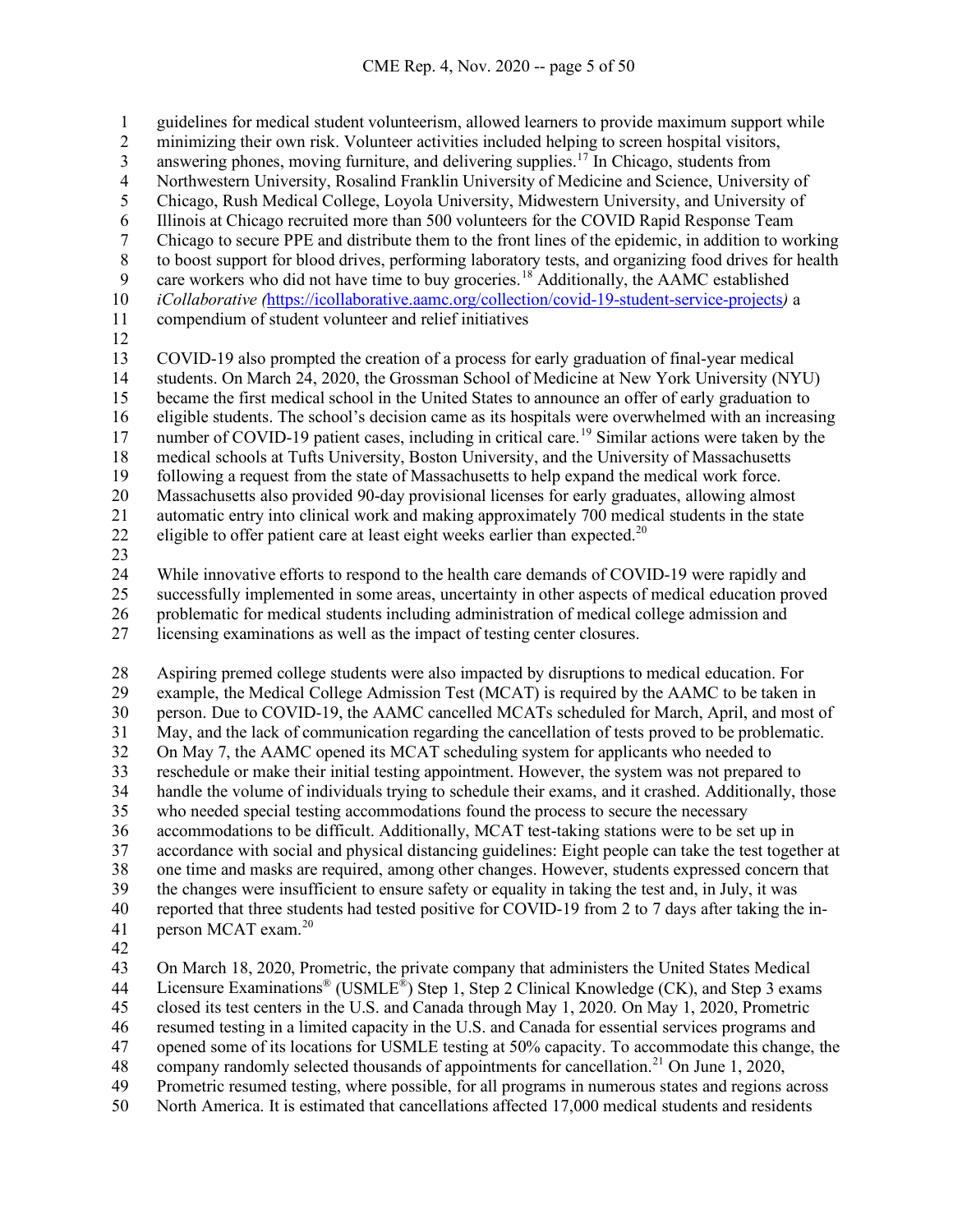guidelines for medical student volunteerism, allowed learners to provide maximum support while minimizing their own risk. Volunteer activities included helping to screen hospital visitors, answering phones, moving furniture, and delivering supplies.[17] In Chicago, students from Northwestern University, Rosalind Franklin University of Medicine and Science, University of Chicago, Rush Medical College, Loyola University, Midwestern University, and University of Illinois at Chicago recruited more than 500 volunteers for the COVID Rapid Response Team Chicago to secure PPE and distribute them to the front lines of the epidemic, in addition to working to boost support for blood drives, performing laboratory tests, and organizing food drives for health care workers who did not have time to buy groceries.[18] Additionally, the AAMC established *iCollaborative (*https://icollaborative.aamc.org/collection/covid-19-student-service-projects*)* a compendium of student volunteer and relief initiatives

COVID-19 also prompted the creation of a process for early graduation of final-year medical students. On March 24, 2020, the Grossman School of Medicine at New York University (NYU) became the first medical school in the United States to announce an offer of early graduation to eligible students. The school's decision came as its hospitals were overwhelmed with an increasing number of COVID-19 patient cases, including in critical care.[19] Similar actions were taken by the medical schools at Tufts University, Boston University, and the University of Massachusetts following a request from the state of Massachusetts to help expand the medical work force. Massachusetts also provided 90-day provisional licenses for early graduates, allowing almost automatic entry into clinical work and making approximately 700 medical students in the state eligible to offer patient care at least eight weeks earlier than expected.[20]

While innovative efforts to respond to the health care demands of COVID-19 were rapidly and successfully implemented in some areas, uncertainty in other aspects of medical education proved problematic for medical students including administration of medical college admission and licensing examinations as well as the impact of testing center closures.

Aspiring premed college students were also impacted by disruptions to medical education. For example, the Medical College Admission Test (MCAT) is required by the AAMC to be taken in person. Due to COVID-19, the AAMC cancelled MCATs scheduled for March, April, and most of May, and the lack of communication regarding the cancellation of tests proved to be problematic. On May 7, the AAMC opened its MCAT scheduling system for applicants who needed to reschedule or make their initial testing appointment. However, the system was not prepared to handle the volume of individuals trying to schedule their exams, and it crashed. Additionally, those who needed special testing accommodations found the process to secure the necessary accommodations to be difficult. Additionally, MCAT test-taking stations were to be set up in accordance with social and physical distancing guidelines: Eight people can take the test together at one time and masks are required, among other changes. However, students expressed concern that the changes were insufficient to ensure safety or equality in taking the test and, in July, it was reported that three students had tested positive for COVID-19 from 2 to 7 days after taking the in-person MCAT exam.[20]

On March 18, 2020, Prometric, the private company that administers the United States Medical Licensure Examinations® (USMLE®) Step 1, Step 2 Clinical Knowledge (CK), and Step 3 exams closed its test centers in the U.S. and Canada through May 1, 2020. On May 1, 2020, Prometric resumed testing in a limited capacity in the U.S. and Canada for essential services programs and opened some of its locations for USMLE testing at 50% capacity. To accommodate this change, the company randomly selected thousands of appointments for cancellation.[21] On June 1, 2020, Prometric resumed testing, where possible, for all programs in numerous states and regions across North America. It is estimated that cancellations affected 17,000 medical students and residents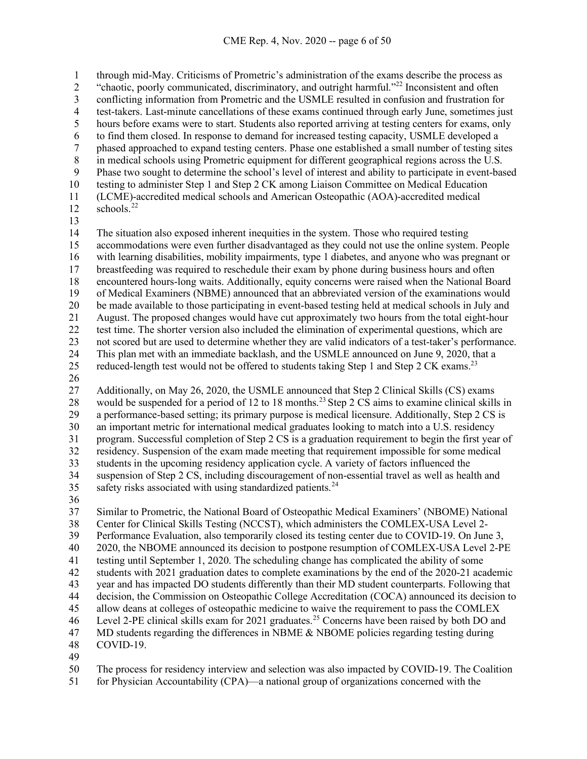through mid-May. Criticisms of Prometric's administration of the exams describe the process as "chaotic, poorly communicated, discriminatory, and outright harmful."[22] Inconsistent and often conflicting information from Prometric and the USMLE resulted in confusion and frustration for test-takers. Last-minute cancellations of these exams continued through early June, sometimes just hours before exams were to start. Students also reported arriving at testing centers for exams, only to find them closed. In response to demand for increased testing capacity, USMLE developed a phased approached to expand testing centers. Phase one established a small number of testing sites in medical schools using Prometric equipment for different geographical regions across the U.S. Phase two sought to determine the school's level of interest and ability to participate in event-based testing to administer Step 1 and Step 2 CK among Liaison Committee on Medical Education (LCME)-accredited medical schools and American Osteopathic (AOA)-accredited medical schools.[22]

The situation also exposed inherent inequities in the system. Those who required testing accommodations were even further disadvantaged as they could not use the online system. People with learning disabilities, mobility impairments, type 1 diabetes, and anyone who was pregnant or breastfeeding was required to reschedule their exam by phone during business hours and often encountered hours-long waits. Additionally, equity concerns were raised when the National Board of Medical Examiners (NBME) announced that an abbreviated version of the examinations would be made available to those participating in event-based testing held at medical schools in July and August. The proposed changes would have cut approximately two hours from the total eight-hour test time. The shorter version also included the elimination of experimental questions, which are not scored but are used to determine whether they are valid indicators of a test-taker's performance. This plan met with an immediate backlash, and the USMLE announced on June 9, 2020, that a reduced-length test would not be offered to students taking Step 1 and Step 2 CK exams.[23]

Additionally, on May 26, 2020, the USMLE announced that Step 2 Clinical Skills (CS) exams would be suspended for a period of 12 to 18 months.[23] Step 2 CS aims to examine clinical skills in a performance-based setting; its primary purpose is medical licensure. Additionally, Step 2 CS is an important metric for international medical graduates looking to match into a U.S. residency program. Successful completion of Step 2 CS is a graduation requirement to begin the first year of residency. Suspension of the exam made meeting that requirement impossible for some medical students in the upcoming residency application cycle. A variety of factors influenced the suspension of Step 2 CS, including discouragement of non-essential travel as well as health and safety risks associated with using standardized patients.[24]

Similar to Prometric, the National Board of Osteopathic Medical Examiners' (NBOME) National Center for Clinical Skills Testing (NCCST), which administers the COMLEX-USA Level 2-Performance Evaluation, also temporarily closed its testing center due to COVID-19. On June 3, 2020, the NBOME announced its decision to postpone resumption of COMLEX-USA Level 2-PE testing until September 1, 2020. The scheduling change has complicated the ability of some students with 2021 graduation dates to complete examinations by the end of the 2020-21 academic year and has impacted DO students differently than their MD student counterparts. Following that decision, the Commission on Osteopathic College Accreditation (COCA) announced its decision to allow deans at colleges of osteopathic medicine to waive the requirement to pass the COMLEX Level 2-PE clinical skills exam for 2021 graduates.[25] Concerns have been raised by both DO and MD students regarding the differences in NBME & NBOME policies regarding testing during COVID-19.

The process for residency interview and selection was also impacted by COVID-19. The Coalition for Physician Accountability (CPA)—a national group of organizations concerned with the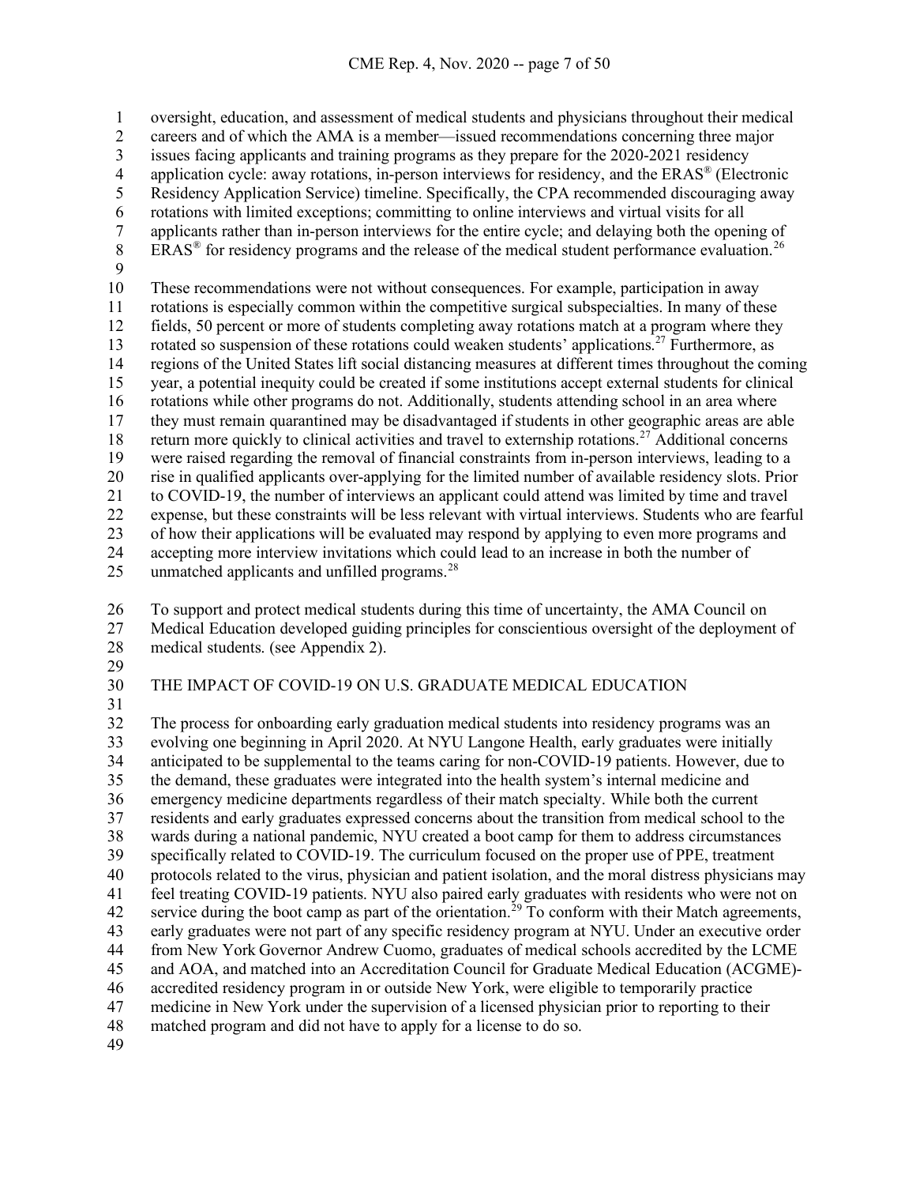oversight, education, and assessment of medical students and physicians throughout their medical careers and of which the AMA is a member—issued recommendations concerning three major issues facing applicants and training programs as they prepare for the 2020-2021 residency application cycle: away rotations, in-person interviews for residency, and the ERAS® (Electronic Residency Application Service) timeline. Specifically, the CPA recommended discouraging away rotations with limited exceptions; committing to online interviews and virtual visits for all applicants rather than in-person interviews for the entire cycle; and delaying both the opening of ERAS® for residency programs and the release of the medical student performance evaluation.[26]

These recommendations were not without consequences. For example, participation in away rotations is especially common within the competitive surgical subspecialties. In many of these fields, 50 percent or more of students completing away rotations match at a program where they rotated so suspension of these rotations could weaken students' applications.[27] Furthermore, as regions of the United States lift social distancing measures at different times throughout the coming year, a potential inequity could be created if some institutions accept external students for clinical rotations while other programs do not. Additionally, students attending school in an area where they must remain quarantined may be disadvantaged if students in other geographic areas are able return more quickly to clinical activities and travel to externship rotations.[27] Additional concerns were raised regarding the removal of financial constraints from in-person interviews, leading to a rise in qualified applicants over-applying for the limited number of available residency slots. Prior to COVID-19, the number of interviews an applicant could attend was limited by time and travel expense, but these constraints will be less relevant with virtual interviews. Students who are fearful of how their applications will be evaluated may respond by applying to even more programs and accepting more interview invitations which could lead to an increase in both the number of unmatched applicants and unfilled programs.[28]

To support and protect medical students during this time of uncertainty, the AMA Council on Medical Education developed guiding principles for conscientious oversight of the deployment of medical students. (see Appendix 2).

## THE IMPACT OF COVID-19 ON U.S. GRADUATE MEDICAL EDUCATION

The process for onboarding early graduation medical students into residency programs was an evolving one beginning in April 2020. At NYU Langone Health, early graduates were initially anticipated to be supplemental to the teams caring for non-COVID-19 patients. However, due to the demand, these graduates were integrated into the health system's internal medicine and emergency medicine departments regardless of their match specialty. While both the current residents and early graduates expressed concerns about the transition from medical school to the wards during a national pandemic, NYU created a boot camp for them to address circumstances specifically related to COVID-19. The curriculum focused on the proper use of PPE, treatment protocols related to the virus, physician and patient isolation, and the moral distress physicians may feel treating COVID-19 patients. NYU also paired early graduates with residents who were not on service during the boot camp as part of the orientation.[29] To conform with their Match agreements, early graduates were not part of any specific residency program at NYU. Under an executive order from New York Governor Andrew Cuomo, graduates of medical schools accredited by the LCME and AOA, and matched into an Accreditation Council for Graduate Medical Education (ACGME)-accredited residency program in or outside New York, were eligible to temporarily practice medicine in New York under the supervision of a licensed physician prior to reporting to their matched program and did not have to apply for a license to do so.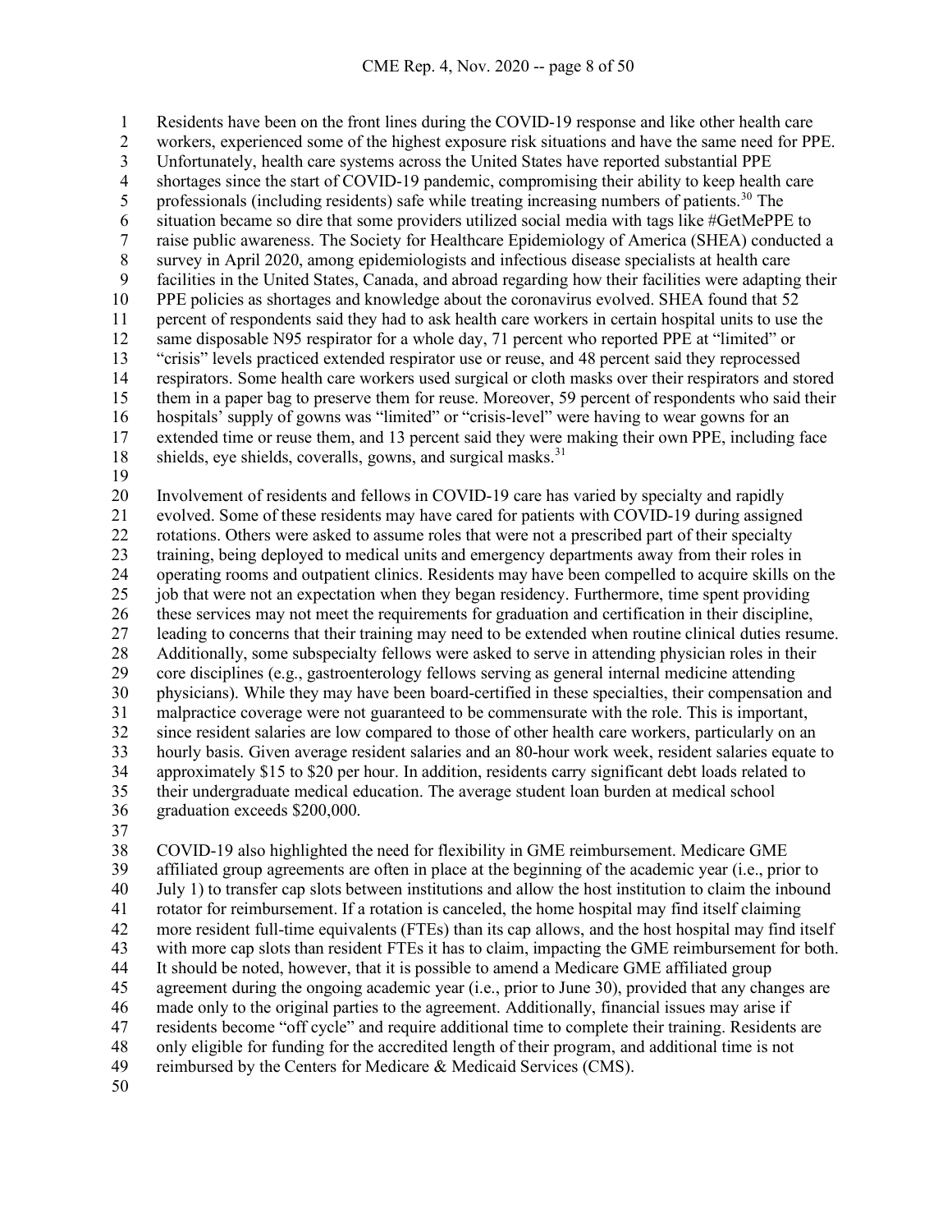Residents have been on the front lines during the COVID-19 response and like other health care workers, experienced some of the highest exposure risk situations and have the same need for PPE. Unfortunately, health care systems across the United States have reported substantial PPE shortages since the start of COVID-19 pandemic, compromising their ability to keep health care professionals (including residents) safe while treating increasing numbers of patients.[30] The situation became so dire that some providers utilized social media with tags like #GetMePPE to raise public awareness. The Society for Healthcare Epidemiology of America (SHEA) conducted a survey in April 2020, among epidemiologists and infectious disease specialists at health care facilities in the United States, Canada, and abroad regarding how their facilities were adapting their PPE policies as shortages and knowledge about the coronavirus evolved. SHEA found that 52 percent of respondents said they had to ask health care workers in certain hospital units to use the same disposable N95 respirator for a whole day, 71 percent who reported PPE at "limited" or "crisis" levels practiced extended respirator use or reuse, and 48 percent said they reprocessed respirators. Some health care workers used surgical or cloth masks over their respirators and stored them in a paper bag to preserve them for reuse. Moreover, 59 percent of respondents who said their hospitals' supply of gowns was "limited" or "crisis-level" were having to wear gowns for an extended time or reuse them, and 13 percent said they were making their own PPE, including face shields, eye shields, coveralls, gowns, and surgical masks.[31]

Involvement of residents and fellows in COVID-19 care has varied by specialty and rapidly evolved. Some of these residents may have cared for patients with COVID-19 during assigned rotations. Others were asked to assume roles that were not a prescribed part of their specialty training, being deployed to medical units and emergency departments away from their roles in operating rooms and outpatient clinics. Residents may have been compelled to acquire skills on the job that were not an expectation when they began residency. Furthermore, time spent providing these services may not meet the requirements for graduation and certification in their discipline, leading to concerns that their training may need to be extended when routine clinical duties resume. Additionally, some subspecialty fellows were asked to serve in attending physician roles in their core disciplines (e.g., gastroenterology fellows serving as general internal medicine attending physicians). While they may have been board-certified in these specialties, their compensation and malpractice coverage were not guaranteed to be commensurate with the role. This is important, since resident salaries are low compared to those of other health care workers, particularly on an hourly basis. Given average resident salaries and an 80-hour work week, resident salaries equate to approximately $15 to $20 per hour. In addition, residents carry significant debt loads related to their undergraduate medical education. The average student loan burden at medical school graduation exceeds $200,000.

COVID-19 also highlighted the need for flexibility in GME reimbursement. Medicare GME affiliated group agreements are often in place at the beginning of the academic year (i.e., prior to July 1) to transfer cap slots between institutions and allow the host institution to claim the inbound rotator for reimbursement. If a rotation is canceled, the home hospital may find itself claiming more resident full-time equivalents (FTEs) than its cap allows, and the host hospital may find itself with more cap slots than resident FTEs it has to claim, impacting the GME reimbursement for both. It should be noted, however, that it is possible to amend a Medicare GME affiliated group agreement during the ongoing academic year (i.e., prior to June 30), provided that any changes are made only to the original parties to the agreement. Additionally, financial issues may arise if residents become "off cycle" and require additional time to complete their training. Residents are only eligible for funding for the accredited length of their program, and additional time is not reimbursed by the Centers for Medicare & Medicaid Services (CMS).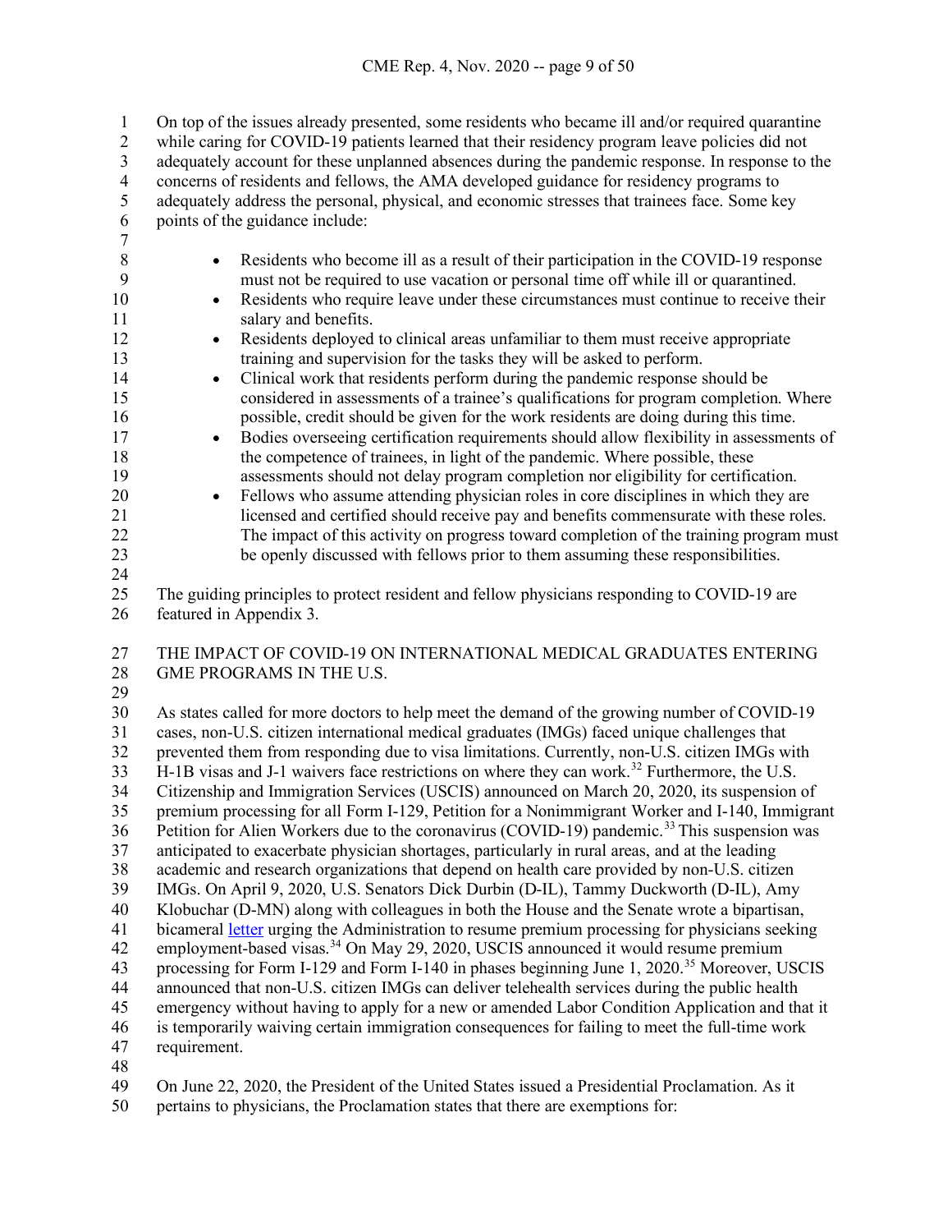On top of the issues already presented, some residents who became ill and/or required quarantine while caring for COVID-19 patients learned that their residency program leave policies did not adequately account for these unplanned absences during the pandemic response. In response to the concerns of residents and fellows, the AMA developed guidance for residency programs to adequately address the personal, physical, and economic stresses that trainees face. Some key points of the guidance include:

- Residents who become ill as a result of their participation in the COVID-19 response must not be required to use vacation or personal time off while ill or quarantined.
- Residents who require leave under these circumstances must continue to receive their salary and benefits.
- Residents deployed to clinical areas unfamiliar to them must receive appropriate training and supervision for the tasks they will be asked to perform.
- Clinical work that residents perform during the pandemic response should be considered in assessments of a trainee's qualifications for program completion. Where possible, credit should be given for the work residents are doing during this time.
- Bodies overseeing certification requirements should allow flexibility in assessments of the competence of trainees, in light of the pandemic. Where possible, these assessments should not delay program completion nor eligibility for certification.
- Fellows who assume attending physician roles in core disciplines in which they are licensed and certified should receive pay and benefits commensurate with these roles. The impact of this activity on progress toward completion of the training program must be openly discussed with fellows prior to them assuming these responsibilities.

The guiding principles to protect resident and fellow physicians responding to COVID-19 are featured in Appendix 3.

## THE IMPACT OF COVID-19 ON INTERNATIONAL MEDICAL GRADUATES ENTERING GME PROGRAMS IN THE U.S.

As states called for more doctors to help meet the demand of the growing number of COVID-19 cases, non-U.S. citizen international medical graduates (IMGs) faced unique challenges that prevented them from responding due to visa limitations. Currently, non-U.S. citizen IMGs with H-1B visas and J-1 waivers face restrictions on where they can work.[32] Furthermore, the U.S. Citizenship and Immigration Services (USCIS) announced on March 20, 2020, its suspension of premium processing for all Form I-129, Petition for a Nonimmigrant Worker and I-140, Immigrant Petition for Alien Workers due to the coronavirus (COVID-19) pandemic.[33] This suspension was anticipated to exacerbate physician shortages, particularly in rural areas, and at the leading academic and research organizations that depend on health care provided by non-U.S. citizen IMGs. On April 9, 2020, U.S. Senators Dick Durbin (D-IL), Tammy Duckworth (D-IL), Amy Klobuchar (D-MN) along with colleagues in both the House and the Senate wrote a bipartisan, bicameral letter urging the Administration to resume premium processing for physicians seeking employment-based visas.[34] On May 29, 2020, USCIS announced it would resume premium processing for Form I-129 and Form I-140 in phases beginning June 1, 2020.[35] Moreover, USCIS announced that non-U.S. citizen IMGs can deliver telehealth services during the public health emergency without having to apply for a new or amended Labor Condition Application and that it is temporarily waiving certain immigration consequences for failing to meet the full-time work requirement.

On June 22, 2020, the President of the United States issued a Presidential Proclamation. As it pertains to physicians, the Proclamation states that there are exemptions for: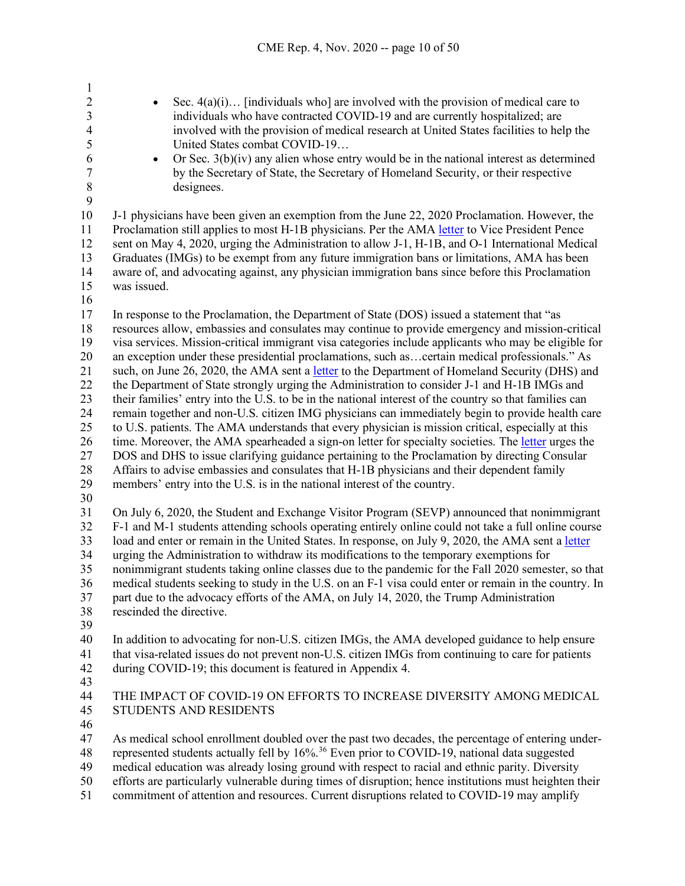- Sec. 4(a)(i)… [individuals who] are involved with the provision of medical care to individuals who have contracted COVID-19 and are currently hospitalized; are involved with the provision of medical research at United States facilities to help the United States combat COVID-19…
- Or Sec. 3(b)(iv) any alien whose entry would be in the national interest as determined by the Secretary of State, the Secretary of Homeland Security, or their respective designees.

J-1 physicians have been given an exemption from the June 22, 2020 Proclamation. However, the Proclamation still applies to most H-1B physicians. Per the AMA letter to Vice President Pence sent on May 4, 2020, urging the Administration to allow J-1, H-1B, and O-1 International Medical Graduates (IMGs) to be exempt from any future immigration bans or limitations, AMA has been aware of, and advocating against, any physician immigration bans since before this Proclamation was issued.

In response to the Proclamation, the Department of State (DOS) issued a statement that "as resources allow, embassies and consulates may continue to provide emergency and mission-critical visa services. Mission-critical immigrant visa categories include applicants who may be eligible for an exception under these presidential proclamations, such as…certain medical professionals." As such, on June 26, 2020, the AMA sent a letter to the Department of Homeland Security (DHS) and the Department of State strongly urging the Administration to consider J-1 and H-1B IMGs and their families' entry into the U.S. to be in the national interest of the country so that families can remain together and non-U.S. citizen IMG physicians can immediately begin to provide health care to U.S. patients. The AMA understands that every physician is mission critical, especially at this time. Moreover, the AMA spearheaded a sign-on letter for specialty societies. The letter urges the DOS and DHS to issue clarifying guidance pertaining to the Proclamation by directing Consular Affairs to advise embassies and consulates that H-1B physicians and their dependent family members' entry into the U.S. is in the national interest of the country.

On July 6, 2020, the Student and Exchange Visitor Program (SEVP) announced that nonimmigrant F-1 and M-1 students attending schools operating entirely online could not take a full online course load and enter or remain in the United States. In response, on July 9, 2020, the AMA sent a letter urging the Administration to withdraw its modifications to the temporary exemptions for nonimmigrant students taking online classes due to the pandemic for the Fall 2020 semester, so that medical students seeking to study in the U.S. on an F-1 visa could enter or remain in the country. In part due to the advocacy efforts of the AMA, on July 14, 2020, the Trump Administration rescinded the directive.

In addition to advocating for non-U.S. citizen IMGs, the AMA developed guidance to help ensure that visa-related issues do not prevent non-U.S. citizen IMGs from continuing to care for patients during COVID-19; this document is featured in Appendix 4.

## THE IMPACT OF COVID-19 ON EFFORTS TO INCREASE DIVERSITY AMONG MEDICAL STUDENTS AND RESIDENTS

As medical school enrollment doubled over the past two decades, the percentage of entering under-represented students actually fell by 16%.[36] Even prior to COVID-19, national data suggested medical education was already losing ground with respect to racial and ethnic parity. Diversity efforts are particularly vulnerable during times of disruption; hence institutions must heighten their commitment of attention and resources. Current disruptions related to COVID-19 may amplify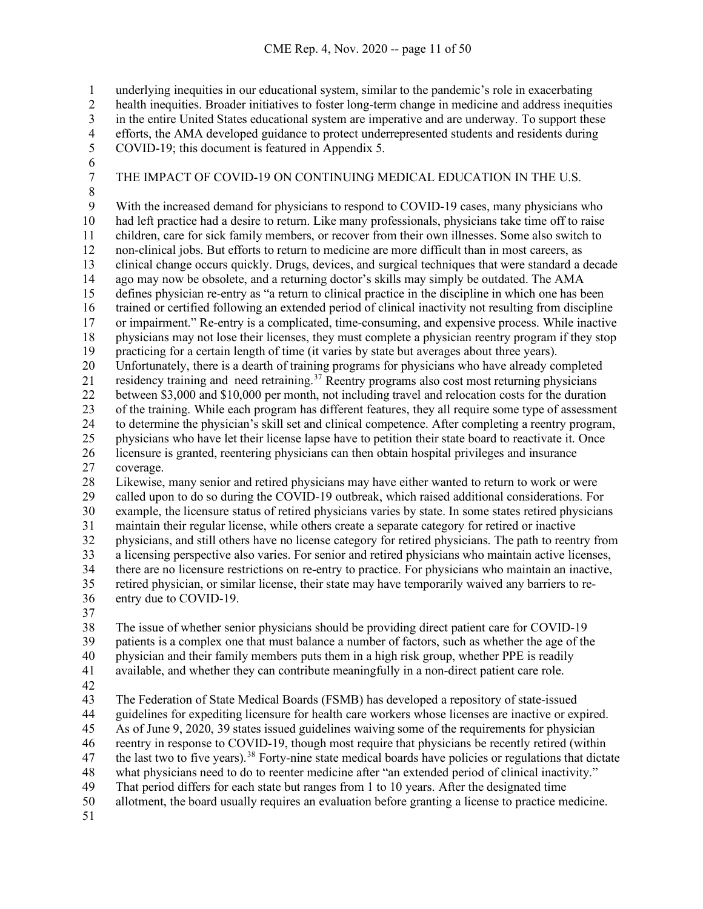underlying inequities in our educational system, similar to the pandemic's role in exacerbating health inequities. Broader initiatives to foster long-term change in medicine and address inequities in the entire United States educational system are imperative and are underway. To support these efforts, the AMA developed guidance to protect underrepresented students and residents during COVID-19; this document is featured in Appendix 5.

## THE IMPACT OF COVID-19 ON CONTINUING MEDICAL EDUCATION IN THE U.S.

With the increased demand for physicians to respond to COVID-19 cases, many physicians who had left practice had a desire to return. Like many professionals, physicians take time off to raise children, care for sick family members, or recover from their own illnesses. Some also switch to non-clinical jobs. But efforts to return to medicine are more difficult than in most careers, as clinical change occurs quickly. Drugs, devices, and surgical techniques that were standard a decade ago may now be obsolete, and a returning doctor's skills may simply be outdated. The AMA defines physician re-entry as "a return to clinical practice in the discipline in which one has been trained or certified following an extended period of clinical inactivity not resulting from discipline or impairment." Re-entry is a complicated, time-consuming, and expensive process. While inactive physicians may not lose their licenses, they must complete a physician reentry program if they stop practicing for a certain length of time (it varies by state but averages about three years). Unfortunately, there is a dearth of training programs for physicians who have already completed residency training and need retraining.[37] Reentry programs also cost most returning physicians between \$3,000 and \$10,000 per month, not including travel and relocation costs for the duration of the training. While each program has different features, they all require some type of assessment to determine the physician's skill set and clinical competence. After completing a reentry program, physicians who have let their license lapse have to petition their state board to reactivate it. Once licensure is granted, reentering physicians can then obtain hospital privileges and insurance coverage.

Likewise, many senior and retired physicians may have either wanted to return to work or were called upon to do so during the COVID-19 outbreak, which raised additional considerations. For example, the licensure status of retired physicians varies by state. In some states retired physicians maintain their regular license, while others create a separate category for retired or inactive physicians, and still others have no license category for retired physicians. The path to reentry from a licensing perspective also varies. For senior and retired physicians who maintain active licenses, there are no licensure restrictions on re-entry to practice. For physicians who maintain an inactive, retired physician, or similar license, their state may have temporarily waived any barriers to re-entry due to COVID-19.

The issue of whether senior physicians should be providing direct patient care for COVID-19 patients is a complex one that must balance a number of factors, such as whether the age of the physician and their family members puts them in a high risk group, whether PPE is readily available, and whether they can contribute meaningfully in a non-direct patient care role.

The Federation of State Medical Boards (FSMB) has developed a repository of state-issued guidelines for expediting licensure for health care workers whose licenses are inactive or expired. As of June 9, 2020, 39 states issued guidelines waiving some of the requirements for physician reentry in response to COVID-19, though most require that physicians be recently retired (within the last two to five years).[38] Forty-nine state medical boards have policies or regulations that dictate what physicians need to do to reenter medicine after "an extended period of clinical inactivity." That period differs for each state but ranges from 1 to 10 years. After the designated time allotment, the board usually requires an evaluation before granting a license to practice medicine.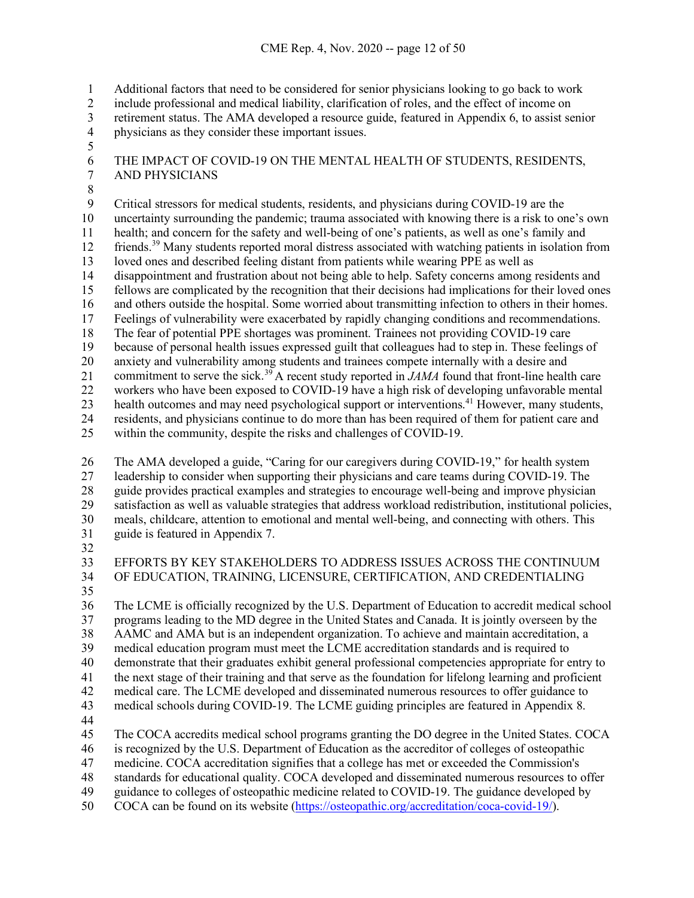Additional factors that need to be considered for senior physicians looking to go back to work include professional and medical liability, clarification of roles, and the effect of income on retirement status. The AMA developed a resource guide, featured in Appendix 6, to assist senior physicians as they consider these important issues.

## THE IMPACT OF COVID-19 ON THE MENTAL HEALTH OF STUDENTS, RESIDENTS, AND PHYSICIANS

Critical stressors for medical students, residents, and physicians during COVID-19 are the uncertainty surrounding the pandemic; trauma associated with knowing there is a risk to one's own health; and concern for the safety and well-being of one's patients, as well as one's family and friends.[39] Many students reported moral distress associated with watching patients in isolation from loved ones and described feeling distant from patients while wearing PPE as well as disappointment and frustration about not being able to help. Safety concerns among residents and fellows are complicated by the recognition that their decisions had implications for their loved ones and others outside the hospital. Some worried about transmitting infection to others in their homes. Feelings of vulnerability were exacerbated by rapidly changing conditions and recommendations. The fear of potential PPE shortages was prominent. Trainees not providing COVID-19 care because of personal health issues expressed guilt that colleagues had to step in. These feelings of anxiety and vulnerability among students and trainees compete internally with a desire and commitment to serve the sick.[39] A recent study reported in *JAMA* found that front-line health care workers who have been exposed to COVID-19 have a high risk of developing unfavorable mental health outcomes and may need psychological support or interventions.[41] However, many students, residents, and physicians continue to do more than has been required of them for patient care and within the community, despite the risks and challenges of COVID-19.

The AMA developed a guide, "Caring for our caregivers during COVID-19," for health system leadership to consider when supporting their physicians and care teams during COVID-19. The guide provides practical examples and strategies to encourage well-being and improve physician satisfaction as well as valuable strategies that address workload redistribution, institutional policies, meals, childcare, attention to emotional and mental well-being, and connecting with others. This guide is featured in Appendix 7.

## EFFORTS BY KEY STAKEHOLDERS TO ADDRESS ISSUES ACROSS THE CONTINUUM OF EDUCATION, TRAINING, LICENSURE, CERTIFICATION, AND CREDENTIALING

The LCME is officially recognized by the U.S. Department of Education to accredit medical school programs leading to the MD degree in the United States and Canada. It is jointly overseen by the AAMC and AMA but is an independent organization. To achieve and maintain accreditation, a medical education program must meet the LCME accreditation standards and is required to demonstrate that their graduates exhibit general professional competencies appropriate for entry to the next stage of their training and that serve as the foundation for lifelong learning and proficient medical care. The LCME developed and disseminated numerous resources to offer guidance to medical schools during COVID-19. The LCME guiding principles are featured in Appendix 8.

The COCA accredits medical school programs granting the DO degree in the United States. COCA is recognized by the U.S. Department of Education as the accreditor of colleges of osteopathic medicine. COCA accreditation signifies that a college has met or exceeded the Commission's standards for educational quality. COCA developed and disseminated numerous resources to offer guidance to colleges of osteopathic medicine related to COVID-19. The guidance developed by COCA can be found on its website (https://osteopathic.org/accreditation/coca-covid-19/).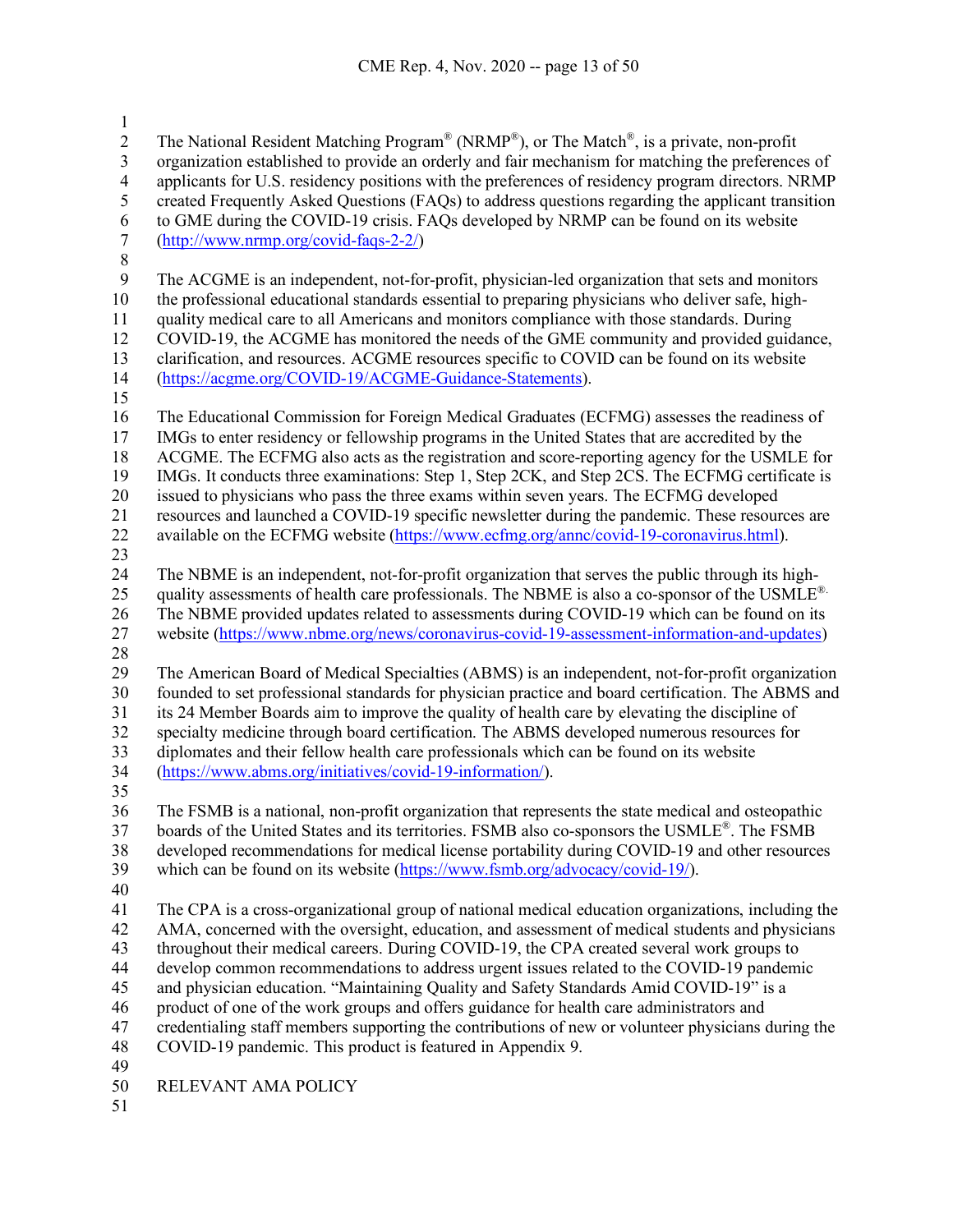The National Resident Matching Program® (NRMP®), or The Match®, is a private, non-profit organization established to provide an orderly and fair mechanism for matching the preferences of applicants for U.S. residency positions with the preferences of residency program directors. NRMP created Frequently Asked Questions (FAQs) to address questions regarding the applicant transition to GME during the COVID-19 crisis. FAQs developed by NRMP can be found on its website (http://www.nrmp.org/covid-faqs-2-2/)

The ACGME is an independent, not-for-profit, physician-led organization that sets and monitors the professional educational standards essential to preparing physicians who deliver safe, high-quality medical care to all Americans and monitors compliance with those standards. During COVID-19, the ACGME has monitored the needs of the GME community and provided guidance, clarification, and resources. ACGME resources specific to COVID can be found on its website (https://acgme.org/COVID-19/ACGME-Guidance-Statements).

The Educational Commission for Foreign Medical Graduates (ECFMG) assesses the readiness of IMGs to enter residency or fellowship programs in the United States that are accredited by the ACGME. The ECFMG also acts as the registration and score-reporting agency for the USMLE for IMGs. It conducts three examinations: Step 1, Step 2CK, and Step 2CS. The ECFMG certificate is issued to physicians who pass the three exams within seven years. The ECFMG developed resources and launched a COVID-19 specific newsletter during the pandemic. These resources are available on the ECFMG website (https://www.ecfmg.org/annc/covid-19-coronavirus.html).

The NBME is an independent, not-for-profit organization that serves the public through its high-quality assessments of health care professionals. The NBME is also a co-sponsor of the USMLE®. The NBME provided updates related to assessments during COVID-19 which can be found on its website (https://www.nbme.org/news/coronavirus-covid-19-assessment-information-and-updates)

The American Board of Medical Specialties (ABMS) is an independent, not-for-profit organization founded to set professional standards for physician practice and board certification. The ABMS and its 24 Member Boards aim to improve the quality of health care by elevating the discipline of specialty medicine through board certification. The ABMS developed numerous resources for diplomates and their fellow health care professionals which can be found on its website (https://www.abms.org/initiatives/covid-19-information/).

The FSMB is a national, non-profit organization that represents the state medical and osteopathic boards of the United States and its territories. FSMB also co-sponsors the USMLE®. The FSMB developed recommendations for medical license portability during COVID-19 and other resources which can be found on its website (https://www.fsmb.org/advocacy/covid-19/).

The CPA is a cross-organizational group of national medical education organizations, including the AMA, concerned with the oversight, education, and assessment of medical students and physicians throughout their medical careers. During COVID-19, the CPA created several work groups to develop common recommendations to address urgent issues related to the COVID-19 pandemic and physician education. "Maintaining Quality and Safety Standards Amid COVID-19" is a product of one of the work groups and offers guidance for health care administrators and credentialing staff members supporting the contributions of new or volunteer physicians during the COVID-19 pandemic. This product is featured in Appendix 9.

## RELEVANT AMA POLICY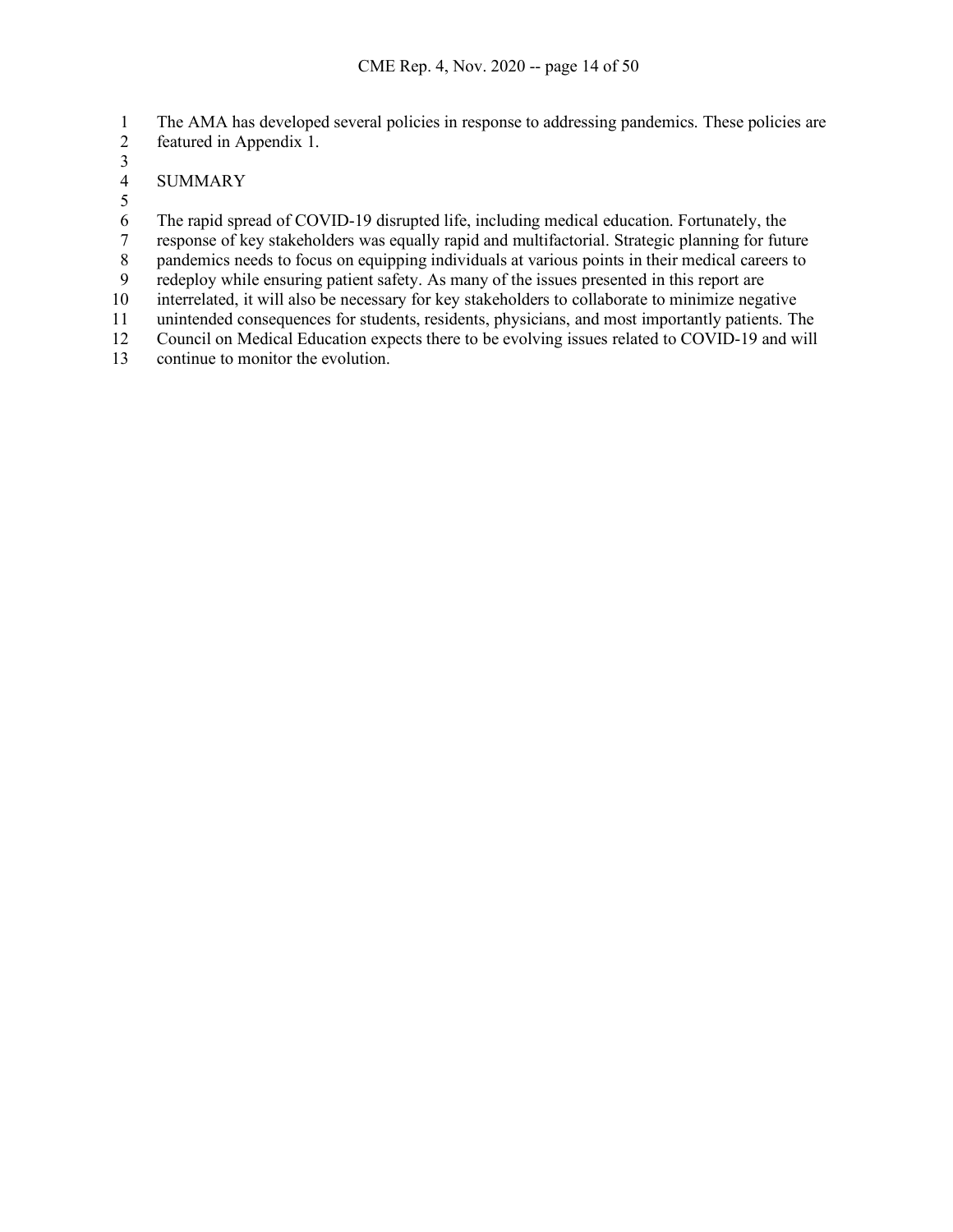The AMA has developed several policies in response to addressing pandemics. These policies are featured in Appendix 1.

## SUMMARY

The rapid spread of COVID-19 disrupted life, including medical education. Fortunately, the response of key stakeholders was equally rapid and multifactorial. Strategic planning for future pandemics needs to focus on equipping individuals at various points in their medical careers to redeploy while ensuring patient safety. As many of the issues presented in this report are interrelated, it will also be necessary for key stakeholders to collaborate to minimize negative unintended consequences for students, residents, physicians, and most importantly patients. The Council on Medical Education expects there to be evolving issues related to COVID-19 and will continue to monitor the evolution.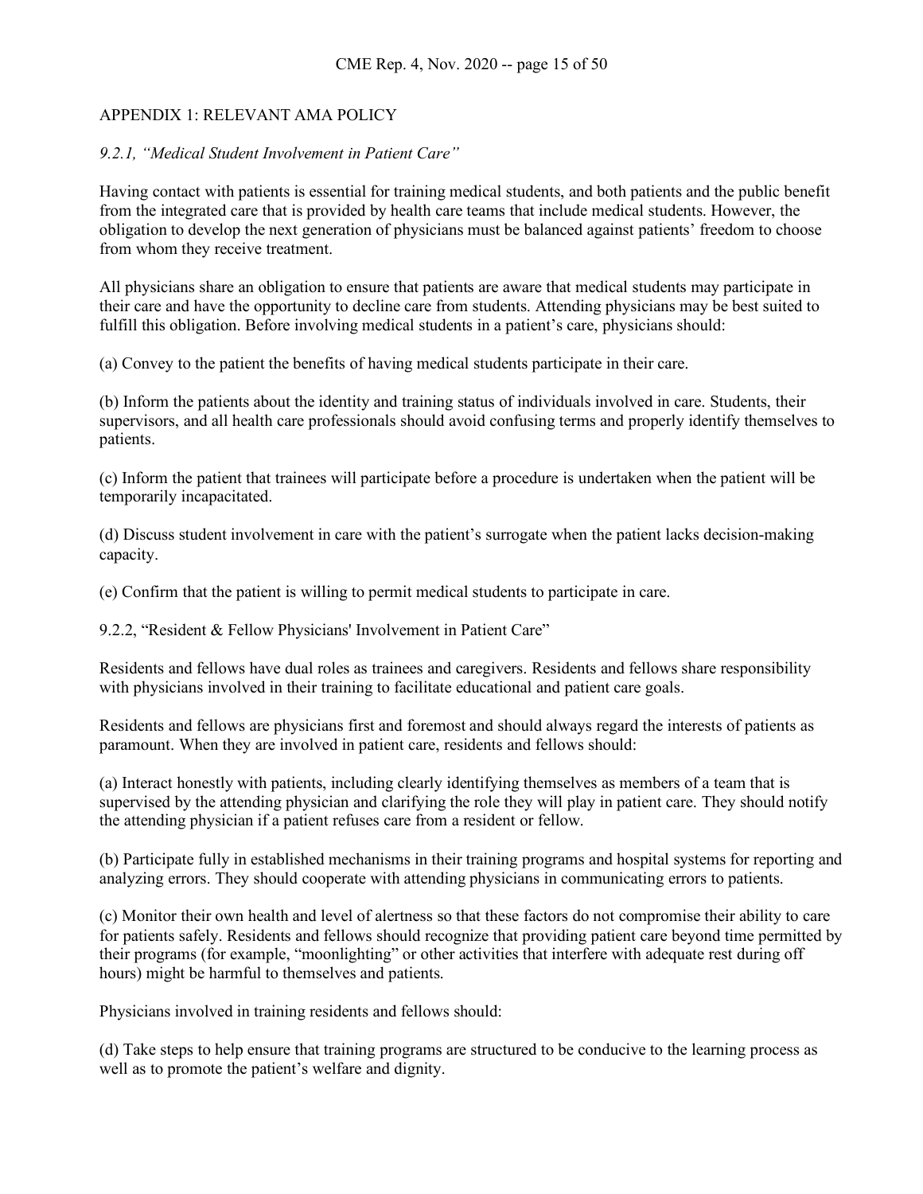APPENDIX 1: RELEVANT AMA POLICY

*9.2.1, "Medical Student Involvement in Patient Care"*

Having contact with patients is essential for training medical students, and both patients and the public benefit from the integrated care that is provided by health care teams that include medical students. However, the obligation to develop the next generation of physicians must be balanced against patients' freedom to choose from whom they receive treatment.

All physicians share an obligation to ensure that patients are aware that medical students may participate in their care and have the opportunity to decline care from students. Attending physicians may be best suited to fulfill this obligation. Before involving medical students in a patient's care, physicians should:

(a) Convey to the patient the benefits of having medical students participate in their care.

(b) Inform the patients about the identity and training status of individuals involved in care. Students, their supervisors, and all health care professionals should avoid confusing terms and properly identify themselves to patients.

(c) Inform the patient that trainees will participate before a procedure is undertaken when the patient will be temporarily incapacitated.

(d) Discuss student involvement in care with the patient's surrogate when the patient lacks decision-making capacity.

(e) Confirm that the patient is willing to permit medical students to participate in care.

9.2.2, "Resident & Fellow Physicians' Involvement in Patient Care"

Residents and fellows have dual roles as trainees and caregivers. Residents and fellows share responsibility with physicians involved in their training to facilitate educational and patient care goals.

Residents and fellows are physicians first and foremost and should always regard the interests of patients as paramount. When they are involved in patient care, residents and fellows should:

(a) Interact honestly with patients, including clearly identifying themselves as members of a team that is supervised by the attending physician and clarifying the role they will play in patient care. They should notify the attending physician if a patient refuses care from a resident or fellow.

(b) Participate fully in established mechanisms in their training programs and hospital systems for reporting and analyzing errors. They should cooperate with attending physicians in communicating errors to patients.

(c) Monitor their own health and level of alertness so that these factors do not compromise their ability to care for patients safely. Residents and fellows should recognize that providing patient care beyond time permitted by their programs (for example, "moonlighting" or other activities that interfere with adequate rest during off hours) might be harmful to themselves and patients.

Physicians involved in training residents and fellows should:

(d) Take steps to help ensure that training programs are structured to be conducive to the learning process as well as to promote the patient's welfare and dignity.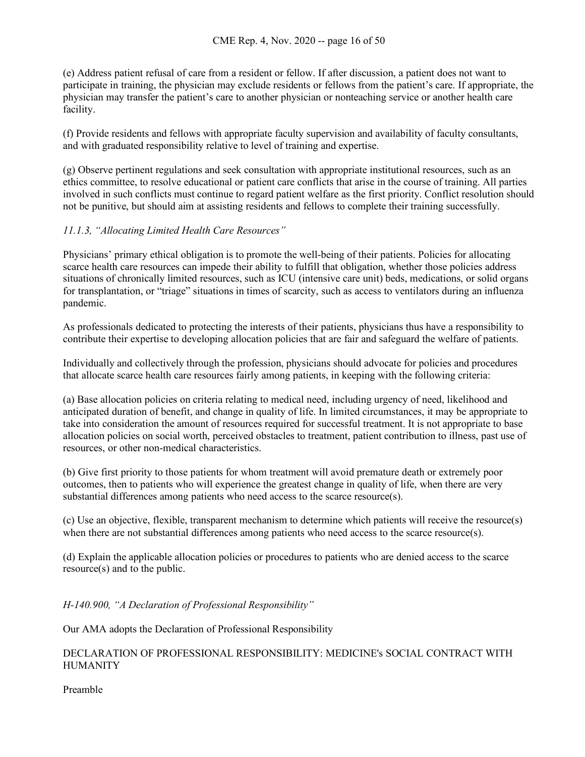(e) Address patient refusal of care from a resident or fellow. If after discussion, a patient does not want to participate in training, the physician may exclude residents or fellows from the patient's care. If appropriate, the physician may transfer the patient's care to another physician or nonteaching service or another health care facility.

(f) Provide residents and fellows with appropriate faculty supervision and availability of faculty consultants, and with graduated responsibility relative to level of training and expertise.

(g) Observe pertinent regulations and seek consultation with appropriate institutional resources, such as an ethics committee, to resolve educational or patient care conflicts that arise in the course of training. All parties involved in such conflicts must continue to regard patient welfare as the first priority. Conflict resolution should not be punitive, but should aim at assisting residents and fellows to complete their training successfully.

*11.1.3, "Allocating Limited Health Care Resources"*

Physicians' primary ethical obligation is to promote the well-being of their patients. Policies for allocating scarce health care resources can impede their ability to fulfill that obligation, whether those policies address situations of chronically limited resources, such as ICU (intensive care unit) beds, medications, or solid organs for transplantation, or "triage" situations in times of scarcity, such as access to ventilators during an influenza pandemic.

As professionals dedicated to protecting the interests of their patients, physicians thus have a responsibility to contribute their expertise to developing allocation policies that are fair and safeguard the welfare of patients.

Individually and collectively through the profession, physicians should advocate for policies and procedures that allocate scarce health care resources fairly among patients, in keeping with the following criteria:

(a) Base allocation policies on criteria relating to medical need, including urgency of need, likelihood and anticipated duration of benefit, and change in quality of life. In limited circumstances, it may be appropriate to take into consideration the amount of resources required for successful treatment. It is not appropriate to base allocation policies on social worth, perceived obstacles to treatment, patient contribution to illness, past use of resources, or other non-medical characteristics.

(b) Give first priority to those patients for whom treatment will avoid premature death or extremely poor outcomes, then to patients who will experience the greatest change in quality of life, when there are very substantial differences among patients who need access to the scarce resource(s).

(c) Use an objective, flexible, transparent mechanism to determine which patients will receive the resource(s) when there are not substantial differences among patients who need access to the scarce resource(s).

(d) Explain the applicable allocation policies or procedures to patients who are denied access to the scarce resource(s) and to the public.

*H-140.900, "A Declaration of Professional Responsibility"*

Our AMA adopts the Declaration of Professional Responsibility

DECLARATION OF PROFESSIONAL RESPONSIBILITY: MEDICINE's SOCIAL CONTRACT WITH HUMANITY

Preamble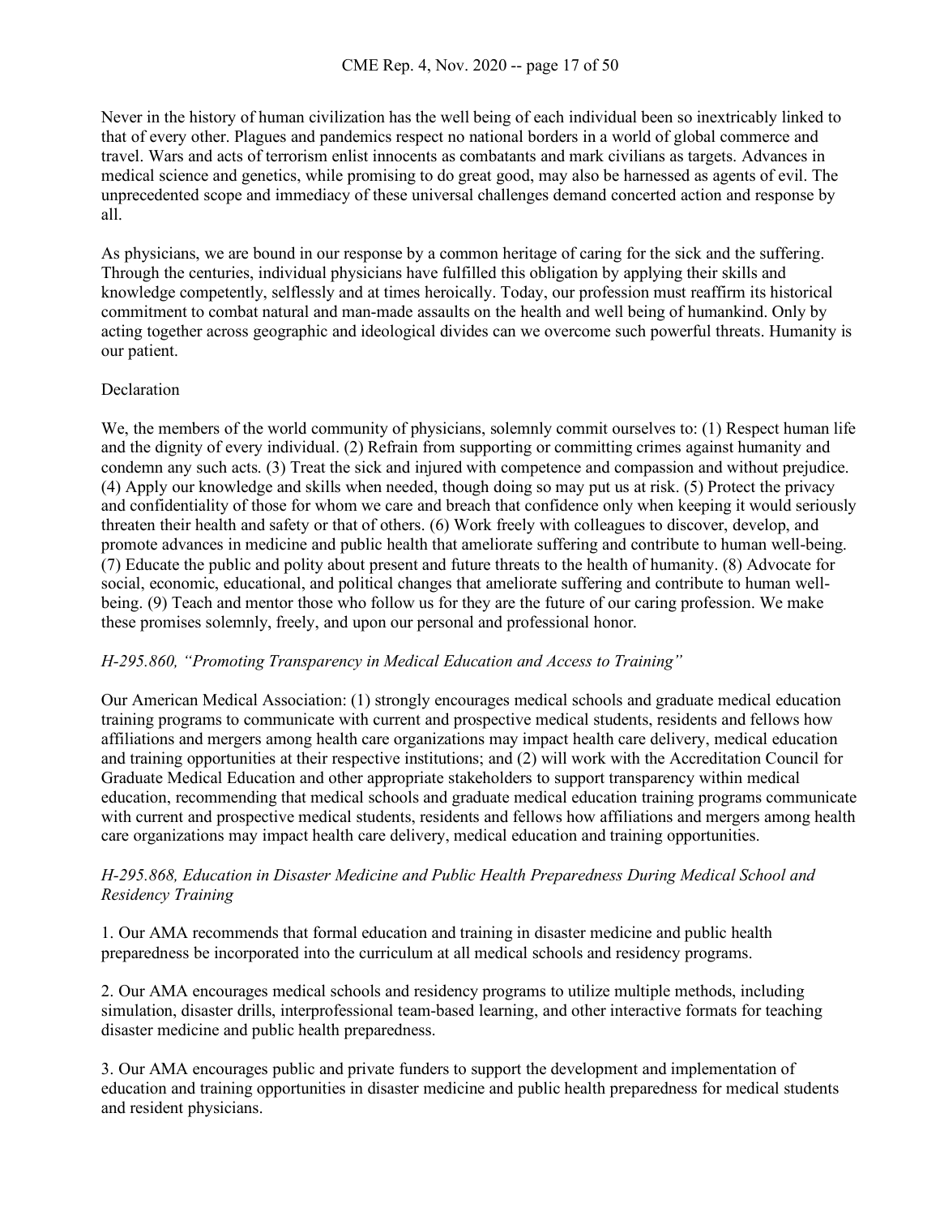Never in the history of human civilization has the well being of each individual been so inextricably linked to that of every other. Plagues and pandemics respect no national borders in a world of global commerce and travel. Wars and acts of terrorism enlist innocents as combatants and mark civilians as targets. Advances in medical science and genetics, while promising to do great good, may also be harnessed as agents of evil. The unprecedented scope and immediacy of these universal challenges demand concerted action and response by all.

As physicians, we are bound in our response by a common heritage of caring for the sick and the suffering. Through the centuries, individual physicians have fulfilled this obligation by applying their skills and knowledge competently, selflessly and at times heroically. Today, our profession must reaffirm its historical commitment to combat natural and man-made assaults on the health and well being of humankind. Only by acting together across geographic and ideological divides can we overcome such powerful threats. Humanity is our patient.

Declaration

We, the members of the world community of physicians, solemnly commit ourselves to: (1) Respect human life and the dignity of every individual. (2) Refrain from supporting or committing crimes against humanity and condemn any such acts. (3) Treat the sick and injured with competence and compassion and without prejudice. (4) Apply our knowledge and skills when needed, though doing so may put us at risk. (5) Protect the privacy and confidentiality of those for whom we care and breach that confidence only when keeping it would seriously threaten their health and safety or that of others. (6) Work freely with colleagues to discover, develop, and promote advances in medicine and public health that ameliorate suffering and contribute to human well-being. (7) Educate the public and polity about present and future threats to the health of humanity. (8) Advocate for social, economic, educational, and political changes that ameliorate suffering and contribute to human well-being. (9) Teach and mentor those who follow us for they are the future of our caring profession. We make these promises solemnly, freely, and upon our personal and professional honor.

*H-295.860, "Promoting Transparency in Medical Education and Access to Training"*

Our American Medical Association: (1) strongly encourages medical schools and graduate medical education training programs to communicate with current and prospective medical students, residents and fellows how affiliations and mergers among health care organizations may impact health care delivery, medical education and training opportunities at their respective institutions; and (2) will work with the Accreditation Council for Graduate Medical Education and other appropriate stakeholders to support transparency within medical education, recommending that medical schools and graduate medical education training programs communicate with current and prospective medical students, residents and fellows how affiliations and mergers among health care organizations may impact health care delivery, medical education and training opportunities.

*H-295.868, Education in Disaster Medicine and Public Health Preparedness During Medical School and Residency Training*

1. Our AMA recommends that formal education and training in disaster medicine and public health preparedness be incorporated into the curriculum at all medical schools and residency programs.

2. Our AMA encourages medical schools and residency programs to utilize multiple methods, including simulation, disaster drills, interprofessional team-based learning, and other interactive formats for teaching disaster medicine and public health preparedness.

3. Our AMA encourages public and private funders to support the development and implementation of education and training opportunities in disaster medicine and public health preparedness for medical students and resident physicians.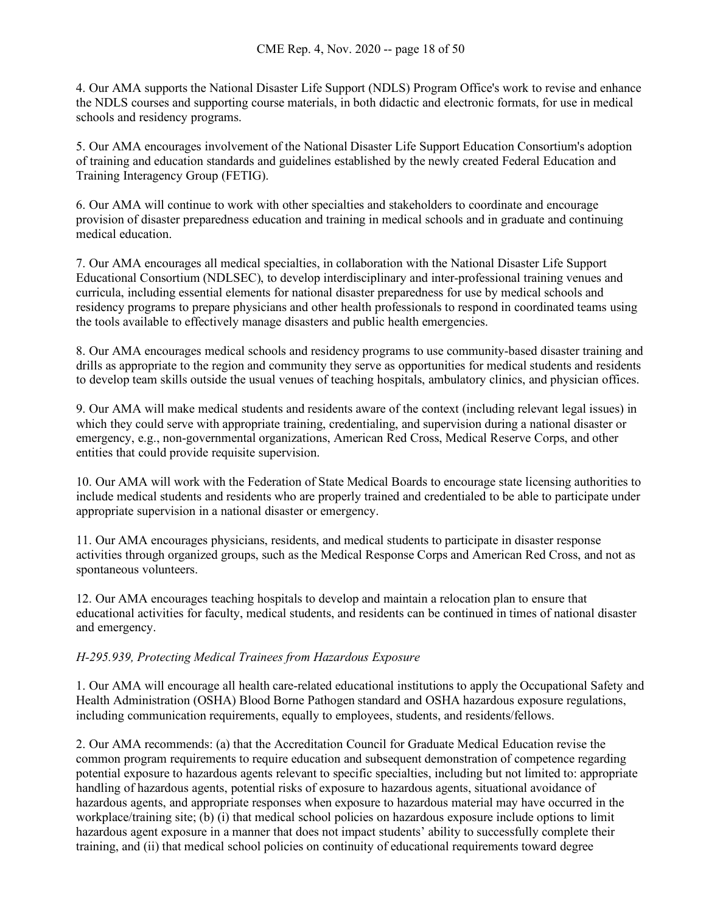4. Our AMA supports the National Disaster Life Support (NDLS) Program Office's work to revise and enhance the NDLS courses and supporting course materials, in both didactic and electronic formats, for use in medical schools and residency programs.

5. Our AMA encourages involvement of the National Disaster Life Support Education Consortium's adoption of training and education standards and guidelines established by the newly created Federal Education and Training Interagency Group (FETIG).

6. Our AMA will continue to work with other specialties and stakeholders to coordinate and encourage provision of disaster preparedness education and training in medical schools and in graduate and continuing medical education.

7. Our AMA encourages all medical specialties, in collaboration with the National Disaster Life Support Educational Consortium (NDLSEC), to develop interdisciplinary and inter-professional training venues and curricula, including essential elements for national disaster preparedness for use by medical schools and residency programs to prepare physicians and other health professionals to respond in coordinated teams using the tools available to effectively manage disasters and public health emergencies.

8. Our AMA encourages medical schools and residency programs to use community-based disaster training and drills as appropriate to the region and community they serve as opportunities for medical students and residents to develop team skills outside the usual venues of teaching hospitals, ambulatory clinics, and physician offices.

9. Our AMA will make medical students and residents aware of the context (including relevant legal issues) in which they could serve with appropriate training, credentialing, and supervision during a national disaster or emergency, e.g., non-governmental organizations, American Red Cross, Medical Reserve Corps, and other entities that could provide requisite supervision.

10. Our AMA will work with the Federation of State Medical Boards to encourage state licensing authorities to include medical students and residents who are properly trained and credentialed to be able to participate under appropriate supervision in a national disaster or emergency.

11. Our AMA encourages physicians, residents, and medical students to participate in disaster response activities through organized groups, such as the Medical Response Corps and American Red Cross, and not as spontaneous volunteers.

12. Our AMA encourages teaching hospitals to develop and maintain a relocation plan to ensure that educational activities for faculty, medical students, and residents can be continued in times of national disaster and emergency.

*H-295.939, Protecting Medical Trainees from Hazardous Exposure*

1. Our AMA will encourage all health care-related educational institutions to apply the Occupational Safety and Health Administration (OSHA) Blood Borne Pathogen standard and OSHA hazardous exposure regulations, including communication requirements, equally to employees, students, and residents/fellows.

2. Our AMA recommends: (a) that the Accreditation Council for Graduate Medical Education revise the common program requirements to require education and subsequent demonstration of competence regarding potential exposure to hazardous agents relevant to specific specialties, including but not limited to: appropriate handling of hazardous agents, potential risks of exposure to hazardous agents, situational avoidance of hazardous agents, and appropriate responses when exposure to hazardous material may have occurred in the workplace/training site; (b) (i) that medical school policies on hazardous exposure include options to limit hazardous agent exposure in a manner that does not impact students' ability to successfully complete their training, and (ii) that medical school policies on continuity of educational requirements toward degree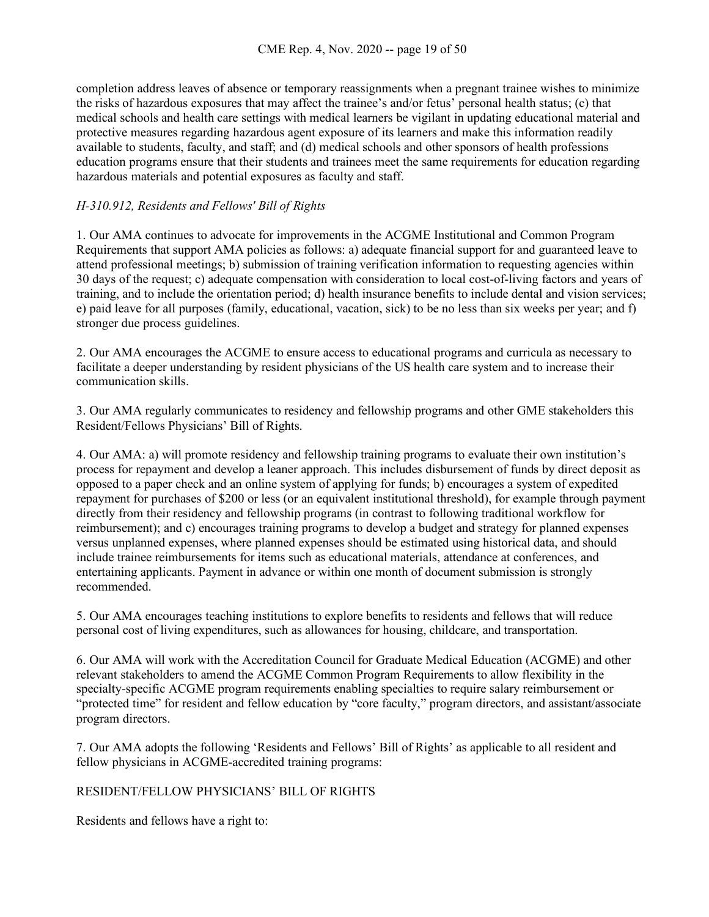completion address leaves of absence or temporary reassignments when a pregnant trainee wishes to minimize the risks of hazardous exposures that may affect the trainee's and/or fetus' personal health status; (c) that medical schools and health care settings with medical learners be vigilant in updating educational material and protective measures regarding hazardous agent exposure of its learners and make this information readily available to students, faculty, and staff; and (d) medical schools and other sponsors of health professions education programs ensure that their students and trainees meet the same requirements for education regarding hazardous materials and potential exposures as faculty and staff.

*H-310.912, Residents and Fellows' Bill of Rights*

1. Our AMA continues to advocate for improvements in the ACGME Institutional and Common Program Requirements that support AMA policies as follows: a) adequate financial support for and guaranteed leave to attend professional meetings; b) submission of training verification information to requesting agencies within 30 days of the request; c) adequate compensation with consideration to local cost-of-living factors and years of training, and to include the orientation period; d) health insurance benefits to include dental and vision services; e) paid leave for all purposes (family, educational, vacation, sick) to be no less than six weeks per year; and f) stronger due process guidelines.

2. Our AMA encourages the ACGME to ensure access to educational programs and curricula as necessary to facilitate a deeper understanding by resident physicians of the US health care system and to increase their communication skills.

3. Our AMA regularly communicates to residency and fellowship programs and other GME stakeholders this Resident/Fellows Physicians' Bill of Rights.

4. Our AMA: a) will promote residency and fellowship training programs to evaluate their own institution's process for repayment and develop a leaner approach. This includes disbursement of funds by direct deposit as opposed to a paper check and an online system of applying for funds; b) encourages a system of expedited repayment for purchases of $200 or less (or an equivalent institutional threshold), for example through payment directly from their residency and fellowship programs (in contrast to following traditional workflow for reimbursement); and c) encourages training programs to develop a budget and strategy for planned expenses versus unplanned expenses, where planned expenses should be estimated using historical data, and should include trainee reimbursements for items such as educational materials, attendance at conferences, and entertaining applicants. Payment in advance or within one month of document submission is strongly recommended.

5. Our AMA encourages teaching institutions to explore benefits to residents and fellows that will reduce personal cost of living expenditures, such as allowances for housing, childcare, and transportation.

6. Our AMA will work with the Accreditation Council for Graduate Medical Education (ACGME) and other relevant stakeholders to amend the ACGME Common Program Requirements to allow flexibility in the specialty-specific ACGME program requirements enabling specialties to require salary reimbursement or "protected time" for resident and fellow education by "core faculty," program directors, and assistant/associate program directors.

7. Our AMA adopts the following 'Residents and Fellows' Bill of Rights' as applicable to all resident and fellow physicians in ACGME-accredited training programs:

RESIDENT/FELLOW PHYSICIANS' BILL OF RIGHTS

Residents and fellows have a right to: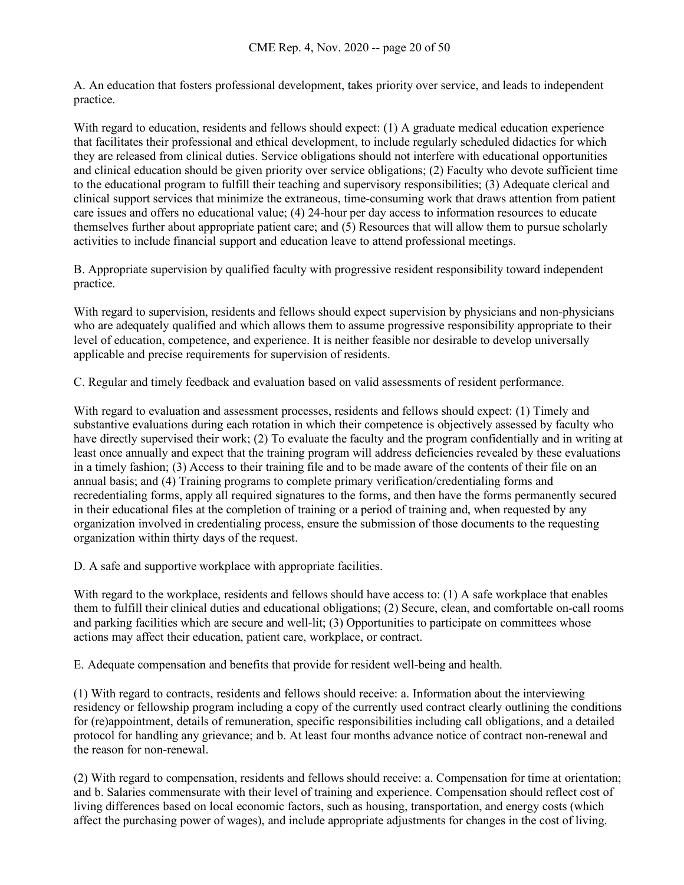A. An education that fosters professional development, takes priority over service, and leads to independent practice.

With regard to education, residents and fellows should expect: (1) A graduate medical education experience that facilitates their professional and ethical development, to include regularly scheduled didactics for which they are released from clinical duties. Service obligations should not interfere with educational opportunities and clinical education should be given priority over service obligations; (2) Faculty who devote sufficient time to the educational program to fulfill their teaching and supervisory responsibilities; (3) Adequate clerical and clinical support services that minimize the extraneous, time-consuming work that draws attention from patient care issues and offers no educational value; (4) 24-hour per day access to information resources to educate themselves further about appropriate patient care; and (5) Resources that will allow them to pursue scholarly activities to include financial support and education leave to attend professional meetings.

B. Appropriate supervision by qualified faculty with progressive resident responsibility toward independent practice.

With regard to supervision, residents and fellows should expect supervision by physicians and non-physicians who are adequately qualified and which allows them to assume progressive responsibility appropriate to their level of education, competence, and experience. It is neither feasible nor desirable to develop universally applicable and precise requirements for supervision of residents.

C. Regular and timely feedback and evaluation based on valid assessments of resident performance.

With regard to evaluation and assessment processes, residents and fellows should expect: (1) Timely and substantive evaluations during each rotation in which their competence is objectively assessed by faculty who have directly supervised their work; (2) To evaluate the faculty and the program confidentially and in writing at least once annually and expect that the training program will address deficiencies revealed by these evaluations in a timely fashion; (3) Access to their training file and to be made aware of the contents of their file on an annual basis; and (4) Training programs to complete primary verification/credentialing forms and recredentialing forms, apply all required signatures to the forms, and then have the forms permanently secured in their educational files at the completion of training or a period of training and, when requested by any organization involved in credentialing process, ensure the submission of those documents to the requesting organization within thirty days of the request.

D. A safe and supportive workplace with appropriate facilities.

With regard to the workplace, residents and fellows should have access to: (1) A safe workplace that enables them to fulfill their clinical duties and educational obligations; (2) Secure, clean, and comfortable on-call rooms and parking facilities which are secure and well-lit; (3) Opportunities to participate on committees whose actions may affect their education, patient care, workplace, or contract.

E. Adequate compensation and benefits that provide for resident well-being and health.

(1) With regard to contracts, residents and fellows should receive: a. Information about the interviewing residency or fellowship program including a copy of the currently used contract clearly outlining the conditions for (re)appointment, details of remuneration, specific responsibilities including call obligations, and a detailed protocol for handling any grievance; and b. At least four months advance notice of contract non-renewal and the reason for non-renewal.

(2) With regard to compensation, residents and fellows should receive: a. Compensation for time at orientation; and b. Salaries commensurate with their level of training and experience. Compensation should reflect cost of living differences based on local economic factors, such as housing, transportation, and energy costs (which affect the purchasing power of wages), and include appropriate adjustments for changes in the cost of living.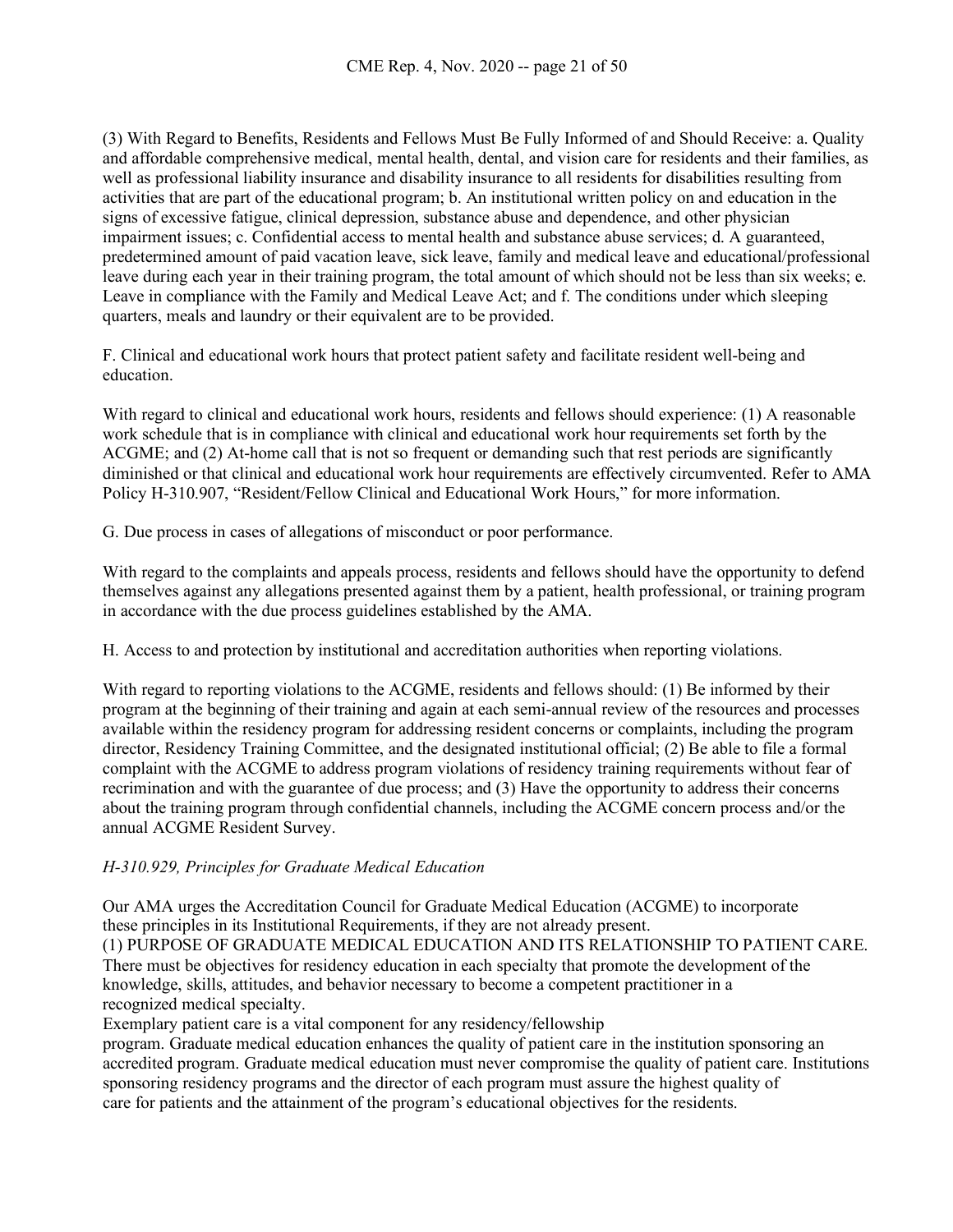(3) With Regard to Benefits, Residents and Fellows Must Be Fully Informed of and Should Receive: a. Quality and affordable comprehensive medical, mental health, dental, and vision care for residents and their families, as well as professional liability insurance and disability insurance to all residents for disabilities resulting from activities that are part of the educational program; b. An institutional written policy on and education in the signs of excessive fatigue, clinical depression, substance abuse and dependence, and other physician impairment issues; c. Confidential access to mental health and substance abuse services; d. A guaranteed, predetermined amount of paid vacation leave, sick leave, family and medical leave and educational/professional leave during each year in their training program, the total amount of which should not be less than six weeks; e. Leave in compliance with the Family and Medical Leave Act; and f. The conditions under which sleeping quarters, meals and laundry or their equivalent are to be provided.

F. Clinical and educational work hours that protect patient safety and facilitate resident well-being and education.

With regard to clinical and educational work hours, residents and fellows should experience: (1) A reasonable work schedule that is in compliance with clinical and educational work hour requirements set forth by the ACGME; and (2) At-home call that is not so frequent or demanding such that rest periods are significantly diminished or that clinical and educational work hour requirements are effectively circumvented. Refer to AMA Policy H-310.907, "Resident/Fellow Clinical and Educational Work Hours," for more information.

G. Due process in cases of allegations of misconduct or poor performance.

With regard to the complaints and appeals process, residents and fellows should have the opportunity to defend themselves against any allegations presented against them by a patient, health professional, or training program in accordance with the due process guidelines established by the AMA.

H. Access to and protection by institutional and accreditation authorities when reporting violations.

With regard to reporting violations to the ACGME, residents and fellows should: (1) Be informed by their program at the beginning of their training and again at each semi-annual review of the resources and processes available within the residency program for addressing resident concerns or complaints, including the program director, Residency Training Committee, and the designated institutional official; (2) Be able to file a formal complaint with the ACGME to address program violations of residency training requirements without fear of recrimination and with the guarantee of due process; and (3) Have the opportunity to address their concerns about the training program through confidential channels, including the ACGME concern process and/or the annual ACGME Resident Survey.

*H-310.929, Principles for Graduate Medical Education*

Our AMA urges the Accreditation Council for Graduate Medical Education (ACGME) to incorporate these principles in its Institutional Requirements, if they are not already present.

(1) PURPOSE OF GRADUATE MEDICAL EDUCATION AND ITS RELATIONSHIP TO PATIENT CARE. There must be objectives for residency education in each specialty that promote the development of the knowledge, skills, attitudes, and behavior necessary to become a competent practitioner in a recognized medical specialty.

Exemplary patient care is a vital component for any residency/fellowship program. Graduate medical education enhances the quality of patient care in the institution sponsoring an accredited program. Graduate medical education must never compromise the quality of patient care. Institutions sponsoring residency programs and the director of each program must assure the highest quality of care for patients and the attainment of the program's educational objectives for the residents.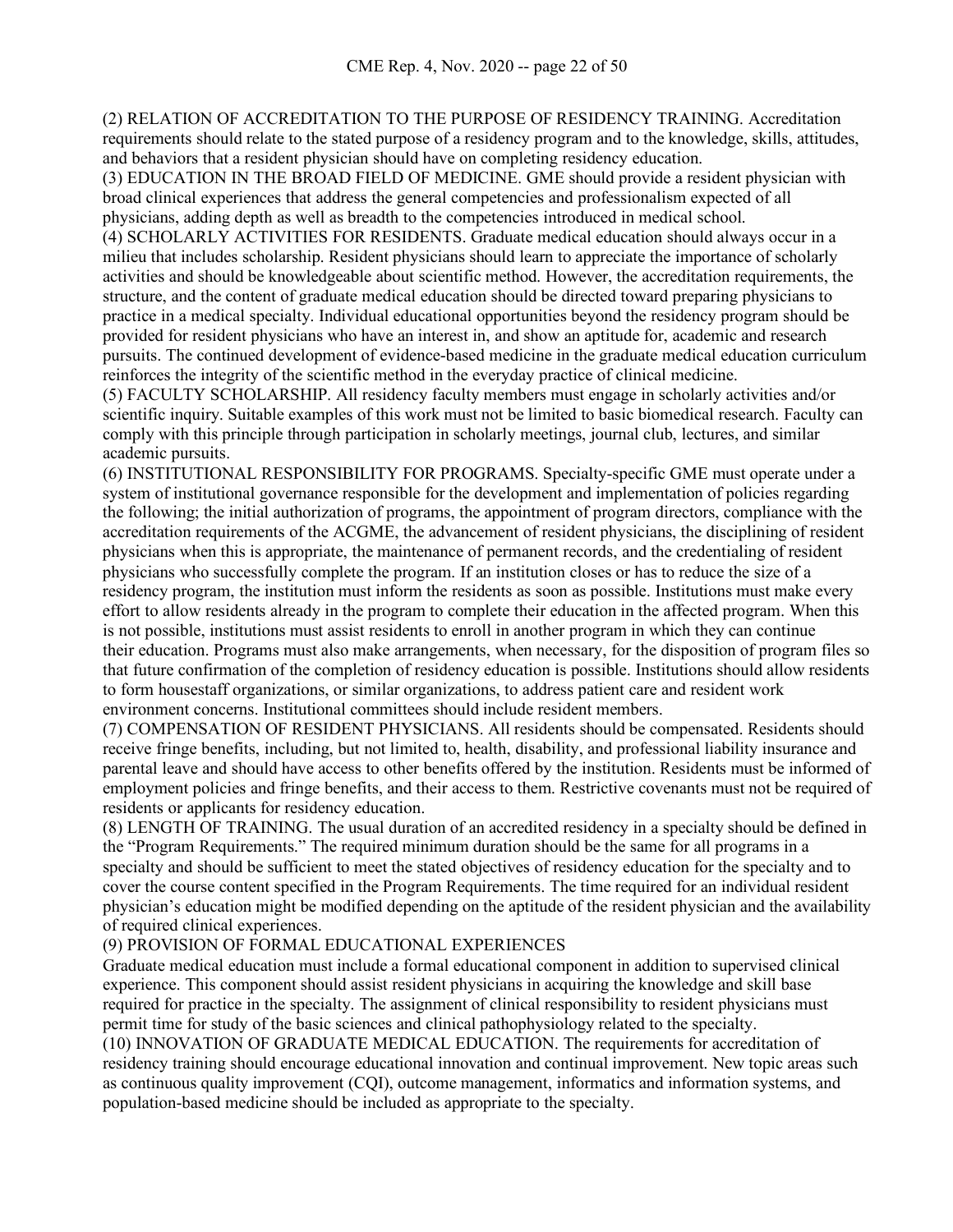(2) RELATION OF ACCREDITATION TO THE PURPOSE OF RESIDENCY TRAINING. Accreditation requirements should relate to the stated purpose of a residency program and to the knowledge, skills, attitudes, and behaviors that a resident physician should have on completing residency education.

(3) EDUCATION IN THE BROAD FIELD OF MEDICINE. GME should provide a resident physician with broad clinical experiences that address the general competencies and professionalism expected of all physicians, adding depth as well as breadth to the competencies introduced in medical school.

(4) SCHOLARLY ACTIVITIES FOR RESIDENTS. Graduate medical education should always occur in a milieu that includes scholarship. Resident physicians should learn to appreciate the importance of scholarly activities and should be knowledgeable about scientific method. However, the accreditation requirements, the structure, and the content of graduate medical education should be directed toward preparing physicians to practice in a medical specialty. Individual educational opportunities beyond the residency program should be provided for resident physicians who have an interest in, and show an aptitude for, academic and research pursuits. The continued development of evidence-based medicine in the graduate medical education curriculum reinforces the integrity of the scientific method in the everyday practice of clinical medicine.

(5) FACULTY SCHOLARSHIP. All residency faculty members must engage in scholarly activities and/or scientific inquiry. Suitable examples of this work must not be limited to basic biomedical research. Faculty can comply with this principle through participation in scholarly meetings, journal club, lectures, and similar academic pursuits.

(6) INSTITUTIONAL RESPONSIBILITY FOR PROGRAMS. Specialty-specific GME must operate under a system of institutional governance responsible for the development and implementation of policies regarding the following; the initial authorization of programs, the appointment of program directors, compliance with the accreditation requirements of the ACGME, the advancement of resident physicians, the disciplining of resident physicians when this is appropriate, the maintenance of permanent records, and the credentialing of resident physicians who successfully complete the program. If an institution closes or has to reduce the size of a residency program, the institution must inform the residents as soon as possible. Institutions must make every effort to allow residents already in the program to complete their education in the affected program. When this is not possible, institutions must assist residents to enroll in another program in which they can continue their education. Programs must also make arrangements, when necessary, for the disposition of program files so that future confirmation of the completion of residency education is possible. Institutions should allow residents to form housestaff organizations, or similar organizations, to address patient care and resident work environment concerns. Institutional committees should include resident members.

(7) COMPENSATION OF RESIDENT PHYSICIANS. All residents should be compensated. Residents should receive fringe benefits, including, but not limited to, health, disability, and professional liability insurance and parental leave and should have access to other benefits offered by the institution. Residents must be informed of employment policies and fringe benefits, and their access to them. Restrictive covenants must not be required of residents or applicants for residency education.

(8) LENGTH OF TRAINING. The usual duration of an accredited residency in a specialty should be defined in the "Program Requirements." The required minimum duration should be the same for all programs in a specialty and should be sufficient to meet the stated objectives of residency education for the specialty and to cover the course content specified in the Program Requirements. The time required for an individual resident physician's education might be modified depending on the aptitude of the resident physician and the availability of required clinical experiences.

(9) PROVISION OF FORMAL EDUCATIONAL EXPERIENCES

Graduate medical education must include a formal educational component in addition to supervised clinical experience. This component should assist resident physicians in acquiring the knowledge and skill base required for practice in the specialty. The assignment of clinical responsibility to resident physicians must permit time for study of the basic sciences and clinical pathophysiology related to the specialty.

(10) INNOVATION OF GRADUATE MEDICAL EDUCATION. The requirements for accreditation of residency training should encourage educational innovation and continual improvement. New topic areas such as continuous quality improvement (CQI), outcome management, informatics and information systems, and population-based medicine should be included as appropriate to the specialty.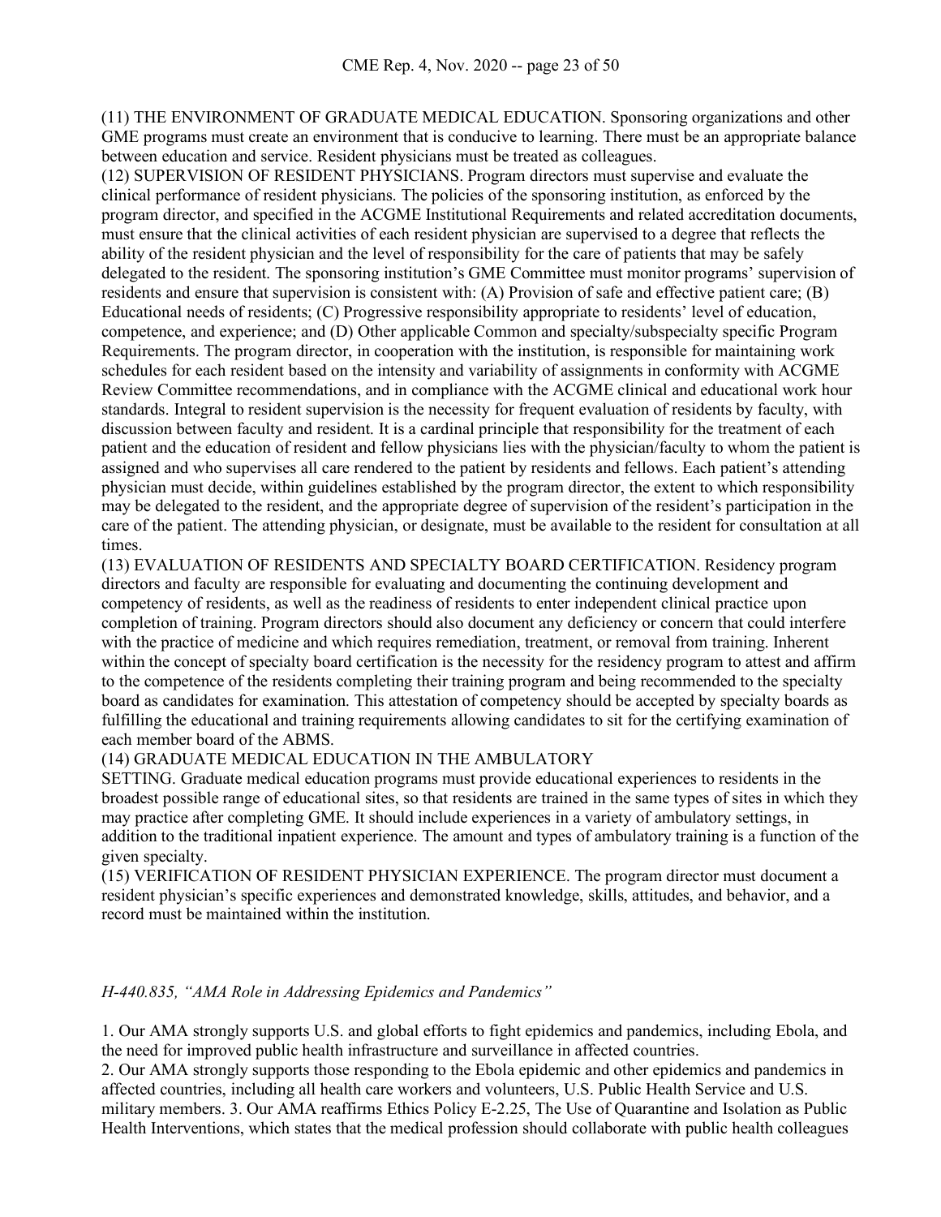(11) THE ENVIRONMENT OF GRADUATE MEDICAL EDUCATION. Sponsoring organizations and other GME programs must create an environment that is conducive to learning. There must be an appropriate balance between education and service. Resident physicians must be treated as colleagues.

(12) SUPERVISION OF RESIDENT PHYSICIANS. Program directors must supervise and evaluate the clinical performance of resident physicians. The policies of the sponsoring institution, as enforced by the program director, and specified in the ACGME Institutional Requirements and related accreditation documents, must ensure that the clinical activities of each resident physician are supervised to a degree that reflects the ability of the resident physician and the level of responsibility for the care of patients that may be safely delegated to the resident. The sponsoring institution's GME Committee must monitor programs' supervision of residents and ensure that supervision is consistent with: (A) Provision of safe and effective patient care; (B) Educational needs of residents; (C) Progressive responsibility appropriate to residents' level of education, competence, and experience; and (D) Other applicable Common and specialty/subspecialty specific Program Requirements. The program director, in cooperation with the institution, is responsible for maintaining work schedules for each resident based on the intensity and variability of assignments in conformity with ACGME Review Committee recommendations, and in compliance with the ACGME clinical and educational work hour standards. Integral to resident supervision is the necessity for frequent evaluation of residents by faculty, with discussion between faculty and resident. It is a cardinal principle that responsibility for the treatment of each patient and the education of resident and fellow physicians lies with the physician/faculty to whom the patient is assigned and who supervises all care rendered to the patient by residents and fellows. Each patient's attending physician must decide, within guidelines established by the program director, the extent to which responsibility may be delegated to the resident, and the appropriate degree of supervision of the resident's participation in the care of the patient. The attending physician, or designate, must be available to the resident for consultation at all times.

(13) EVALUATION OF RESIDENTS AND SPECIALTY BOARD CERTIFICATION. Residency program directors and faculty are responsible for evaluating and documenting the continuing development and competency of residents, as well as the readiness of residents to enter independent clinical practice upon completion of training. Program directors should also document any deficiency or concern that could interfere with the practice of medicine and which requires remediation, treatment, or removal from training. Inherent within the concept of specialty board certification is the necessity for the residency program to attest and affirm to the competence of the residents completing their training program and being recommended to the specialty board as candidates for examination. This attestation of competency should be accepted by specialty boards as fulfilling the educational and training requirements allowing candidates to sit for the certifying examination of each member board of the ABMS.

(14) GRADUATE MEDICAL EDUCATION IN THE AMBULATORY SETTING. Graduate medical education programs must provide educational experiences to residents in the broadest possible range of educational sites, so that residents are trained in the same types of sites in which they may practice after completing GME. It should include experiences in a variety of ambulatory settings, in addition to the traditional inpatient experience. The amount and types of ambulatory training is a function of the given specialty.

(15) VERIFICATION OF RESIDENT PHYSICIAN EXPERIENCE. The program director must document a resident physician's specific experiences and demonstrated knowledge, skills, attitudes, and behavior, and a record must be maintained within the institution.

*H-440.835, "AMA Role in Addressing Epidemics and Pandemics"*

1. Our AMA strongly supports U.S. and global efforts to fight epidemics and pandemics, including Ebola, and the need for improved public health infrastructure and surveillance in affected countries.
2. Our AMA strongly supports those responding to the Ebola epidemic and other epidemics and pandemics in affected countries, including all health care workers and volunteers, U.S. Public Health Service and U.S. military members.
3. Our AMA reaffirms Ethics Policy E-2.25, The Use of Quarantine and Isolation as Public Health Interventions, which states that the medical profession should collaborate with public health colleagues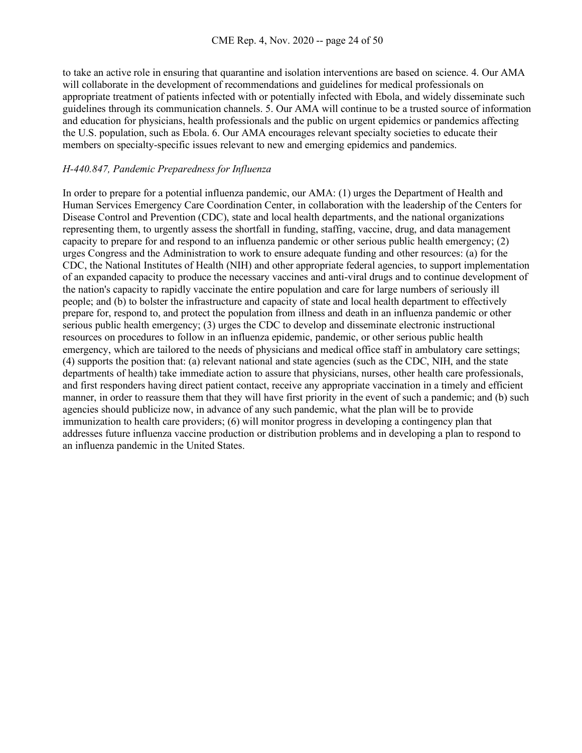to take an active role in ensuring that quarantine and isolation interventions are based on science. 4. Our AMA will collaborate in the development of recommendations and guidelines for medical professionals on appropriate treatment of patients infected with or potentially infected with Ebola, and widely disseminate such guidelines through its communication channels. 5. Our AMA will continue to be a trusted source of information and education for physicians, health professionals and the public on urgent epidemics or pandemics affecting the U.S. population, such as Ebola. 6. Our AMA encourages relevant specialty societies to educate their members on specialty-specific issues relevant to new and emerging epidemics and pandemics.

*H-440.847, Pandemic Preparedness for Influenza*

In order to prepare for a potential influenza pandemic, our AMA: (1) urges the Department of Health and Human Services Emergency Care Coordination Center, in collaboration with the leadership of the Centers for Disease Control and Prevention (CDC), state and local health departments, and the national organizations representing them, to urgently assess the shortfall in funding, staffing, vaccine, drug, and data management capacity to prepare for and respond to an influenza pandemic or other serious public health emergency; (2) urges Congress and the Administration to work to ensure adequate funding and other resources: (a) for the CDC, the National Institutes of Health (NIH) and other appropriate federal agencies, to support implementation of an expanded capacity to produce the necessary vaccines and anti-viral drugs and to continue development of the nation's capacity to rapidly vaccinate the entire population and care for large numbers of seriously ill people; and (b) to bolster the infrastructure and capacity of state and local health department to effectively prepare for, respond to, and protect the population from illness and death in an influenza pandemic or other serious public health emergency; (3) urges the CDC to develop and disseminate electronic instructional resources on procedures to follow in an influenza epidemic, pandemic, or other serious public health emergency, which are tailored to the needs of physicians and medical office staff in ambulatory care settings; (4) supports the position that: (a) relevant national and state agencies (such as the CDC, NIH, and the state departments of health) take immediate action to assure that physicians, nurses, other health care professionals, and first responders having direct patient contact, receive any appropriate vaccination in a timely and efficient manner, in order to reassure them that they will have first priority in the event of such a pandemic; and (b) such agencies should publicize now, in advance of any such pandemic, what the plan will be to provide immunization to health care providers; (6) will monitor progress in developing a contingency plan that addresses future influenza vaccine production or distribution problems and in developing a plan to respond to an influenza pandemic in the United States.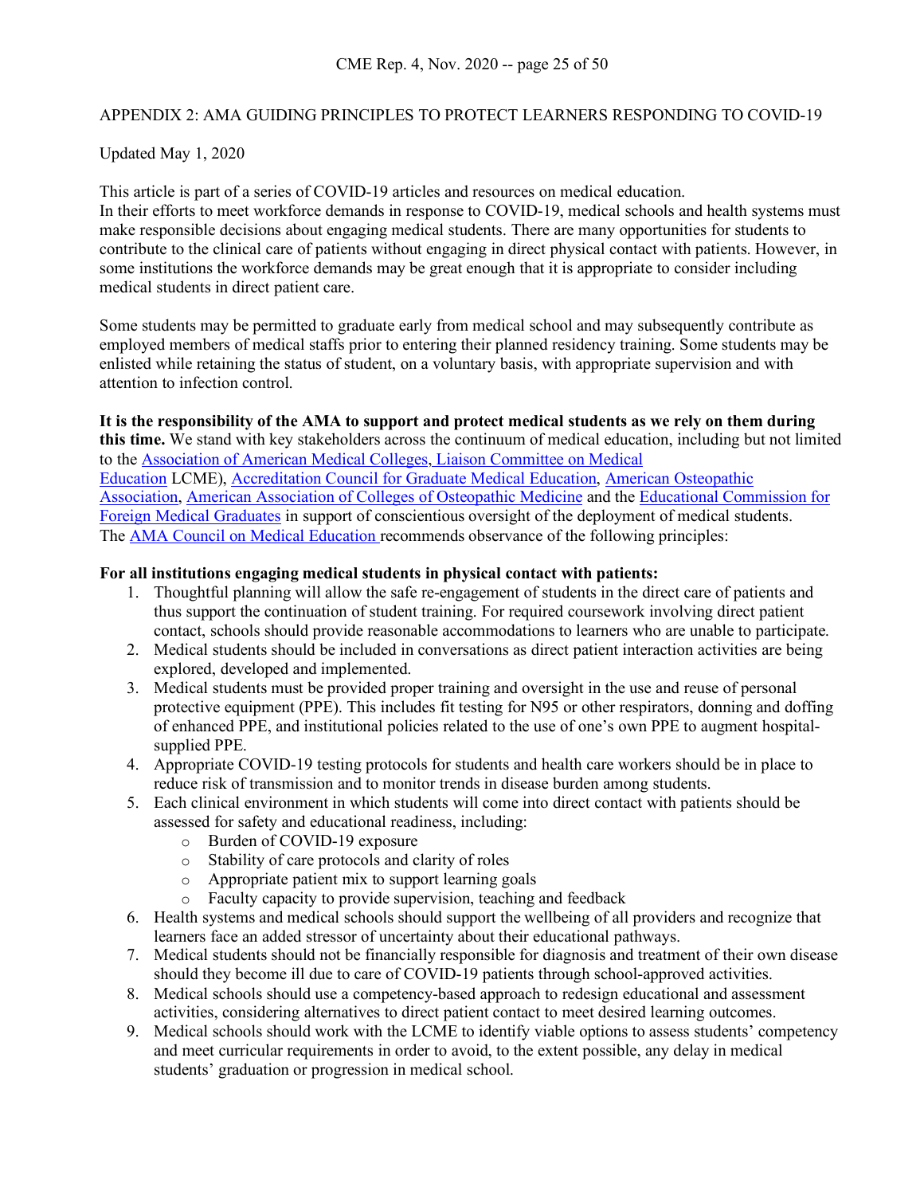## APPENDIX 2: AMA GUIDING PRINCIPLES TO PROTECT LEARNERS RESPONDING TO COVID-19

Updated May 1, 2020

This article is part of a series of COVID-19 articles and resources on medical education.
In their efforts to meet workforce demands in response to COVID-19, medical schools and health systems must make responsible decisions about engaging medical students. There are many opportunities for students to contribute to the clinical care of patients without engaging in direct physical contact with patients. However, in some institutions the workforce demands may be great enough that it is appropriate to consider including medical students in direct patient care.

Some students may be permitted to graduate early from medical school and may subsequently contribute as employed members of medical staffs prior to entering their planned residency training. Some students may be enlisted while retaining the status of student, on a voluntary basis, with appropriate supervision and with attention to infection control.

**It is the responsibility of the AMA to support and protect medical students as we rely on them during this time.** We stand with key stakeholders across the continuum of medical education, including but not limited to the Association of American Medical Colleges, Liaison Committee on Medical Education LCME), Accreditation Council for Graduate Medical Education, American Osteopathic Association, American Association of Colleges of Osteopathic Medicine and the Educational Commission for Foreign Medical Graduates in support of conscientious oversight of the deployment of medical students. The AMA Council on Medical Education recommends observance of the following principles:

**For all institutions engaging medical students in physical contact with patients:**

1. Thoughtful planning will allow the safe re-engagement of students in the direct care of patients and thus support the continuation of student training. For required coursework involving direct patient contact, schools should provide reasonable accommodations to learners who are unable to participate.
2. Medical students should be included in conversations as direct patient interaction activities are being explored, developed and implemented.
3. Medical students must be provided proper training and oversight in the use and reuse of personal protective equipment (PPE). This includes fit testing for N95 or other respirators, donning and doffing of enhanced PPE, and institutional policies related to the use of one's own PPE to augment hospital-supplied PPE.
4. Appropriate COVID-19 testing protocols for students and health care workers should be in place to reduce risk of transmission and to monitor trends in disease burden among students.
5. Each clinical environment in which students will come into direct contact with patients should be assessed for safety and educational readiness, including:
   - Burden of COVID-19 exposure
   - Stability of care protocols and clarity of roles
   - Appropriate patient mix to support learning goals
   - Faculty capacity to provide supervision, teaching and feedback
6. Health systems and medical schools should support the wellbeing of all providers and recognize that learners face an added stressor of uncertainty about their educational pathways.
7. Medical students should not be financially responsible for diagnosis and treatment of their own disease should they become ill due to care of COVID-19 patients through school-approved activities.
8. Medical schools should use a competency-based approach to redesign educational and assessment activities, considering alternatives to direct patient contact to meet desired learning outcomes.
9. Medical schools should work with the LCME to identify viable options to assess students' competency and meet curricular requirements in order to avoid, to the extent possible, any delay in medical students' graduation or progression in medical school.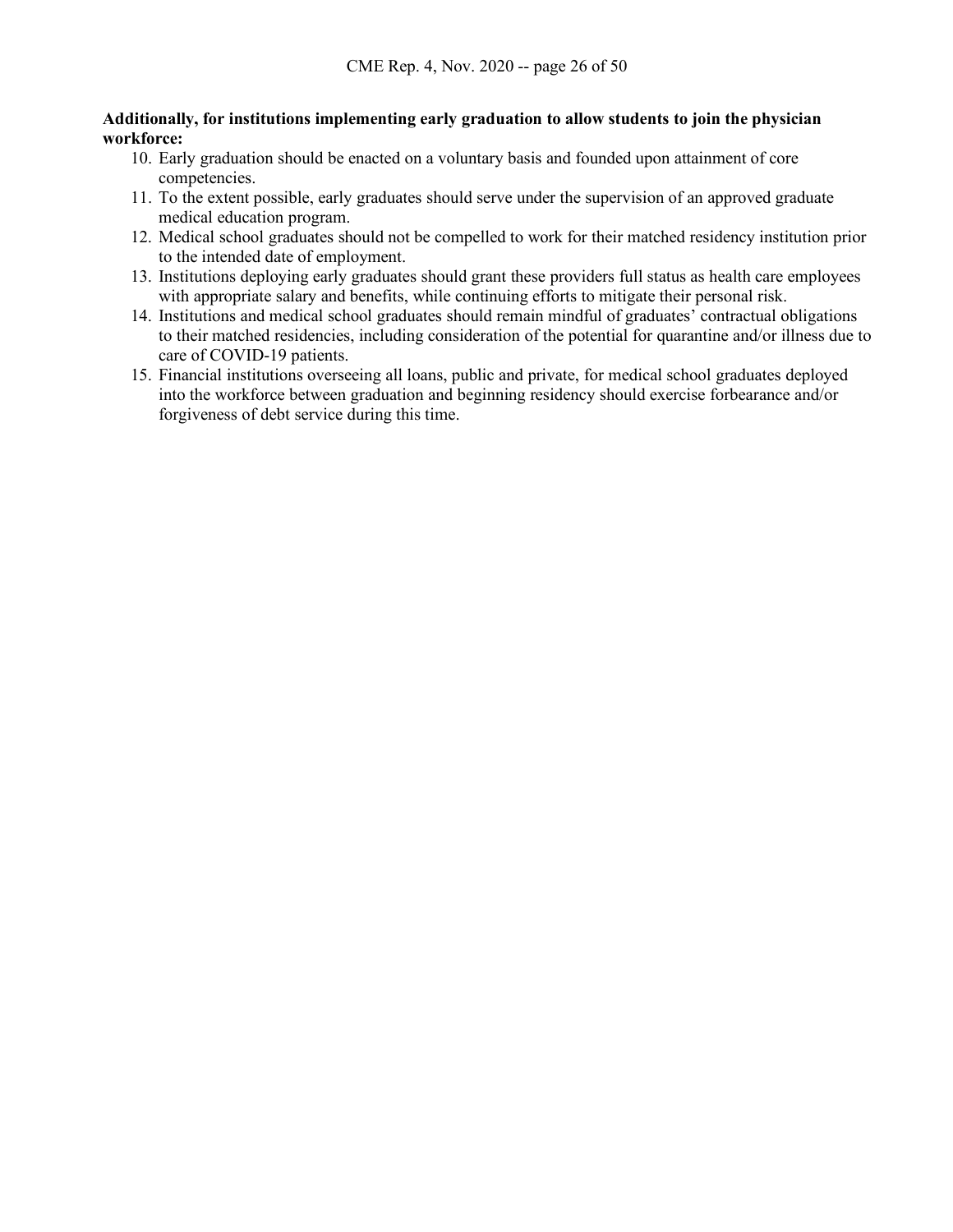**Additionally, for institutions implementing early graduation to allow students to join the physician workforce:**

10. Early graduation should be enacted on a voluntary basis and founded upon attainment of core competencies.
11. To the extent possible, early graduates should serve under the supervision of an approved graduate medical education program.
12. Medical school graduates should not be compelled to work for their matched residency institution prior to the intended date of employment.
13. Institutions deploying early graduates should grant these providers full status as health care employees with appropriate salary and benefits, while continuing efforts to mitigate their personal risk.
14. Institutions and medical school graduates should remain mindful of graduates' contractual obligations to their matched residencies, including consideration of the potential for quarantine and/or illness due to care of COVID-19 patients.
15. Financial institutions overseeing all loans, public and private, for medical school graduates deployed into the workforce between graduation and beginning residency should exercise forbearance and/or forgiveness of debt service during this time.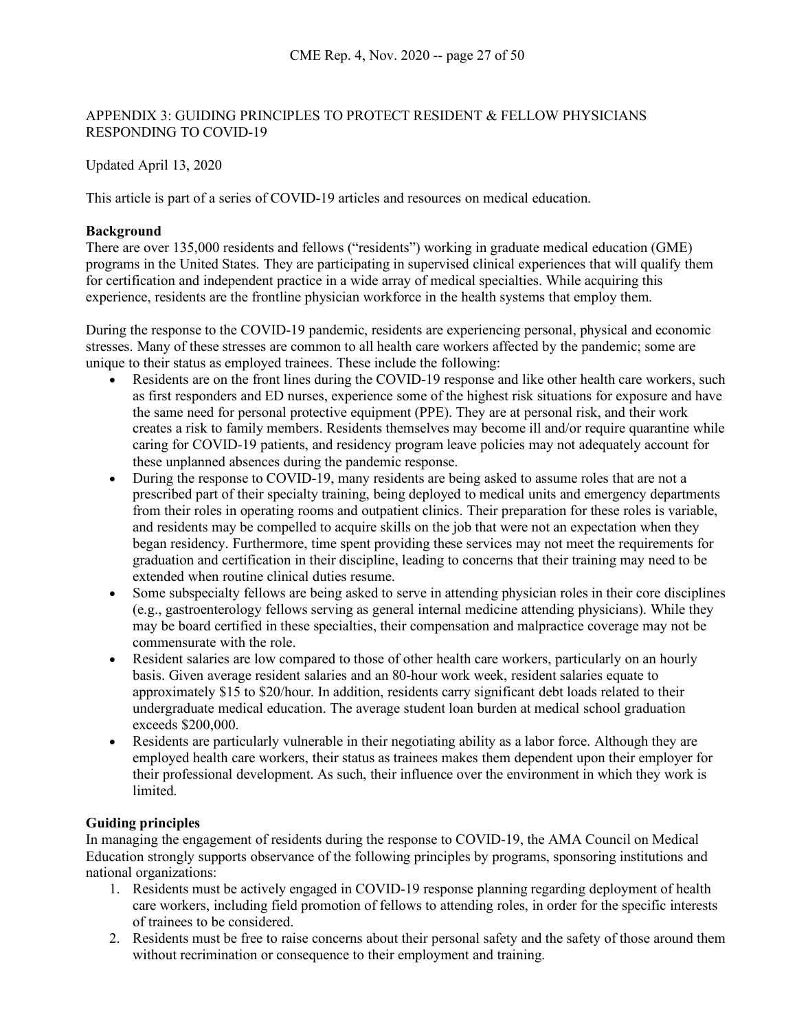APPENDIX 3: GUIDING PRINCIPLES TO PROTECT RESIDENT & FELLOW PHYSICIANS RESPONDING TO COVID-19

Updated April 13, 2020

This article is part of a series of COVID-19 articles and resources on medical education.

**Background**

There are over 135,000 residents and fellows ("residents") working in graduate medical education (GME) programs in the United States. They are participating in supervised clinical experiences that will qualify them for certification and independent practice in a wide array of medical specialties. While acquiring this experience, residents are the frontline physician workforce in the health systems that employ them.

During the response to the COVID-19 pandemic, residents are experiencing personal, physical and economic stresses. Many of these stresses are common to all health care workers affected by the pandemic; some are unique to their status as employed trainees. These include the following:

- Residents are on the front lines during the COVID-19 response and like other health care workers, such as first responders and ED nurses, experience some of the highest risk situations for exposure and have the same need for personal protective equipment (PPE). They are at personal risk, and their work creates a risk to family members. Residents themselves may become ill and/or require quarantine while caring for COVID-19 patients, and residency program leave policies may not adequately account for these unplanned absences during the pandemic response.
- During the response to COVID-19, many residents are being asked to assume roles that are not a prescribed part of their specialty training, being deployed to medical units and emergency departments from their roles in operating rooms and outpatient clinics. Their preparation for these roles is variable, and residents may be compelled to acquire skills on the job that were not an expectation when they began residency. Furthermore, time spent providing these services may not meet the requirements for graduation and certification in their discipline, leading to concerns that their training may need to be extended when routine clinical duties resume.
- Some subspecialty fellows are being asked to serve in attending physician roles in their core disciplines (e.g., gastroenterology fellows serving as general internal medicine attending physicians). While they may be board certified in these specialties, their compensation and malpractice coverage may not be commensurate with the role.
- Resident salaries are low compared to those of other health care workers, particularly on an hourly basis. Given average resident salaries and an 80-hour work week, resident salaries equate to approximately $15 to $20/hour. In addition, residents carry significant debt loads related to their undergraduate medical education. The average student loan burden at medical school graduation exceeds $200,000.
- Residents are particularly vulnerable in their negotiating ability as a labor force. Although they are employed health care workers, their status as trainees makes them dependent upon their employer for their professional development. As such, their influence over the environment in which they work is limited.

**Guiding principles**

In managing the engagement of residents during the response to COVID-19, the AMA Council on Medical Education strongly supports observance of the following principles by programs, sponsoring institutions and national organizations:

1. Residents must be actively engaged in COVID-19 response planning regarding deployment of health care workers, including field promotion of fellows to attending roles, in order for the specific interests of trainees to be considered.
2. Residents must be free to raise concerns about their personal safety and the safety of those around them without recrimination or consequence to their employment and training.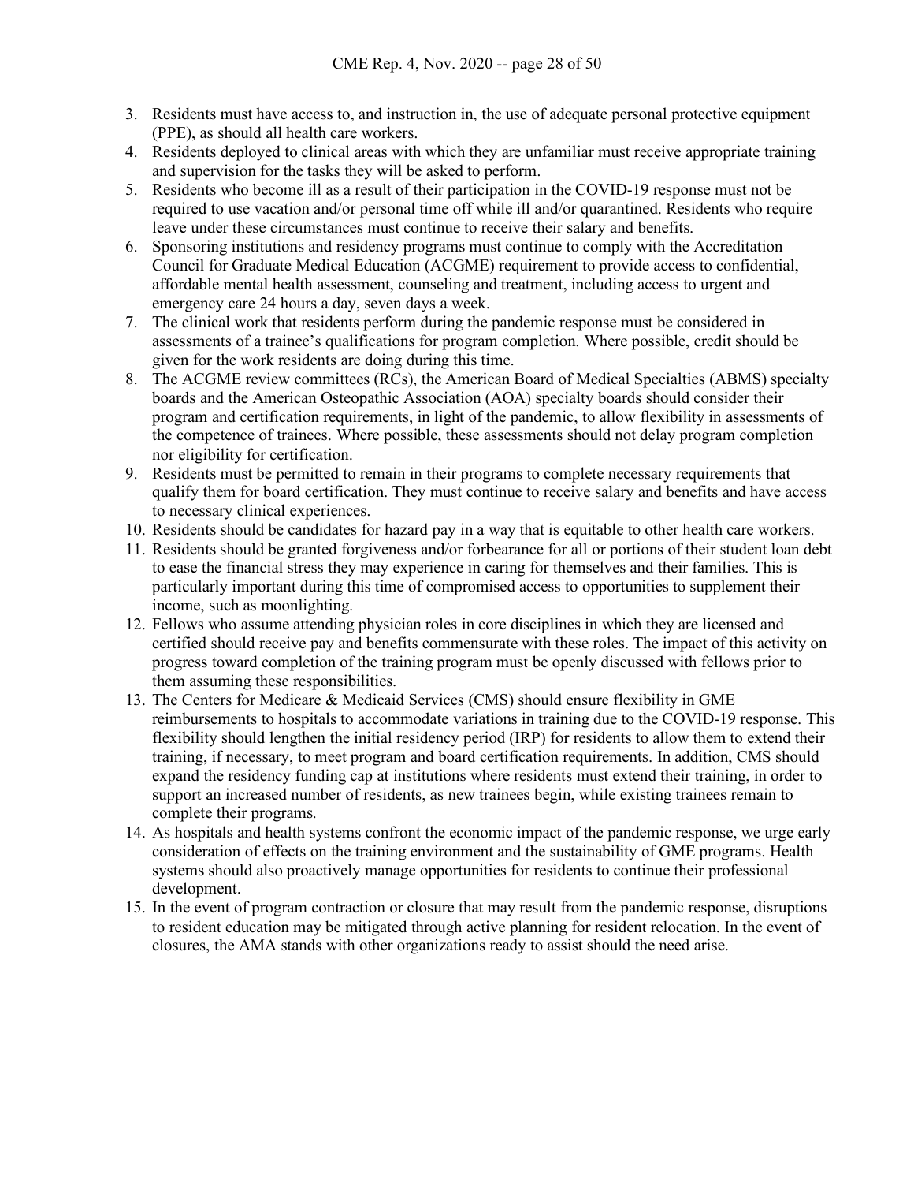3. Residents must have access to, and instruction in, the use of adequate personal protective equipment (PPE), as should all health care workers.
4. Residents deployed to clinical areas with which they are unfamiliar must receive appropriate training and supervision for the tasks they will be asked to perform.
5. Residents who become ill as a result of their participation in the COVID-19 response must not be required to use vacation and/or personal time off while ill and/or quarantined. Residents who require leave under these circumstances must continue to receive their salary and benefits.
6. Sponsoring institutions and residency programs must continue to comply with the Accreditation Council for Graduate Medical Education (ACGME) requirement to provide access to confidential, affordable mental health assessment, counseling and treatment, including access to urgent and emergency care 24 hours a day, seven days a week.
7. The clinical work that residents perform during the pandemic response must be considered in assessments of a trainee's qualifications for program completion. Where possible, credit should be given for the work residents are doing during this time.
8. The ACGME review committees (RCs), the American Board of Medical Specialties (ABMS) specialty boards and the American Osteopathic Association (AOA) specialty boards should consider their program and certification requirements, in light of the pandemic, to allow flexibility in assessments of the competence of trainees. Where possible, these assessments should not delay program completion nor eligibility for certification.
9. Residents must be permitted to remain in their programs to complete necessary requirements that qualify them for board certification. They must continue to receive salary and benefits and have access to necessary clinical experiences.
10. Residents should be candidates for hazard pay in a way that is equitable to other health care workers.
11. Residents should be granted forgiveness and/or forbearance for all or portions of their student loan debt to ease the financial stress they may experience in caring for themselves and their families. This is particularly important during this time of compromised access to opportunities to supplement their income, such as moonlighting.
12. Fellows who assume attending physician roles in core disciplines in which they are licensed and certified should receive pay and benefits commensurate with these roles. The impact of this activity on progress toward completion of the training program must be openly discussed with fellows prior to them assuming these responsibilities.
13. The Centers for Medicare & Medicaid Services (CMS) should ensure flexibility in GME reimbursements to hospitals to accommodate variations in training due to the COVID-19 response. This flexibility should lengthen the initial residency period (IRP) for residents to allow them to extend their training, if necessary, to meet program and board certification requirements. In addition, CMS should expand the residency funding cap at institutions where residents must extend their training, in order to support an increased number of residents, as new trainees begin, while existing trainees remain to complete their programs.
14. As hospitals and health systems confront the economic impact of the pandemic response, we urge early consideration of effects on the training environment and the sustainability of GME programs. Health systems should also proactively manage opportunities for residents to continue their professional development.
15. In the event of program contraction or closure that may result from the pandemic response, disruptions to resident education may be mitigated through active planning for resident relocation. In the event of closures, the AMA stands with other organizations ready to assist should the need arise.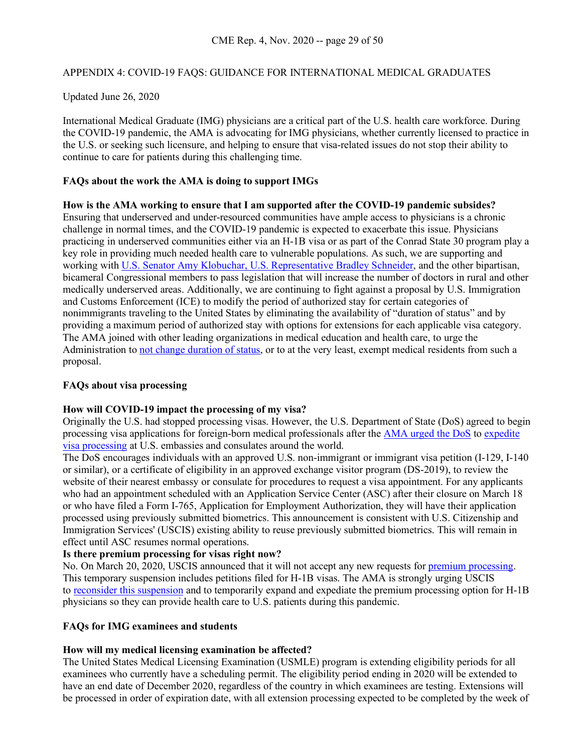## APPENDIX 4: COVID-19 FAQS: GUIDANCE FOR INTERNATIONAL MEDICAL GRADUATES

Updated June 26, 2020

International Medical Graduate (IMG) physicians are a critical part of the U.S. health care workforce. During the COVID-19 pandemic, the AMA is advocating for IMG physicians, whether currently licensed to practice in the U.S. or seeking such licensure, and helping to ensure that visa-related issues do not stop their ability to continue to care for patients during this challenging time.

### FAQs about the work the AMA is doing to support IMGs

**How is the AMA working to ensure that I am supported after the COVID-19 pandemic subsides?**
Ensuring that underserved and under-resourced communities have ample access to physicians is a chronic challenge in normal times, and the COVID-19 pandemic is expected to exacerbate this issue. Physicians practicing in underserved communities either via an H-1B visa or as part of the Conrad State 30 program play a key role in providing much needed health care to vulnerable populations. As such, we are supporting and working with U.S. Senator Amy Klobuchar, U.S. Representative Bradley Schneider, and the other bipartisan, bicameral Congressional members to pass legislation that will increase the number of doctors in rural and other medically underserved areas. Additionally, we are continuing to fight against a proposal by U.S. Immigration and Customs Enforcement (ICE) to modify the period of authorized stay for certain categories of nonimmigrants traveling to the United States by eliminating the availability of "duration of status" and by providing a maximum period of authorized stay with options for extensions for each applicable visa category. The AMA joined with other leading organizations in medical education and health care, to urge the Administration to not change duration of status, or to at the very least, exempt medical residents from such a proposal.

### FAQs about visa processing

**How will COVID-19 impact the processing of my visa?**
Originally the U.S. had stopped processing visas. However, the U.S. Department of State (DoS) agreed to begin processing visa applications for foreign-born medical professionals after the AMA urged the DoS to expedite visa processing at U.S. embassies and consulates around the world.
The DoS encourages individuals with an approved U.S. non-immigrant or immigrant visa petition (I-129, I-140 or similar), or a certificate of eligibility in an approved exchange visitor program (DS-2019), to review the website of their nearest embassy or consulate for procedures to request a visa appointment. For any applicants who had an appointment scheduled with an Application Service Center (ASC) after their closure on March 18 or who have filed a Form I-765, Application for Employment Authorization, they will have their application processed using previously submitted biometrics. This announcement is consistent with U.S. Citizenship and Immigration Services' (USCIS) existing ability to reuse previously submitted biometrics. This will remain in effect until ASC resumes normal operations.
**Is there premium processing for visas right now?**
No. On March 20, 2020, USCIS announced that it will not accept any new requests for premium processing. This temporary suspension includes petitions filed for H-1B visas. The AMA is strongly urging USCIS to reconsider this suspension and to temporarily expand and expedite the premium processing option for H-1B physicians so they can provide health care to U.S. patients during this pandemic.

### FAQs for IMG examinees and students

**How will my medical licensing examination be affected?**
The United States Medical Licensing Examination (USMLE) program is extending eligibility periods for all examinees who currently have a scheduling permit. The eligibility period ending in 2020 will be extended to have an end date of December 2020, regardless of the country in which examinees are testing. Extensions will be processed in order of expiration date, with all extension processing expected to be completed by the week of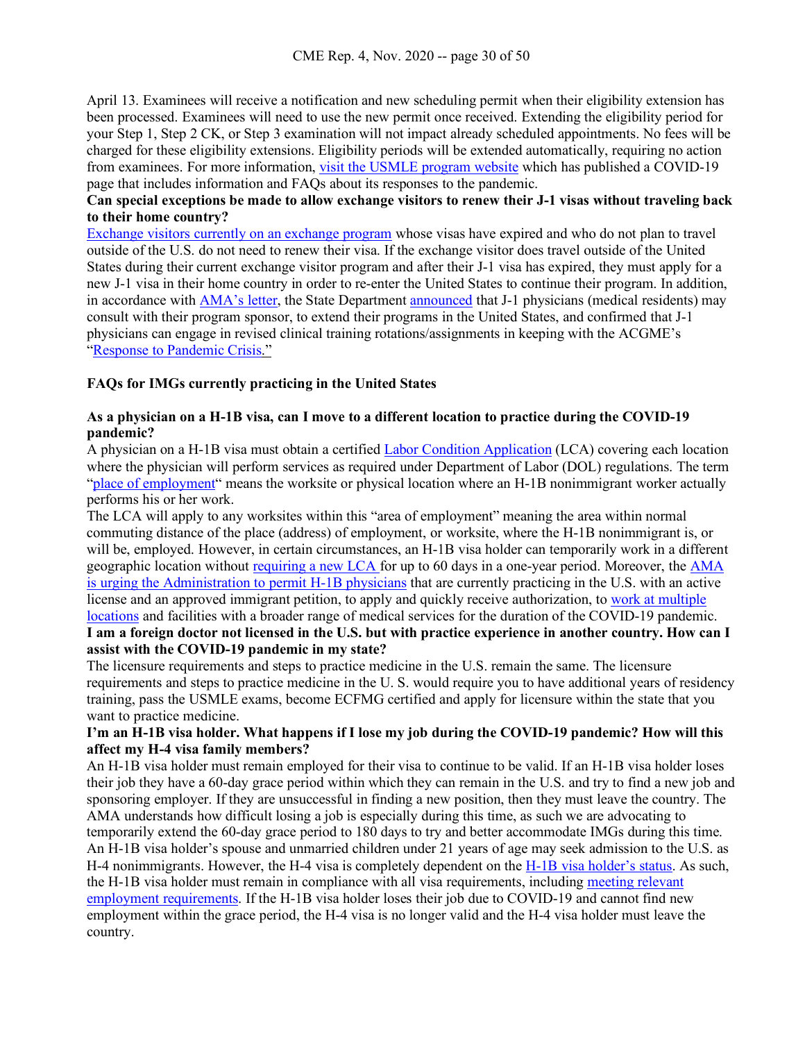April 13. Examinees will receive a notification and new scheduling permit when their eligibility extension has been processed. Examinees will need to use the new permit once received. Extending the eligibility period for your Step 1, Step 2 CK, or Step 3 examination will not impact already scheduled appointments. No fees will be charged for these eligibility extensions. Eligibility periods will be extended automatically, requiring no action from examinees. For more information, visit the USMLE program website which has published a COVID-19 page that includes information and FAQs about its responses to the pandemic.

**Can special exceptions be made to allow exchange visitors to renew their J-1 visas without traveling back to their home country?**

Exchange visitors currently on an exchange program whose visas have expired and who do not plan to travel outside of the U.S. do not need to renew their visa. If the exchange visitor does travel outside of the United States during their current exchange visitor program and after their J-1 visa has expired, they must apply for a new J-1 visa in their home country in order to re-enter the United States to continue their program. In addition, in accordance with AMA's letter, the State Department announced that J-1 physicians (medical residents) may consult with their program sponsor, to extend their programs in the United States, and confirmed that J-1 physicians can engage in revised clinical training rotations/assignments in keeping with the ACGME's "Response to Pandemic Crisis."

**FAQs for IMGs currently practicing in the United States**

**As a physician on a H-1B visa, can I move to a different location to practice during the COVID-19 pandemic?**

A physician on a H-1B visa must obtain a certified Labor Condition Application (LCA) covering each location where the physician will perform services as required under Department of Labor (DOL) regulations. The term "place of employment" means the worksite or physical location where an H-1B nonimmigrant worker actually performs his or her work.

The LCA will apply to any worksites within this "area of employment" meaning the area within normal commuting distance of the place (address) of employment, or worksite, where the H-1B nonimmigrant is, or will be, employed. However, in certain circumstances, an H-1B visa holder can temporarily work in a different geographic location without requiring a new LCA for up to 60 days in a one-year period. Moreover, the AMA is urging the Administration to permit H-1B physicians that are currently practicing in the U.S. with an active license and an approved immigrant petition, to apply and quickly receive authorization, to work at multiple locations and facilities with a broader range of medical services for the duration of the COVID-19 pandemic.

**I am a foreign doctor not licensed in the U.S. but with practice experience in another country. How can I assist with the COVID-19 pandemic in my state?**

The licensure requirements and steps to practice medicine in the U.S. remain the same. The licensure requirements and steps to practice medicine in the U. S. would require you to have additional years of residency training, pass the USMLE exams, become ECFMG certified and apply for licensure within the state that you want to practice medicine.

**I'm an H-1B visa holder. What happens if I lose my job during the COVID-19 pandemic? How will this affect my H-4 visa family members?**

An H-1B visa holder must remain employed for their visa to continue to be valid. If an H-1B visa holder loses their job they have a 60-day grace period within which they can remain in the U.S. and try to find a new job and sponsoring employer. If they are unsuccessful in finding a new position, then they must leave the country. The AMA understands how difficult losing a job is especially during this time, as such we are advocating to temporarily extend the 60-day grace period to 180 days to try and better accommodate IMGs during this time. An H-1B visa holder's spouse and unmarried children under 21 years of age may seek admission to the U.S. as H-4 nonimmigrants. However, the H-4 visa is completely dependent on the H-1B visa holder's status. As such, the H-1B visa holder must remain in compliance with all visa requirements, including meeting relevant employment requirements. If the H-1B visa holder loses their job due to COVID-19 and cannot find new employment within the grace period, the H-4 visa is no longer valid and the H-4 visa holder must leave the country.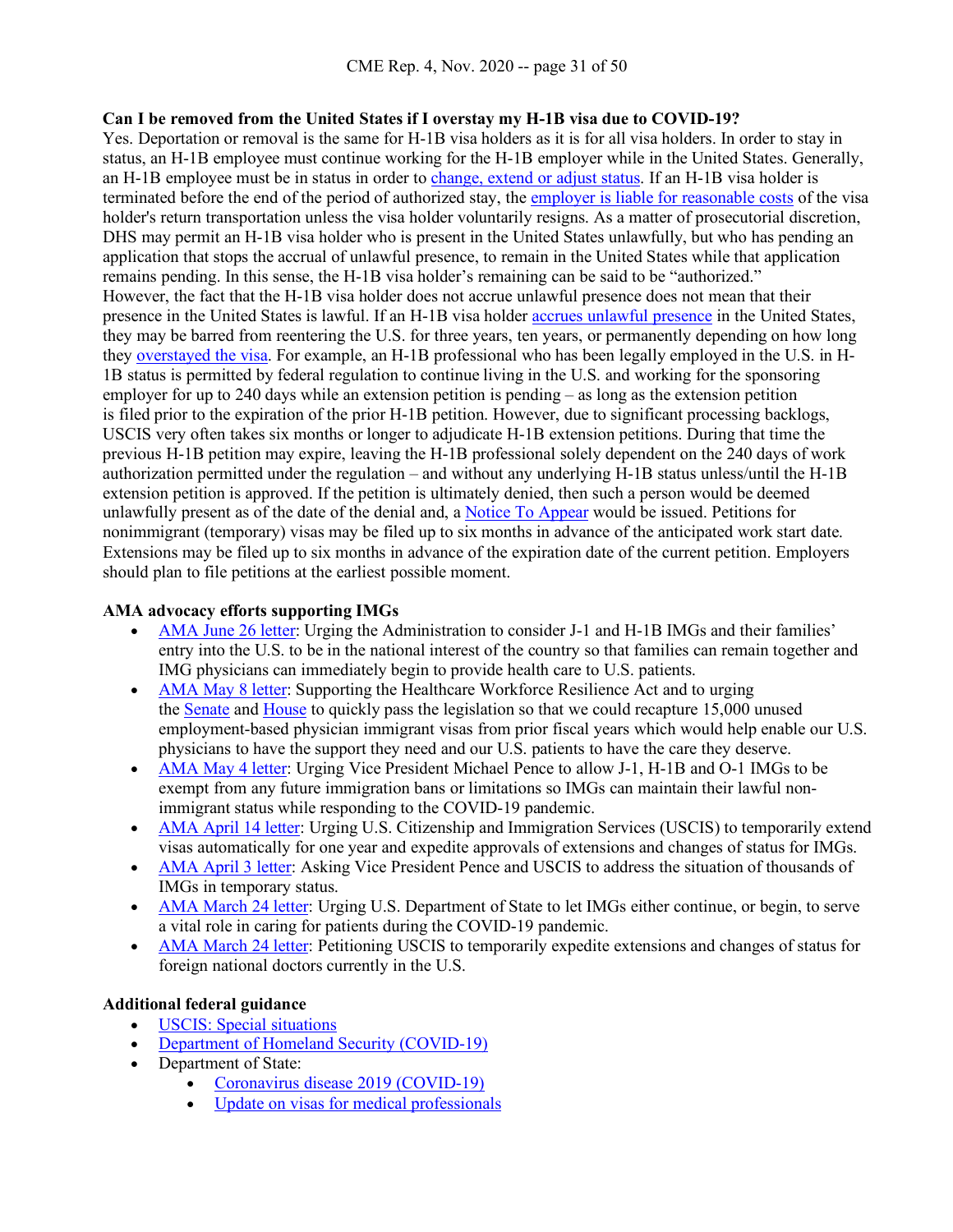**Can I be removed from the United States if I overstay my H-1B visa due to COVID-19?**

Yes. Deportation or removal is the same for H-1B visa holders as it is for all visa holders. In order to stay in status, an H-1B employee must continue working for the H-1B employer while in the United States. Generally, an H-1B employee must be in status in order to change, extend or adjust status. If an H-1B visa holder is terminated before the end of the period of authorized stay, the employer is liable for reasonable costs of the visa holder's return transportation unless the visa holder voluntarily resigns. As a matter of prosecutorial discretion, DHS may permit an H-1B visa holder who is present in the United States unlawfully, but who has pending an application that stops the accrual of unlawful presence, to remain in the United States while that application remains pending. In this sense, the H-1B visa holder's remaining can be said to be "authorized." However, the fact that the H-1B visa holder does not accrue unlawful presence does not mean that their presence in the United States is lawful. If an H-1B visa holder accrues unlawful presence in the United States, they may be barred from reentering the U.S. for three years, ten years, or permanently depending on how long they overstayed the visa. For example, an H-1B professional who has been legally employed in the U.S. in H-1B status is permitted by federal regulation to continue living in the U.S. and working for the sponsoring employer for up to 240 days while an extension petition is pending – as long as the extension petition is filed prior to the expiration of the prior H-1B petition. However, due to significant processing backlogs, USCIS very often takes six months or longer to adjudicate H-1B extension petitions. During that time the previous H-1B petition may expire, leaving the H-1B professional solely dependent on the 240 days of work authorization permitted under the regulation – and without any underlying H-1B status unless/until the H-1B extension petition is approved. If the petition is ultimately denied, then such a person would be deemed unlawfully present as of the date of the denial and, a Notice To Appear would be issued. Petitions for nonimmigrant (temporary) visas may be filed up to six months in advance of the anticipated work start date. Extensions may be filed up to six months in advance of the expiration date of the current petition. Employers should plan to file petitions at the earliest possible moment.

**AMA advocacy efforts supporting IMGs**

- AMA June 26 letter: Urging the Administration to consider J-1 and H-1B IMGs and their families' entry into the U.S. to be in the national interest of the country so that families can remain together and IMG physicians can immediately begin to provide health care to U.S. patients.
- AMA May 8 letter: Supporting the Healthcare Workforce Resilience Act and to urging the Senate and House to quickly pass the legislation so that we could recapture 15,000 unused employment-based physician immigrant visas from prior fiscal years which would help enable our U.S. physicians to have the support they need and our U.S. patients to have the care they deserve.
- AMA May 4 letter: Urging Vice President Michael Pence to allow J-1, H-1B and O-1 IMGs to be exempt from any future immigration bans or limitations so IMGs can maintain their lawful non-immigrant status while responding to the COVID-19 pandemic.
- AMA April 14 letter: Urging U.S. Citizenship and Immigration Services (USCIS) to temporarily extend visas automatically for one year and expedite approvals of extensions and changes of status for IMGs.
- AMA April 3 letter: Asking Vice President Pence and USCIS to address the situation of thousands of IMGs in temporary status.
- AMA March 24 letter: Urging U.S. Department of State to let IMGs either continue, or begin, to serve a vital role in caring for patients during the COVID-19 pandemic.
- AMA March 24 letter: Petitioning USCIS to temporarily expedite extensions and changes of status for foreign national doctors currently in the U.S.

**Additional federal guidance**

- USCIS: Special situations
- Department of Homeland Security (COVID-19)
- Department of State:
    - Coronavirus disease 2019 (COVID-19)
    - Update on visas for medical professionals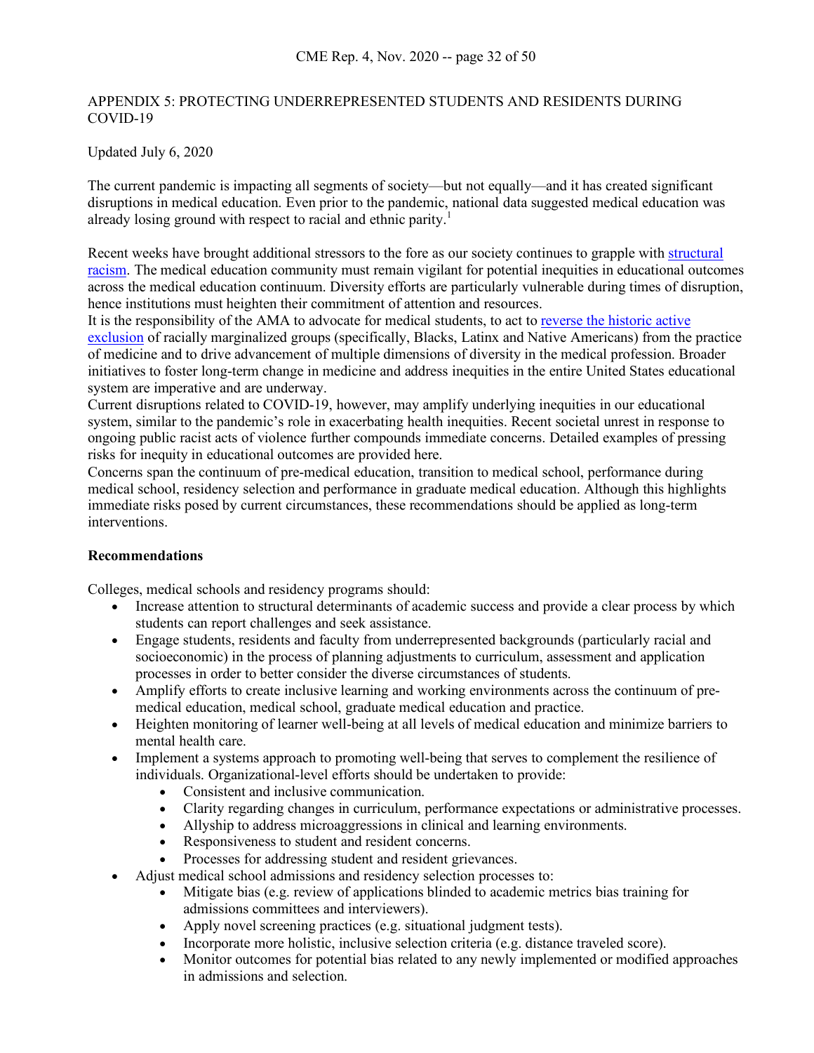APPENDIX 5: PROTECTING UNDERREPRESENTED STUDENTS AND RESIDENTS DURING COVID-19

Updated July 6, 2020

The current pandemic is impacting all segments of society—but not equally—and it has created significant disruptions in medical education. Even prior to the pandemic, national data suggested medical education was already losing ground with respect to racial and ethnic parity.[1]

Recent weeks have brought additional stressors to the fore as our society continues to grapple with structural racism. The medical education community must remain vigilant for potential inequities in educational outcomes across the medical education continuum. Diversity efforts are particularly vulnerable during times of disruption, hence institutions must heighten their commitment of attention and resources.

It is the responsibility of the AMA to advocate for medical students, to act to reverse the historic active exclusion of racially marginalized groups (specifically, Blacks, Latinx and Native Americans) from the practice of medicine and to drive advancement of multiple dimensions of diversity in the medical profession. Broader initiatives to foster long-term change in medicine and address inequities in the entire United States educational system are imperative and are underway.

Current disruptions related to COVID-19, however, may amplify underlying inequities in our educational system, similar to the pandemic's role in exacerbating health inequities. Recent societal unrest in response to ongoing public racist acts of violence further compounds immediate concerns. Detailed examples of pressing risks for inequity in educational outcomes are provided here.

Concerns span the continuum of pre-medical education, transition to medical school, performance during medical school, residency selection and performance in graduate medical education. Although this highlights immediate risks posed by current circumstances, these recommendations should be applied as long-term interventions.

**Recommendations**

Colleges, medical schools and residency programs should:

- Increase attention to structural determinants of academic success and provide a clear process by which students can report challenges and seek assistance.
- Engage students, residents and faculty from underrepresented backgrounds (particularly racial and socioeconomic) in the process of planning adjustments to curriculum, assessment and application processes in order to better consider the diverse circumstances of students.
- Amplify efforts to create inclusive learning and working environments across the continuum of pre-medical education, medical school, graduate medical education and practice.
- Heighten monitoring of learner well-being at all levels of medical education and minimize barriers to mental health care.
- Implement a systems approach to promoting well-being that serves to complement the resilience of individuals. Organizational-level efforts should be undertaken to provide:
    - Consistent and inclusive communication.
    - Clarity regarding changes in curriculum, performance expectations or administrative processes.
    - Allyship to address microaggressions in clinical and learning environments.
    - Responsiveness to student and resident concerns.
    - Processes for addressing student and resident grievances.
- Adjust medical school admissions and residency selection processes to:
    - Mitigate bias (e.g. review of applications blinded to academic metrics bias training for admissions committees and interviewers).
    - Apply novel screening practices (e.g. situational judgment tests).
    - Incorporate more holistic, inclusive selection criteria (e.g. distance traveled score).
    - Monitor outcomes for potential bias related to any newly implemented or modified approaches in admissions and selection.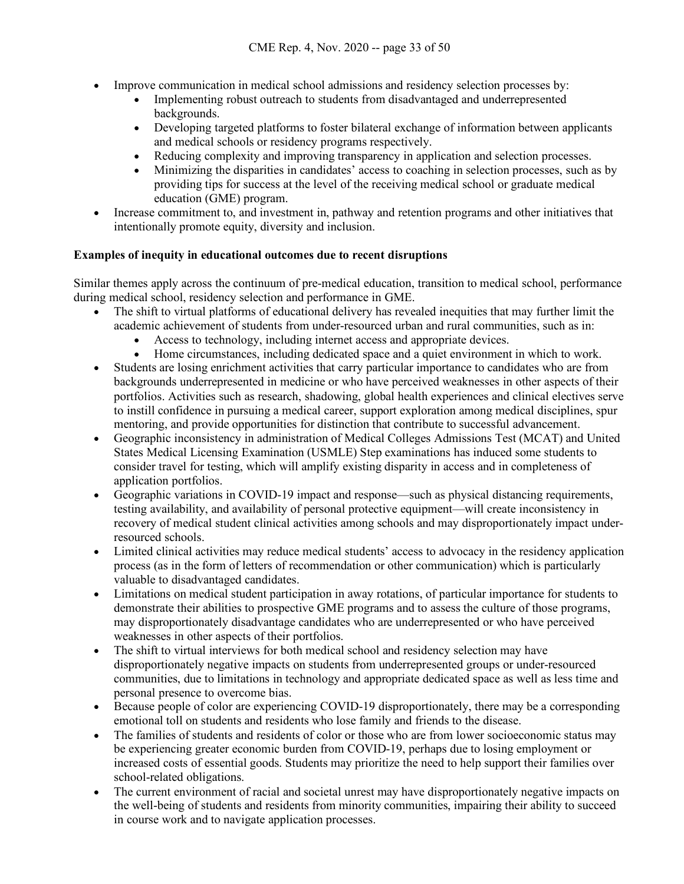- Improve communication in medical school admissions and residency selection processes by:
    - Implementing robust outreach to students from disadvantaged and underrepresented backgrounds.
    - Developing targeted platforms to foster bilateral exchange of information between applicants and medical schools or residency programs respectively.
    - Reducing complexity and improving transparency in application and selection processes.
    - Minimizing the disparities in candidates' access to coaching in selection processes, such as by providing tips for success at the level of the receiving medical school or graduate medical education (GME) program.
- Increase commitment to, and investment in, pathway and retention programs and other initiatives that intentionally promote equity, diversity and inclusion.

**Examples of inequity in educational outcomes due to recent disruptions**

Similar themes apply across the continuum of pre-medical education, transition to medical school, performance during medical school, residency selection and performance in GME.

- The shift to virtual platforms of educational delivery has revealed inequities that may further limit the academic achievement of students from under-resourced urban and rural communities, such as in:
    - Access to technology, including internet access and appropriate devices.
    - Home circumstances, including dedicated space and a quiet environment in which to work.
- Students are losing enrichment activities that carry particular importance to candidates who are from backgrounds underrepresented in medicine or who have perceived weaknesses in other aspects of their portfolios. Activities such as research, shadowing, global health experiences and clinical electives serve to instill confidence in pursuing a medical career, support exploration among medical disciplines, spur mentoring, and provide opportunities for distinction that contribute to successful advancement.
- Geographic inconsistency in administration of Medical Colleges Admissions Test (MCAT) and United States Medical Licensing Examination (USMLE) Step examinations has induced some students to consider travel for testing, which will amplify existing disparity in access and in completeness of application portfolios.
- Geographic variations in COVID-19 impact and response—such as physical distancing requirements, testing availability, and availability of personal protective equipment—will create inconsistency in recovery of medical student clinical activities among schools and may disproportionately impact under-resourced schools.
- Limited clinical activities may reduce medical students' access to advocacy in the residency application process (as in the form of letters of recommendation or other communication) which is particularly valuable to disadvantaged candidates.
- Limitations on medical student participation in away rotations, of particular importance for students to demonstrate their abilities to prospective GME programs and to assess the culture of those programs, may disproportionately disadvantage candidates who are underrepresented or who have perceived weaknesses in other aspects of their portfolios.
- The shift to virtual interviews for both medical school and residency selection may have disproportionately negative impacts on students from underrepresented groups or under-resourced communities, due to limitations in technology and appropriate dedicated space as well as less time and personal presence to overcome bias.
- Because people of color are experiencing COVID-19 disproportionately, there may be a corresponding emotional toll on students and residents who lose family and friends to the disease.
- The families of students and residents of color or those who are from lower socioeconomic status may be experiencing greater economic burden from COVID-19, perhaps due to losing employment or increased costs of essential goods. Students may prioritize the need to help support their families over school-related obligations.
- The current environment of racial and societal unrest may have disproportionately negative impacts on the well-being of students and residents from minority communities, impairing their ability to succeed in course work and to navigate application processes.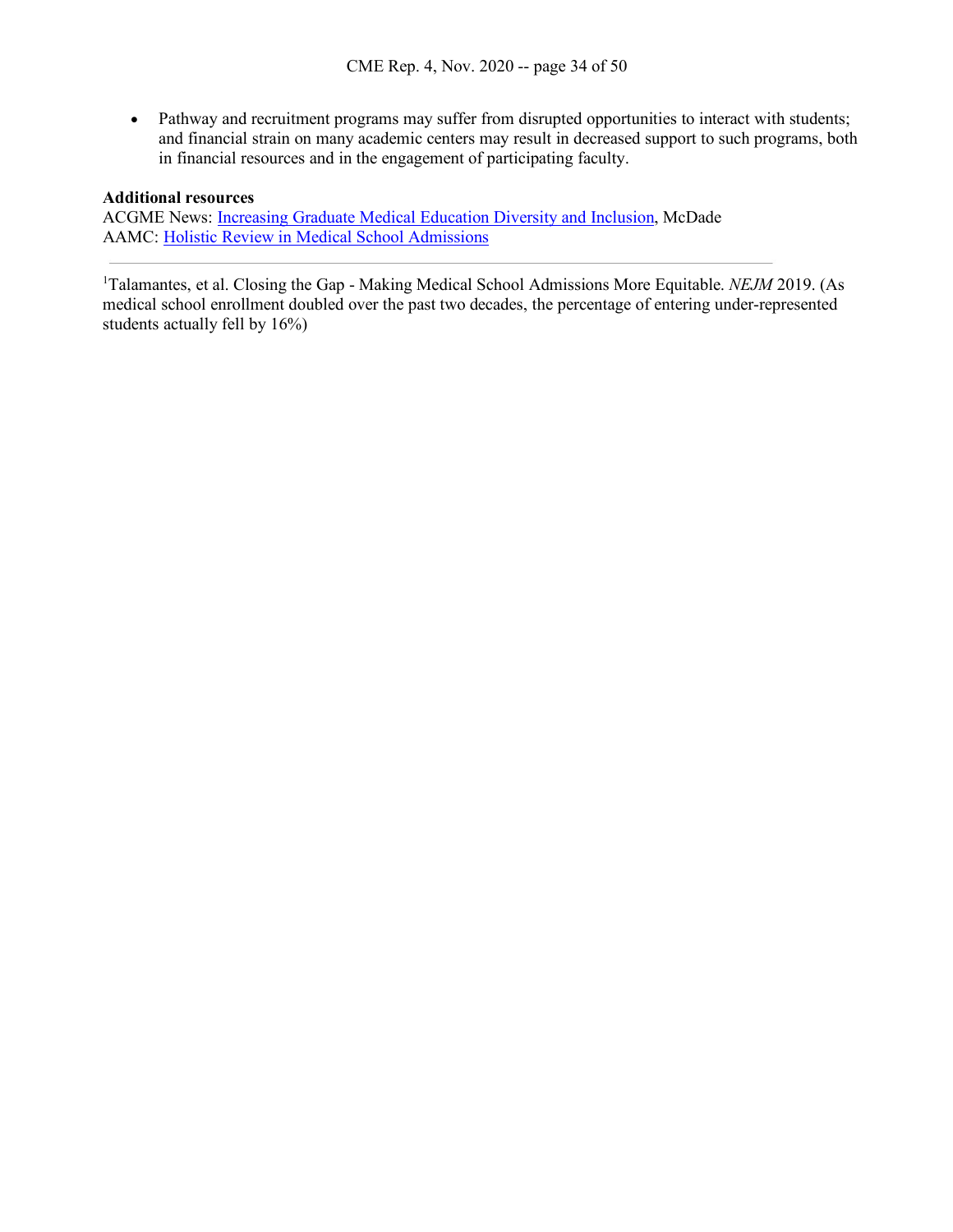- Pathway and recruitment programs may suffer from disrupted opportunities to interact with students; and financial strain on many academic centers may result in decreased support to such programs, both in financial resources and in the engagement of participating faculty.

**Additional resources**
ACGME News: Increasing Graduate Medical Education Diversity and Inclusion, McDade
AAMC: Holistic Review in Medical School Admissions

---

[1]Talamantes, et al. Closing the Gap - Making Medical School Admissions More Equitable. *NEJM* 2019. (As medical school enrollment doubled over the past two decades, the percentage of entering under-represented students actually fell by 16%)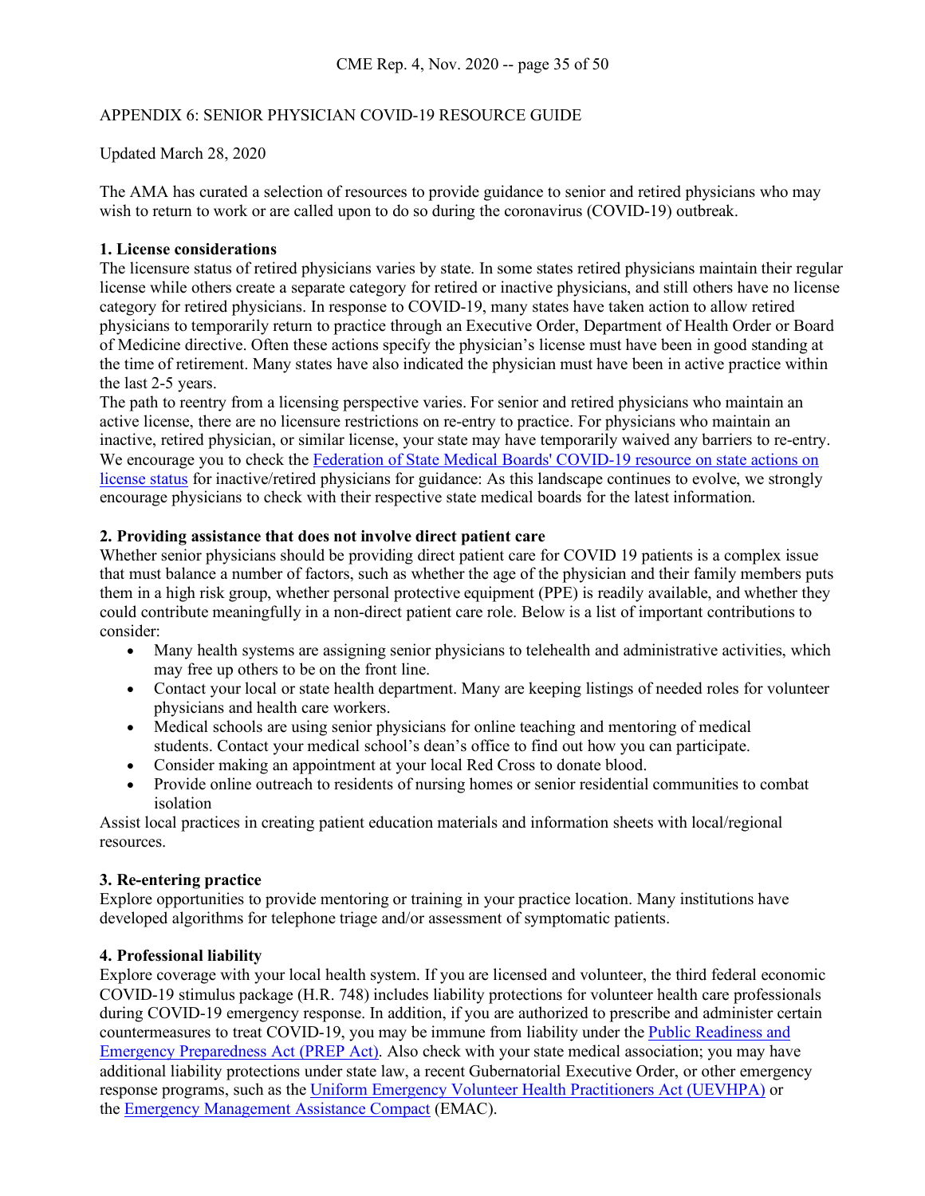APPENDIX 6: SENIOR PHYSICIAN COVID-19 RESOURCE GUIDE

Updated March 28, 2020

The AMA has curated a selection of resources to provide guidance to senior and retired physicians who may wish to return to work or are called upon to do so during the coronavirus (COVID-19) outbreak.

**1. License considerations**

The licensure status of retired physicians varies by state. In some states retired physicians maintain their regular license while others create a separate category for retired or inactive physicians, and still others have no license category for retired physicians. In response to COVID-19, many states have taken action to allow retired physicians to temporarily return to practice through an Executive Order, Department of Health Order or Board of Medicine directive. Often these actions specify the physician's license must have been in good standing at the time of retirement. Many states have also indicated the physician must have been in active practice within the last 2-5 years.

The path to reentry from a licensing perspective varies. For senior and retired physicians who maintain an active license, there are no licensure restrictions on re-entry to practice. For physicians who maintain an inactive, retired physician, or similar license, your state may have temporarily waived any barriers to re-entry. We encourage you to check the Federation of State Medical Boards' COVID-19 resource on state actions on license status for inactive/retired physicians for guidance: As this landscape continues to evolve, we strongly encourage physicians to check with their respective state medical boards for the latest information.

**2. Providing assistance that does not involve direct patient care**

Whether senior physicians should be providing direct patient care for COVID 19 patients is a complex issue that must balance a number of factors, such as whether the age of the physician and their family members puts them in a high risk group, whether personal protective equipment (PPE) is readily available, and whether they could contribute meaningfully in a non-direct patient care role. Below is a list of important contributions to consider:

- Many health systems are assigning senior physicians to telehealth and administrative activities, which may free up others to be on the front line.
- Contact your local or state health department. Many are keeping listings of needed roles for volunteer physicians and health care workers.
- Medical schools are using senior physicians for online teaching and mentoring of medical students. Contact your medical school's dean's office to find out how you can participate.
- Consider making an appointment at your local Red Cross to donate blood.
- Provide online outreach to residents of nursing homes or senior residential communities to combat isolation

Assist local practices in creating patient education materials and information sheets with local/regional resources.

**3. Re-entering practice**

Explore opportunities to provide mentoring or training in your practice location. Many institutions have developed algorithms for telephone triage and/or assessment of symptomatic patients.

**4. Professional liability**

Explore coverage with your local health system. If you are licensed and volunteer, the third federal economic COVID-19 stimulus package (H.R. 748) includes liability protections for volunteer health care professionals during COVID-19 emergency response. In addition, if you are authorized to prescribe and administer certain countermeasures to treat COVID-19, you may be immune from liability under the Public Readiness and Emergency Preparedness Act (PREP Act). Also check with your state medical association; you may have additional liability protections under state law, a recent Gubernatorial Executive Order, or other emergency response programs, such as the Uniform Emergency Volunteer Health Practitioners Act (UEVHPA) or the Emergency Management Assistance Compact (EMAC).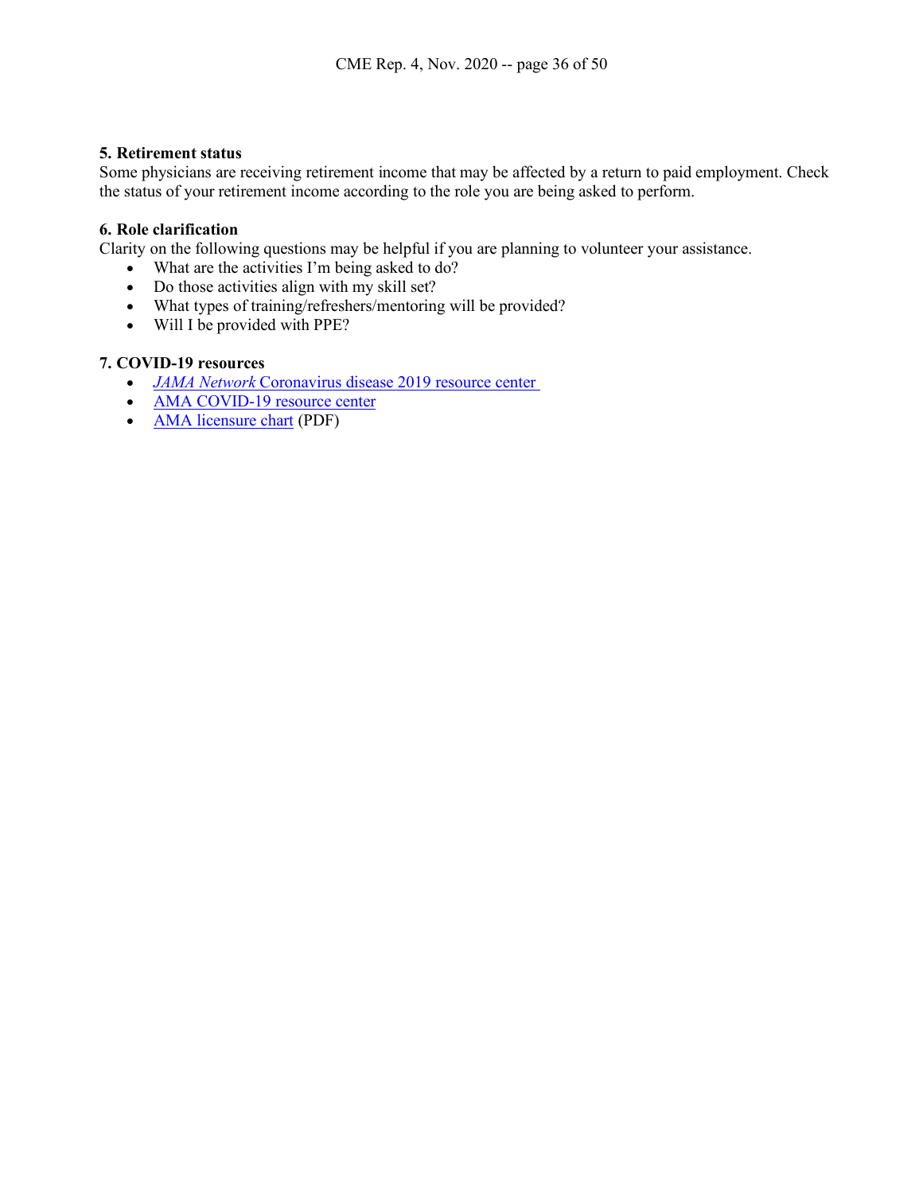**5. Retirement status**

Some physicians are receiving retirement income that may be affected by a return to paid employment. Check the status of your retirement income according to the role you are being asked to perform.

**6. Role clarification**

Clarity on the following questions may be helpful if you are planning to volunteer your assistance.

- What are the activities I'm being asked to do?
- Do those activities align with my skill set?
- What types of training/refreshers/mentoring will be provided?
- Will I be provided with PPE?

**7. COVID-19 resources**

- *JAMA Network* Coronavirus disease 2019 resource center
- AMA COVID-19 resource center
- AMA licensure chart (PDF)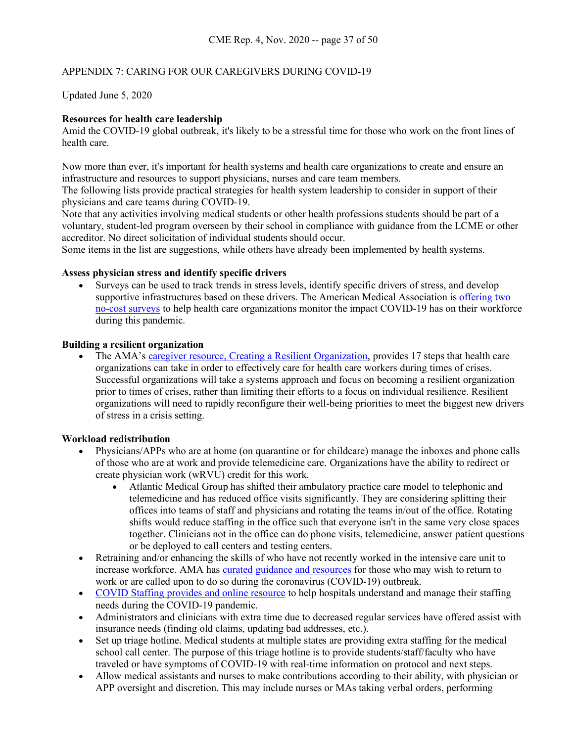APPENDIX 7: CARING FOR OUR CAREGIVERS DURING COVID-19

Updated June 5, 2020

**Resources for health care leadership**

Amid the COVID-19 global outbreak, it's likely to be a stressful time for those who work on the front lines of health care.

Now more than ever, it's important for health systems and health care organizations to create and ensure an infrastructure and resources to support physicians, nurses and care team members.

The following lists provide practical strategies for health system leadership to consider in support of their physicians and care teams during COVID-19.

Note that any activities involving medical students or other health professions students should be part of a voluntary, student-led program overseen by their school in compliance with guidance from the LCME or other accreditor. No direct solicitation of individual students should occur.

Some items in the list are suggestions, while others have already been implemented by health systems.

**Assess physician stress and identify specific drivers**

- Surveys can be used to track trends in stress levels, identify specific drivers of stress, and develop supportive infrastructures based on these drivers. The American Medical Association is offering two no-cost surveys to help health care organizations monitor the impact COVID-19 has on their workforce during this pandemic.

**Building a resilient organization**

- The AMA's caregiver resource, Creating a Resilient Organization, provides 17 steps that health care organizations can take in order to effectively care for health care workers during times of crises. Successful organizations will take a systems approach and focus on becoming a resilient organization prior to times of crises, rather than limiting their efforts to a focus on individual resilience. Resilient organizations will need to rapidly reconfigure their well-being priorities to meet the biggest new drivers of stress in a crisis setting.

**Workload redistribution**

- Physicians/APPs who are at home (on quarantine or for childcare) manage the inboxes and phone calls of those who are at work and provide telemedicine care. Organizations have the ability to redirect or create physician work (wRVU) credit for this work.
  - Atlantic Medical Group has shifted their ambulatory practice care model to telephonic and telemedicine and has reduced office visits significantly. They are considering splitting their offices into teams of staff and physicians and rotating the teams in/out of the office. Rotating shifts would reduce staffing in the office such that everyone isn't in the same very close spaces together. Clinicians not in the office can do phone visits, telemedicine, answer patient questions or be deployed to call centers and testing centers.
- Retraining and/or enhancing the skills of who have not recently worked in the intensive care unit to increase workforce. AMA has curated guidance and resources for those who may wish to return to work or are called upon to do so during the coronavirus (COVID-19) outbreak.
- COVID Staffing provides and online resource to help hospitals understand and manage their staffing needs during the COVID-19 pandemic.
- Administrators and clinicians with extra time due to decreased regular services have offered assist with insurance needs (finding old claims, updating bad addresses, etc.).
- Set up triage hotline. Medical students at multiple states are providing extra staffing for the medical school call center. The purpose of this triage hotline is to provide students/staff/faculty who have traveled or have symptoms of COVID-19 with real-time information on protocol and next steps.
- Allow medical assistants and nurses to make contributions according to their ability, with physician or APP oversight and discretion. This may include nurses or MAs taking verbal orders, performing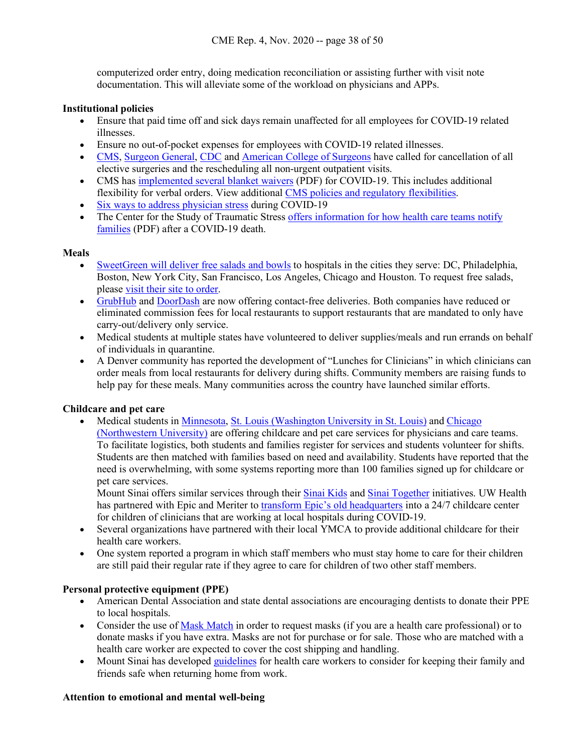computerized order entry, doing medication reconciliation or assisting further with visit note documentation. This will alleviate some of the workload on physicians and APPs.

**Institutional policies**

- Ensure that paid time off and sick days remain unaffected for all employees for COVID-19 related illnesses.
- Ensure no out-of-pocket expenses for employees with COVID-19 related illnesses.
- CMS, Surgeon General, CDC and American College of Surgeons have called for cancellation of all elective surgeries and the rescheduling all non-urgent outpatient visits.
- CMS has implemented several blanket waivers (PDF) for COVID-19. This includes additional flexibility for verbal orders. View additional CMS policies and regulatory flexibilities.
- Six ways to address physician stress during COVID-19
- The Center for the Study of Traumatic Stress offers information for how health care teams notify families (PDF) after a COVID-19 death.

**Meals**

- SweetGreen will deliver free salads and bowls to hospitals in the cities they serve: DC, Philadelphia, Boston, New York City, San Francisco, Los Angeles, Chicago and Houston. To request free salads, please visit their site to order.
- GrubHub and DoorDash are now offering contact-free deliveries. Both companies have reduced or eliminated commission fees for local restaurants to support restaurants that are mandated to only have carry-out/delivery only service.
- Medical students at multiple states have volunteered to deliver supplies/meals and run errands on behalf of individuals in quarantine.
- A Denver community has reported the development of "Lunches for Clinicians" in which clinicians can order meals from local restaurants for delivery during shifts. Community members are raising funds to help pay for these meals. Many communities across the country have launched similar efforts.

**Childcare and pet care**

- Medical students in Minnesota, St. Louis (Washington University in St. Louis) and Chicago (Northwestern University) are offering childcare and pet care services for physicians and care teams. To facilitate logistics, both students and families register for services and students volunteer for shifts. Students are then matched with families based on need and availability. Students have reported that the need is overwhelming, with some systems reporting more than 100 families signed up for childcare or pet care services.
  Mount Sinai offers similar services through their Sinai Kids and Sinai Together initiatives. UW Health has partnered with Epic and Meriter to transform Epic's old headquarters into a 24/7 childcare center for children of clinicians that are working at local hospitals during COVID-19.
- Several organizations have partnered with their local YMCA to provide additional childcare for their health care workers.
- One system reported a program in which staff members who must stay home to care for their children are still paid their regular rate if they agree to care for children of two other staff members.

**Personal protective equipment (PPE)**

- American Dental Association and state dental associations are encouraging dentists to donate their PPE to local hospitals.
- Consider the use of Mask Match in order to request masks (if you are a health care professional) or to donate masks if you have extra. Masks are not for purchase or for sale. Those who are matched with a health care worker are expected to cover the cost shipping and handling.
- Mount Sinai has developed guidelines for health care workers to consider for keeping their family and friends safe when returning home from work.

**Attention to emotional and mental well-being**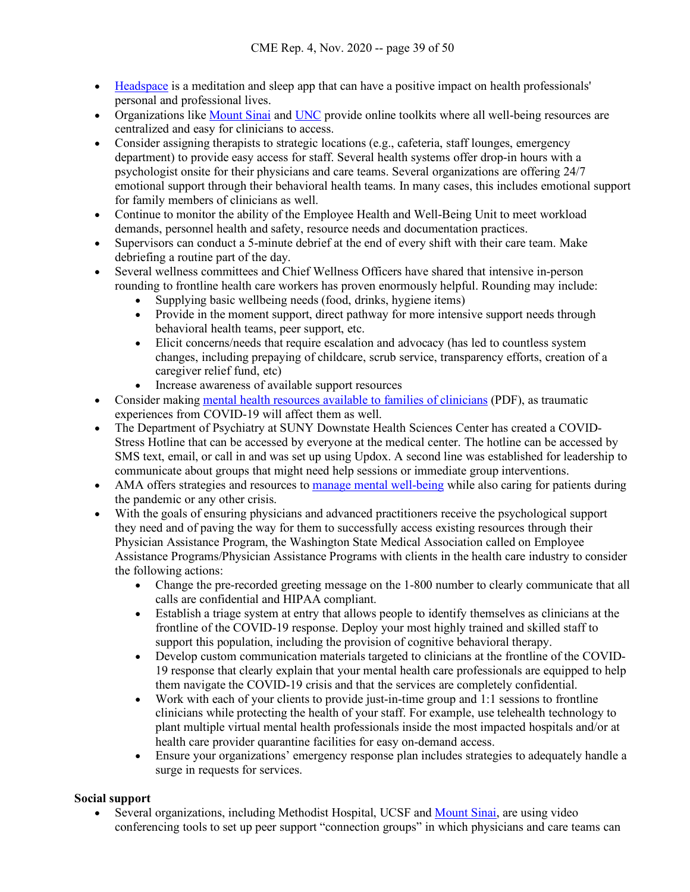- Headspace is a meditation and sleep app that can have a positive impact on health professionals' personal and professional lives.
- Organizations like Mount Sinai and UNC provide online toolkits where all well-being resources are centralized and easy for clinicians to access.
- Consider assigning therapists to strategic locations (e.g., cafeteria, staff lounges, emergency department) to provide easy access for staff. Several health systems offer drop-in hours with a psychologist onsite for their physicians and care teams. Several organizations are offering 24/7 emotional support through their behavioral health teams. In many cases, this includes emotional support for family members of clinicians as well.
- Continue to monitor the ability of the Employee Health and Well-Being Unit to meet workload demands, personnel health and safety, resource needs and documentation practices.
- Supervisors can conduct a 5-minute debrief at the end of every shift with their care team. Make debriefing a routine part of the day.
- Several wellness committees and Chief Wellness Officers have shared that intensive in-person rounding to frontline health care workers has proven enormously helpful. Rounding may include:
  - Supplying basic wellbeing needs (food, drinks, hygiene items)
  - Provide in the moment support, direct pathway for more intensive support needs through behavioral health teams, peer support, etc.
  - Elicit concerns/needs that require escalation and advocacy (has led to countless system changes, including prepaying of childcare, scrub service, transparency efforts, creation of a caregiver relief fund, etc)
  - Increase awareness of available support resources
- Consider making mental health resources available to families of clinicians (PDF), as traumatic experiences from COVID-19 will affect them as well.
- The Department of Psychiatry at SUNY Downstate Health Sciences Center has created a COVID-Stress Hotline that can be accessed by everyone at the medical center. The hotline can be accessed by SMS text, email, or call in and was set up using Updox. A second line was established for leadership to communicate about groups that might need help sessions or immediate group interventions.
- AMA offers strategies and resources to manage mental well-being while also caring for patients during the pandemic or any other crisis.
- With the goals of ensuring physicians and advanced practitioners receive the psychological support they need and of paving the way for them to successfully access existing resources through their Physician Assistance Program, the Washington State Medical Association called on Employee Assistance Programs/Physician Assistance Programs with clients in the health care industry to consider the following actions:
  - Change the pre-recorded greeting message on the 1-800 number to clearly communicate that all calls are confidential and HIPAA compliant.
  - Establish a triage system at entry that allows people to identify themselves as clinicians at the frontline of the COVID-19 response. Deploy your most highly trained and skilled staff to support this population, including the provision of cognitive behavioral therapy.
  - Develop custom communication materials targeted to clinicians at the frontline of the COVID-19 response that clearly explain that your mental health care professionals are equipped to help them navigate the COVID-19 crisis and that the services are completely confidential.
  - Work with each of your clients to provide just-in-time group and 1:1 sessions to frontline clinicians while protecting the health of your staff. For example, use telehealth technology to plant multiple virtual mental health professionals inside the most impacted hospitals and/or at health care provider quarantine facilities for easy on-demand access.
  - Ensure your organizations' emergency response plan includes strategies to adequately handle a surge in requests for services.

**Social support**

- Several organizations, including Methodist Hospital, UCSF and Mount Sinai, are using video conferencing tools to set up peer support "connection groups" in which physicians and care teams can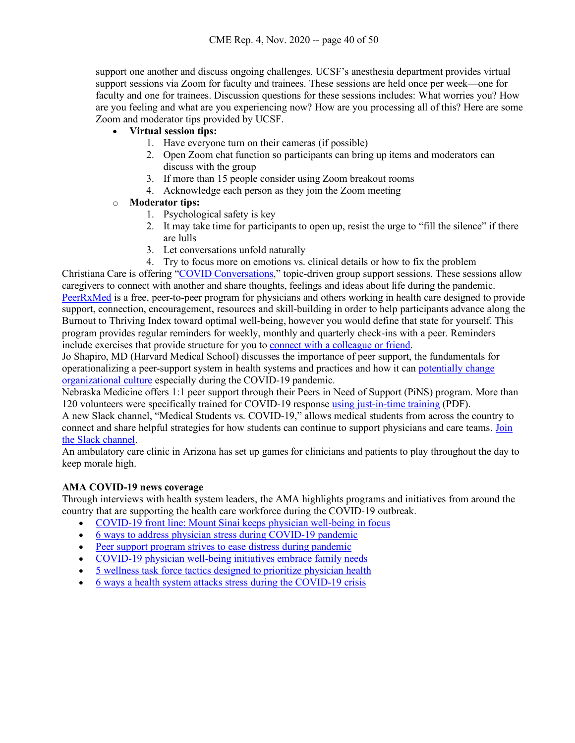support one another and discuss ongoing challenges. UCSF's anesthesia department provides virtual support sessions via Zoom for faculty and trainees. These sessions are held once per week—one for faculty and one for trainees. Discussion questions for these sessions includes: What worries you? How are you feeling and what are you experiencing now? How are you processing all of this? Here are some Zoom and moderator tips provided by UCSF.

- **Virtual session tips:**
    1. Have everyone turn on their cameras (if possible)
    2. Open Zoom chat function so participants can bring up items and moderators can discuss with the group
    3. If more than 15 people consider using Zoom breakout rooms
    4. Acknowledge each person as they join the Zoom meeting
- **Moderator tips:**
    1. Psychological safety is key
    2. It may take time for participants to open up, resist the urge to "fill the silence" if there are lulls
    3. Let conversations unfold naturally
    4. Try to focus more on emotions vs. clinical details or how to fix the problem

Christiana Care is offering "COVID Conversations," topic-driven group support sessions. These sessions allow caregivers to connect with another and share thoughts, feelings and ideas about life during the pandemic.

PeerRxMed is a free, peer-to-peer program for physicians and others working in health care designed to provide support, connection, encouragement, resources and skill-building in order to help participants advance along the Burnout to Thriving Index toward optimal well-being, however you would define that state for yourself. This program provides regular reminders for weekly, monthly and quarterly check-ins with a peer. Reminders include exercises that provide structure for you to connect with a colleague or friend.

Jo Shapiro, MD (Harvard Medical School) discusses the importance of peer support, the fundamentals for operationalizing a peer-support system in health systems and practices and how it can potentially change organizational culture especially during the COVID-19 pandemic.

Nebraska Medicine offers 1:1 peer support through their Peers in Need of Support (PiNS) program. More than 120 volunteers were specifically trained for COVID-19 response using just-in-time training (PDF).

A new Slack channel, "Medical Students vs. COVID-19," allows medical students from across the country to connect and share helpful strategies for how students can continue to support physicians and care teams. Join the Slack channel.

An ambulatory care clinic in Arizona has set up games for clinicians and patients to play throughout the day to keep morale high.

**AMA COVID-19 news coverage**

Through interviews with health system leaders, the AMA highlights programs and initiatives from around the country that are supporting the health care workforce during the COVID-19 outbreak.

- COVID-19 front line: Mount Sinai keeps physician well-being in focus
- 6 ways to address physician stress during COVID-19 pandemic
- Peer support program strives to ease distress during pandemic
- COVID-19 physician well-being initiatives embrace family needs
- 5 wellness task force tactics designed to prioritize physician health
- 6 ways a health system attacks stress during the COVID-19 crisis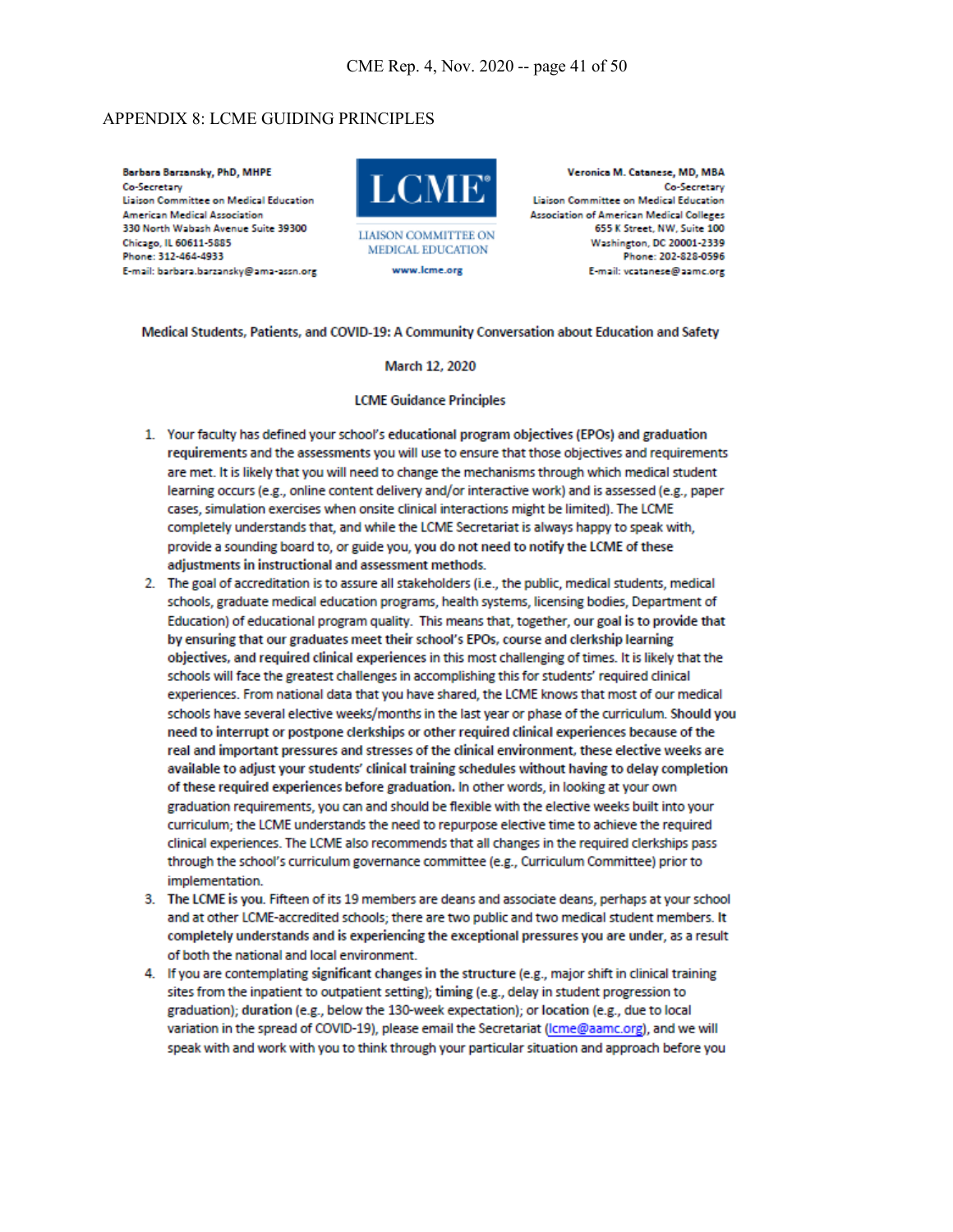## APPENDIX 8: LCME GUIDING PRINCIPLES

**Barbara Barzansky, PhD, MHPE**
Co-Secretary
Liaison Committee on Medical Education
American Medical Association
330 North Wabash Avenue Suite 39300
Chicago, IL 60611-5885
Phone: 312-464-4933
E-mail: barbara.barzansky@ama-assn.org

**LCME®**
LIAISON COMMITTEE ON MEDICAL EDUCATION
www.lcme.org

**Veronica M. Catanese, MD, MBA**
Co-Secretary
Liaison Committee on Medical Education
Association of American Medical Colleges
655 K Street, NW, Suite 100
Washington, DC 20001-2339
Phone: 202-828-0596
E-mail: vcatanese@aamc.org

**Medical Students, Patients, and COVID-19: A Community Conversation about Education and Safety**

**March 12, 2020**

**LCME Guidance Principles**

1. Your faculty has defined your school's **educational program objectives (EPOs) and graduation requirements** and the assessments you will use to ensure that those objectives and requirements are met. It is likely that you will need to change the mechanisms through which medical student learning occurs (e.g., online content delivery and/or interactive work) and is assessed (e.g., paper cases, simulation exercises when onsite clinical interactions might be limited). The LCME completely understands that, and while the LCME Secretariat is always happy to speak with, provide a sounding board to, or guide you, **you do not need to notify the LCME of these adjustments in instructional and assessment methods.**
2. The goal of accreditation is to assure all stakeholders (i.e., the public, medical students, medical schools, graduate medical education programs, health systems, licensing bodies, Department of Education) of educational program quality. This means that, together, **our goal is to provide that by ensuring that our graduates meet their school's EPOs, course and clerkship learning objectives, and required clinical experiences** in this most challenging of times. It is likely that the schools will face the greatest challenges in accomplishing this for students' required clinical experiences. From national data that you have shared, the LCME knows that most of our medical schools have several elective weeks/months in the last year or phase of the curriculum. **Should you need to interrupt or postpone clerkships or other required clinical experiences because of the real and important pressures and stresses of the clinical environment, these elective weeks are available to adjust your students' clinical training schedules without having to delay completion of these required experiences before graduation.** In other words, in looking at your own graduation requirements, you can and should be flexible with the elective weeks built into your curriculum; the LCME understands the need to repurpose elective time to achieve the required clinical experiences. The LCME also recommends that all changes in the required clerkships pass through the school's curriculum governance committee (e.g., Curriculum Committee) prior to implementation.
3. **The LCME is you.** Fifteen of its 19 members are deans and associate deans, perhaps at your school and at other LCME-accredited schools; there are two public and two medical student members. **It completely understands and is experiencing the exceptional pressures you are under**, as a result of both the national and local environment.
4. If you are contemplating **significant changes in the structure** (e.g., major shift in clinical training sites from the inpatient to outpatient setting); **timing** (e.g., delay in student progression to graduation); **duration** (e.g., below the 130-week expectation); or **location** (e.g., due to local variation in the spread of COVID-19), please email the Secretariat (lcme@aamc.org), and we will speak with and work with you to think through your particular situation and approach before you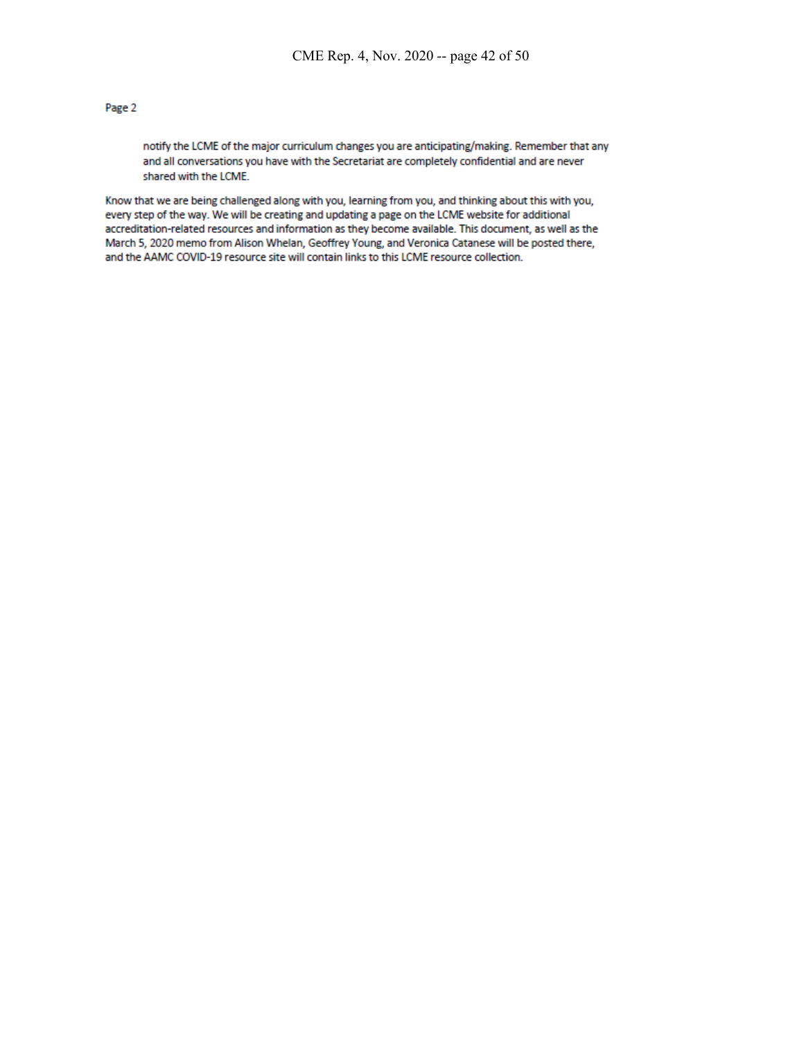Page 2

> notify the LCME of the major curriculum changes you are anticipating/making. Remember that any and all conversations you have with the Secretariat are completely confidential and are never shared with the LCME.

Know that we are being challenged along with you, learning from you, and thinking about this with you, every step of the way. We will be creating and updating a page on the LCME website for additional accreditation-related resources and information as they become available. This document, as well as the March 5, 2020 memo from Alison Whelan, Geoffrey Young, and Veronica Catanese will be posted there, and the AAMC COVID-19 resource site will contain links to this LCME resource collection.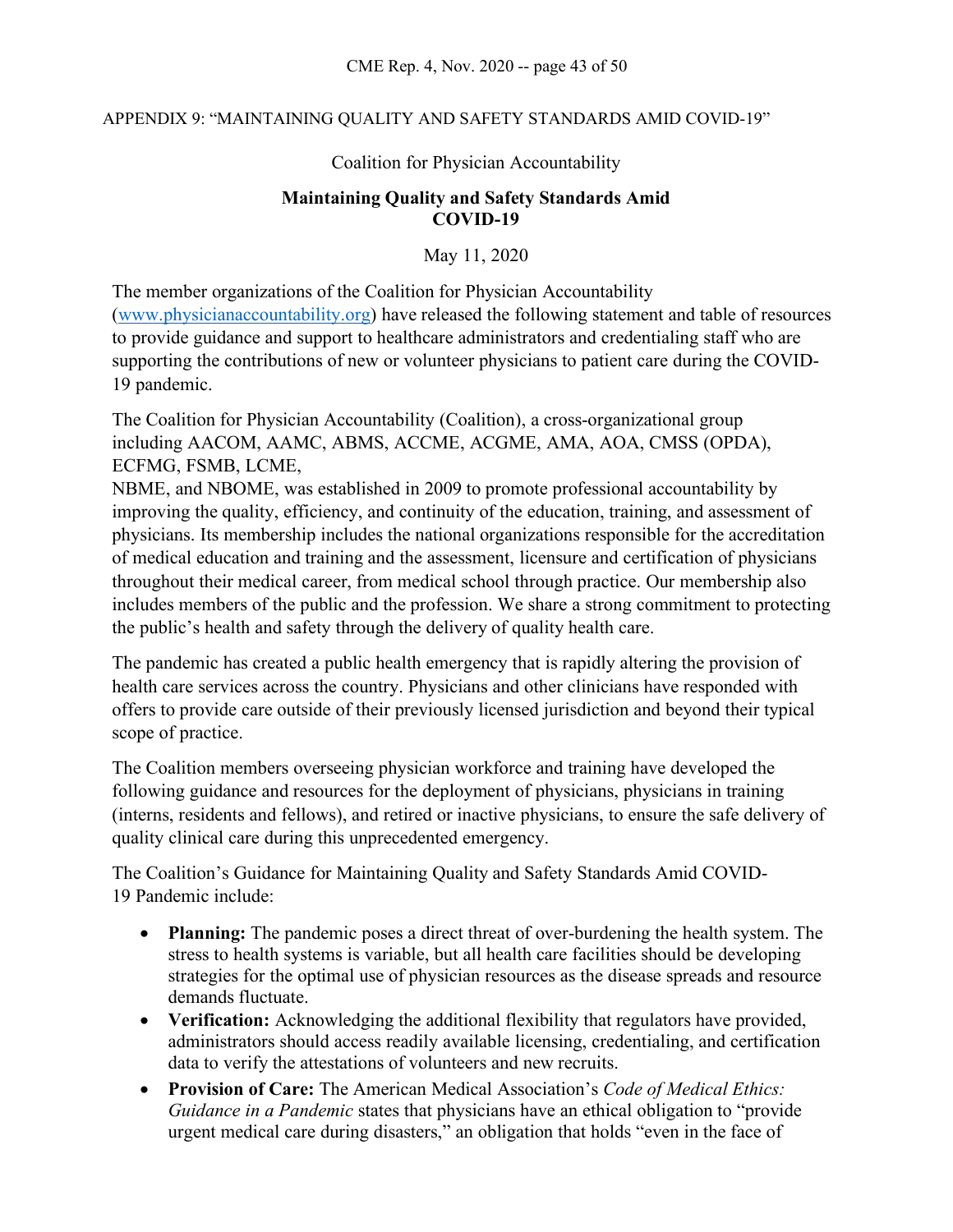APPENDIX 9: "MAINTAINING QUALITY AND SAFETY STANDARDS AMID COVID-19"

Coalition for Physician Accountability

## Maintaining Quality and Safety Standards Amid COVID-19

May 11, 2020

The member organizations of the Coalition for Physician Accountability (www.physicianaccountability.org) have released the following statement and table of resources to provide guidance and support to healthcare administrators and credentialing staff who are supporting the contributions of new or volunteer physicians to patient care during the COVID-19 pandemic.

The Coalition for Physician Accountability (Coalition), a cross-organizational group including AACOM, AAMC, ABMS, ACCME, ACGME, AMA, AOA, CMSS (OPDA), ECFMG, FSMB, LCME, NBME, and NBOME, was established in 2009 to promote professional accountability by improving the quality, efficiency, and continuity of the education, training, and assessment of physicians. Its membership includes the national organizations responsible for the accreditation of medical education and training and the assessment, licensure and certification of physicians throughout their medical career, from medical school through practice. Our membership also includes members of the public and the profession. We share a strong commitment to protecting the public's health and safety through the delivery of quality health care.

The pandemic has created a public health emergency that is rapidly altering the provision of health care services across the country. Physicians and other clinicians have responded with offers to provide care outside of their previously licensed jurisdiction and beyond their typical scope of practice.

The Coalition members overseeing physician workforce and training have developed the following guidance and resources for the deployment of physicians, physicians in training (interns, residents and fellows), and retired or inactive physicians, to ensure the safe delivery of quality clinical care during this unprecedented emergency.

The Coalition's Guidance for Maintaining Quality and Safety Standards Amid COVID-19 Pandemic include:

- **Planning:** The pandemic poses a direct threat of over-burdening the health system. The stress to health systems is variable, but all health care facilities should be developing strategies for the optimal use of physician resources as the disease spreads and resource demands fluctuate.
- **Verification:** Acknowledging the additional flexibility that regulators have provided, administrators should access readily available licensing, credentialing, and certification data to verify the attestations of volunteers and new recruits.
- **Provision of Care:** The American Medical Association's *Code of Medical Ethics: Guidance in a Pandemic* states that physicians have an ethical obligation to "provide urgent medical care during disasters," an obligation that holds "even in the face of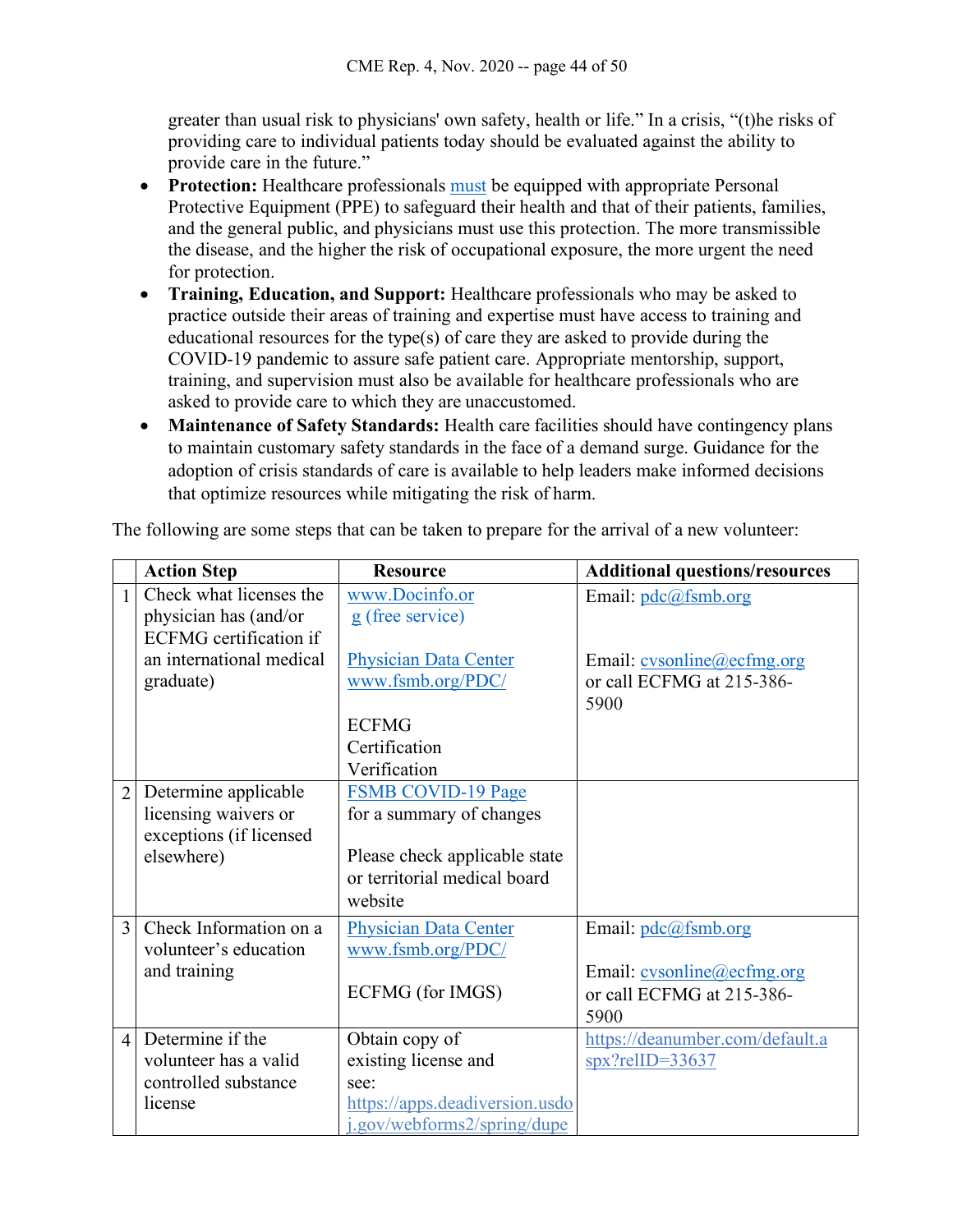greater than usual risk to physicians' own safety, health or life." In a crisis, "(t)he risks of providing care to individual patients today should be evaluated against the ability to provide care in the future."

- **Protection:** Healthcare professionals must be equipped with appropriate Personal Protective Equipment (PPE) to safeguard their health and that of their patients, families, and the general public, and physicians must use this protection. The more transmissible the disease, and the higher the risk of occupational exposure, the more urgent the need for protection.
- **Training, Education, and Support:** Healthcare professionals who may be asked to practice outside their areas of training and expertise must have access to training and educational resources for the type(s) of care they are asked to provide during the COVID-19 pandemic to assure safe patient care. Appropriate mentorship, support, training, and supervision must also be available for healthcare professionals who are asked to provide care to which they are unaccustomed.
- **Maintenance of Safety Standards:** Health care facilities should have contingency plans to maintain customary safety standards in the face of a demand surge. Guidance for the adoption of crisis standards of care is available to help leaders make informed decisions that optimize resources while mitigating the risk of harm.

The following are some steps that can be taken to prepare for the arrival of a new volunteer:

| | Action Step | Resource | Additional questions/resources |
|---|---|---|---|
| 1 | Check what licenses the physician has (and/or ECFMG certification if an international medical graduate) | www.Docinfo.org (free service)<br><br>Physician Data Center www.fsmb.org/PDC/<br><br>ECFMG Certification Verification | Email: pdc@fsmb.org<br><br>Email: cvsonline@ecfmg.org or call ECFMG at 215-386-5900 |
| 2 | Determine applicable licensing waivers or exceptions (if licensed elsewhere) | FSMB COVID-19 Page for a summary of changes<br><br>Please check applicable state or territorial medical board website | |
| 3 | Check Information on a volunteer's education and training | Physician Data Center www.fsmb.org/PDC/<br><br>ECFMG (for IMGS) | Email: pdc@fsmb.org<br><br>Email: cvsonline@ecfmg.org or call ECFMG at 215-386-5900 |
| 4 | Determine if the volunteer has a valid controlled substance license | Obtain copy of existing license and see: https://apps.deadiversion.usdoj.gov/webforms2/spring/dupe | https://deanumber.com/default.aspx?relID=33637 |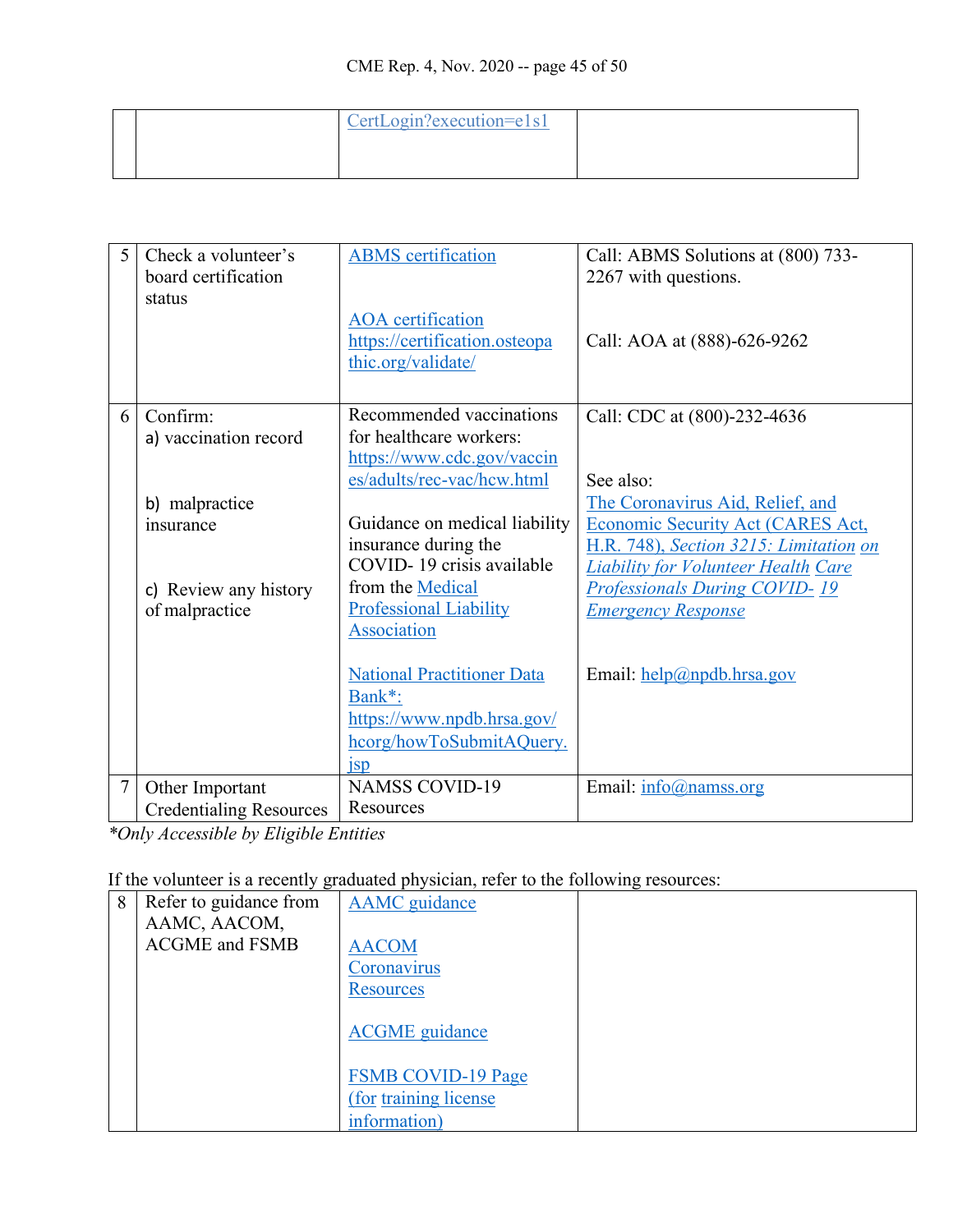| | | CertLogin?execution=e1s1 | |
|---|---|---|---|

| | | | |
|---|---|---|---|
| 5 | Check a volunteer's board certification status | ABMS certification<br><br>AOA certification https://certification.osteopathic.org/validate/ | Call: ABMS Solutions at (800) 733-2267 with questions.<br><br>Call: AOA at (888)-626-9262 |
| 6 | Confirm:<br>a) vaccination record<br><br>b) malpractice insurance<br><br>c) Review any history of malpractice | Recommended vaccinations for healthcare workers: https://www.cdc.gov/vaccines/adults/rec-vac/hcw.html<br><br>Guidance on medical liability insurance during the COVID- 19 crisis available from the Medical Professional Liability Association<br><br>National Practitioner Data Bank*: https://www.npdb.hrsa.gov/hcorg/howToSubmitAQuery.jsp | Call: CDC at (800)-232-4636<br><br>See also: The Coronavirus Aid, Relief, and Economic Security Act (CARES Act, H.R. 748), *Section 3215: Limitation on Liability for Volunteer Health Care Professionals During COVID- 19 Emergency Response*<br><br>Email: help@npdb.hrsa.gov |
| 7 | Other Important Credentialing Resources | NAMSS COVID-19 Resources | Email: info@namss.org |

**Only Accessible by Eligible Entities*

If the volunteer is a recently graduated physician, refer to the following resources:

| | | | |
|---|---|---|---|
| 8 | Refer to guidance from AAMC, AACOM, ACGME and FSMB | AAMC guidance<br><br>AACOM Coronavirus Resources<br><br>ACGME guidance<br><br>FSMB COVID-19 Page (for training license information) | |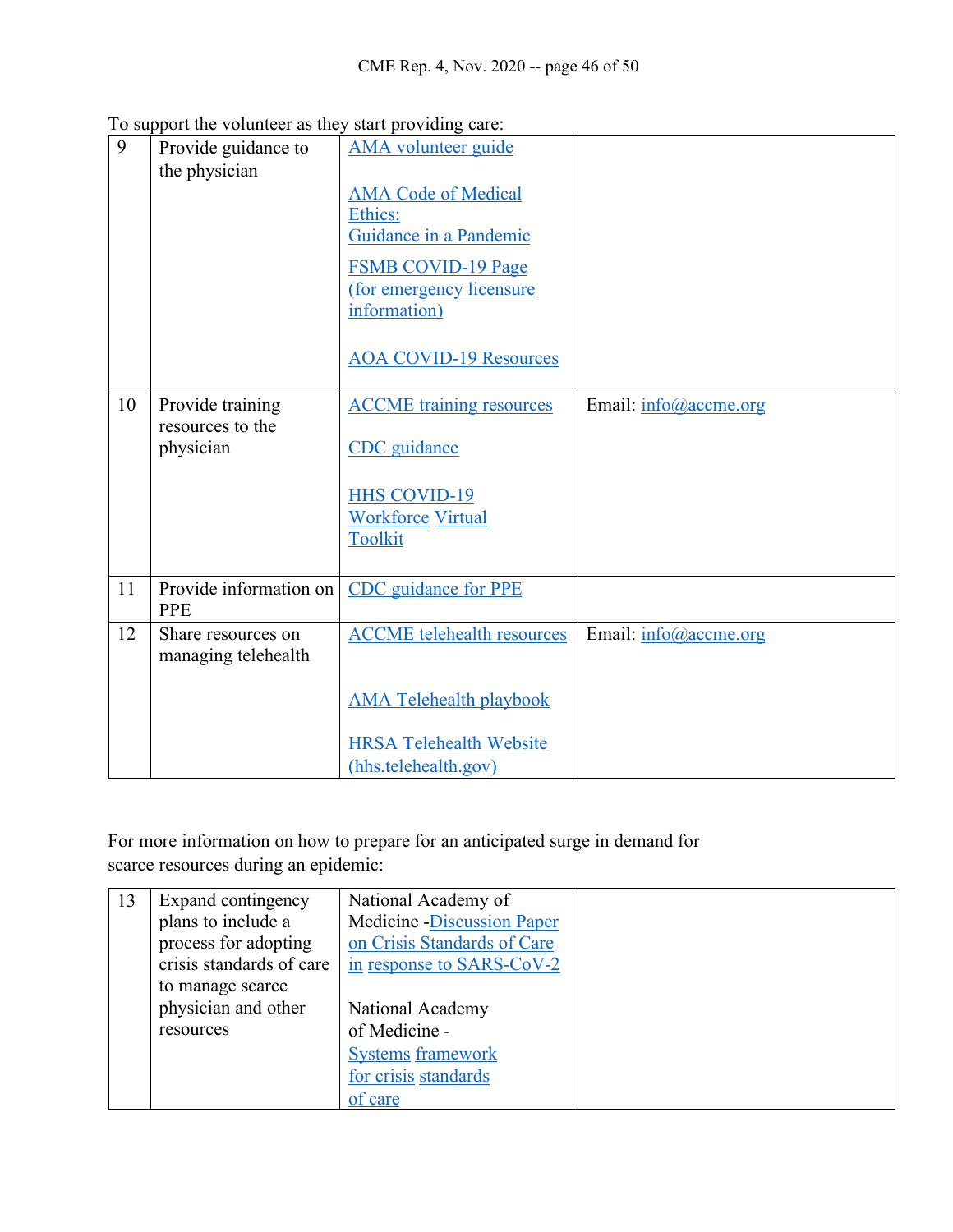To support the volunteer as they start providing care:

| | | | |
|---|---|---|---|
| 9 | Provide guidance to the physician | AMA volunteer guide<br><br>AMA Code of Medical Ethics: Guidance in a Pandemic<br><br>FSMB COVID-19 Page (for emergency licensure information)<br><br>AOA COVID-19 Resources | |
| 10 | Provide training resources to the physician | ACCME training resources<br><br>CDC guidance<br><br>HHS COVID-19 Workforce Virtual Toolkit | Email: info@accme.org |
| 11 | Provide information on PPE | CDC guidance for PPE | |
| 12 | Share resources on managing telehealth | ACCME telehealth resources<br><br>AMA Telehealth playbook<br><br>HRSA Telehealth Website (hhs.telehealth.gov) | Email: info@accme.org |

For more information on how to prepare for an anticipated surge in demand for scarce resources during an epidemic:

| | | | |
|---|---|---|---|
| 13 | Expand contingency plans to include a process for adopting crisis standards of care to manage scarce physician and other resources | National Academy of Medicine -Discussion Paper on Crisis Standards of Care in response to SARS-CoV-2<br><br>National Academy of Medicine - Systems framework for crisis standards of care | |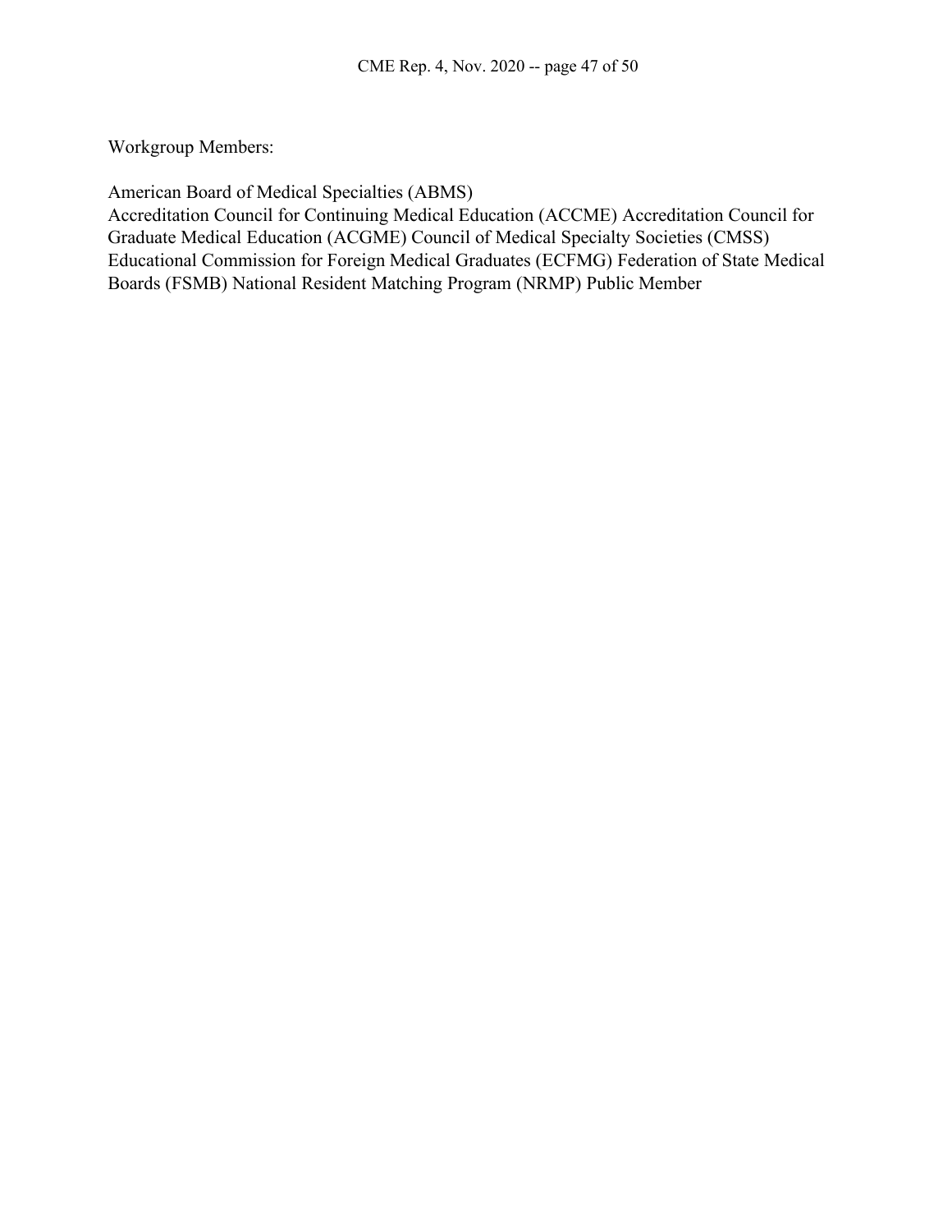Workgroup Members:

American Board of Medical Specialties (ABMS)
Accreditation Council for Continuing Medical Education (ACCME) Accreditation Council for Graduate Medical Education (ACGME) Council of Medical Specialty Societies (CMSS) Educational Commission for Foreign Medical Graduates (ECFMG) Federation of State Medical Boards (FSMB) National Resident Matching Program (NRMP) Public Member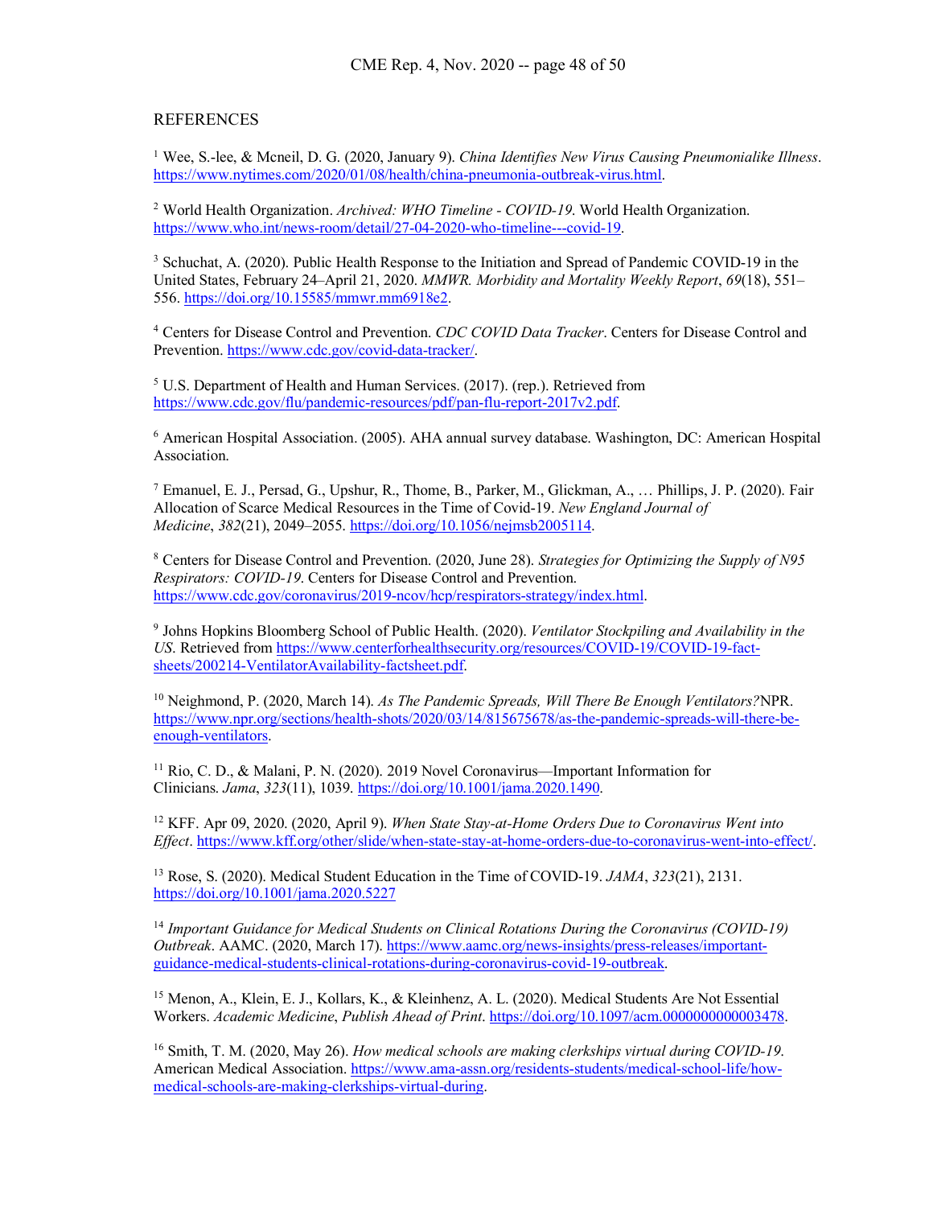## REFERENCES

[1] Wee, S.-lee, & Mcneil, D. G. (2020, January 9). *China Identifies New Virus Causing Pneumonialike Illness*. https://www.nytimes.com/2020/01/08/health/china-pneumonia-outbreak-virus.html.

[2] World Health Organization. *Archived: WHO Timeline - COVID-19*. World Health Organization. https://www.who.int/news-room/detail/27-04-2020-who-timeline---covid-19.

[3] Schuchat, A. (2020). Public Health Response to the Initiation and Spread of Pandemic COVID-19 in the United States, February 24–April 21, 2020. *MMWR. Morbidity and Mortality Weekly Report*, *69*(18), 551–556. https://doi.org/10.15585/mmwr.mm6918e2.

[4] Centers for Disease Control and Prevention. *CDC COVID Data Tracker*. Centers for Disease Control and Prevention. https://www.cdc.gov/covid-data-tracker/.

[5] U.S. Department of Health and Human Services. (2017). (rep.). Retrieved from https://www.cdc.gov/flu/pandemic-resources/pdf/pan-flu-report-2017v2.pdf.

[6] American Hospital Association. (2005). AHA annual survey database. Washington, DC: American Hospital Association.

[7] Emanuel, E. J., Persad, G., Upshur, R., Thome, B., Parker, M., Glickman, A., … Phillips, J. P. (2020). Fair Allocation of Scarce Medical Resources in the Time of Covid-19. *New England Journal of Medicine*, *382*(21), 2049–2055. https://doi.org/10.1056/nejmsb2005114.

[8] Centers for Disease Control and Prevention. (2020, June 28). *Strategies for Optimizing the Supply of N95 Respirators: COVID-19*. Centers for Disease Control and Prevention. https://www.cdc.gov/coronavirus/2019-ncov/hcp/respirators-strategy/index.html.

[9] Johns Hopkins Bloomberg School of Public Health. (2020). *Ventilator Stockpiling and Availability in the US*. Retrieved from https://www.centerforhealthsecurity.org/resources/COVID-19/COVID-19-fact-sheets/200214-VentilatorAvailability-factsheet.pdf.

[10] Neighmond, P. (2020, March 14). *As The Pandemic Spreads, Will There Be Enough Ventilators?*NPR. https://www.npr.org/sections/health-shots/2020/03/14/815675678/as-the-pandemic-spreads-will-there-be-enough-ventilators.

[11] Rio, C. D., & Malani, P. N. (2020). 2019 Novel Coronavirus—Important Information for Clinicians. *Jama*, *323*(11), 1039. https://doi.org/10.1001/jama.2020.1490.

[12] KFF. Apr 09, 2020. (2020, April 9). *When State Stay-at-Home Orders Due to Coronavirus Went into Effect*. https://www.kff.org/other/slide/when-state-stay-at-home-orders-due-to-coronavirus-went-into-effect/.

[13] Rose, S. (2020). Medical Student Education in the Time of COVID-19. *JAMA*, *323*(21), 2131. https://doi.org/10.1001/jama.2020.5227

[14] *Important Guidance for Medical Students on Clinical Rotations During the Coronavirus (COVID-19) Outbreak*. AAMC. (2020, March 17). https://www.aamc.org/news-insights/press-releases/important-guidance-medical-students-clinical-rotations-during-coronavirus-covid-19-outbreak.

[15] Menon, A., Klein, E. J., Kollars, K., & Kleinhenz, A. L. (2020). Medical Students Are Not Essential Workers. *Academic Medicine*, *Publish Ahead of Print*. https://doi.org/10.1097/acm.0000000000003478.

[16] Smith, T. M. (2020, May 26). *How medical schools are making clerkships virtual during COVID-19*. American Medical Association. https://www.ama-assn.org/residents-students/medical-school-life/how-medical-schools-are-making-clerkships-virtual-during.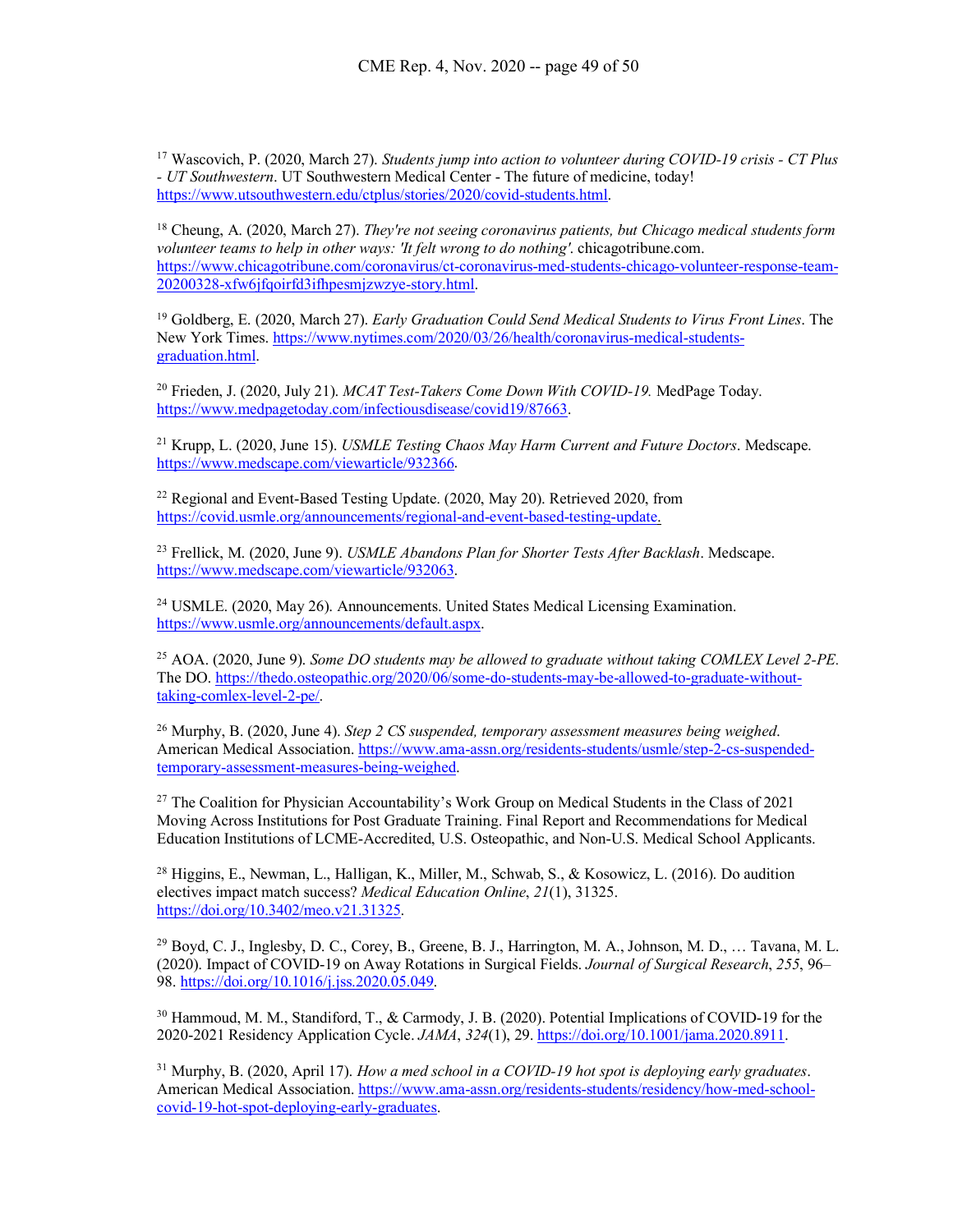[17] Wascovich, P. (2020, March 27). *Students jump into action to volunteer during COVID-19 crisis - CT Plus - UT Southwestern*. UT Southwestern Medical Center - The future of medicine, today! https://www.utsouthwestern.edu/ctplus/stories/2020/covid-students.html.

[18] Cheung, A. (2020, March 27). *They're not seeing coronavirus patients, but Chicago medical students form volunteer teams to help in other ways: 'It felt wrong to do nothing'*. chicagotribune.com. https://www.chicagotribune.com/coronavirus/ct-coronavirus-med-students-chicago-volunteer-response-team-20200328-xfw6jfqoirfd3ifhpesmjzwzye-story.html.

[19] Goldberg, E. (2020, March 27). *Early Graduation Could Send Medical Students to Virus Front Lines*. The New York Times. https://www.nytimes.com/2020/03/26/health/coronavirus-medical-students-graduation.html.

[20] Frieden, J. (2020, July 21). *MCAT Test-Takers Come Down With COVID-19.* MedPage Today. https://www.medpagetoday.com/infectiousdisease/covid19/87663.

[21] Krupp, L. (2020, June 15). *USMLE Testing Chaos May Harm Current and Future Doctors*. Medscape. https://www.medscape.com/viewarticle/932366.

[22] Regional and Event-Based Testing Update. (2020, May 20). Retrieved 2020, from https://covid.usmle.org/announcements/regional-and-event-based-testing-update.

[23] Frellick, M. (2020, June 9). *USMLE Abandons Plan for Shorter Tests After Backlash*. Medscape. https://www.medscape.com/viewarticle/932063.

[24] USMLE. (2020, May 26). Announcements. United States Medical Licensing Examination. https://www.usmle.org/announcements/default.aspx.

[25] AOA. (2020, June 9). *Some DO students may be allowed to graduate without taking COMLEX Level 2-PE*. The DO. https://thedo.osteopathic.org/2020/06/some-do-students-may-be-allowed-to-graduate-without-taking-comlex-level-2-pe/.

[26] Murphy, B. (2020, June 4). *Step 2 CS suspended, temporary assessment measures being weighed*. American Medical Association. https://www.ama-assn.org/residents-students/usmle/step-2-cs-suspended-temporary-assessment-measures-being-weighed.

[27] The Coalition for Physician Accountability's Work Group on Medical Students in the Class of 2021 Moving Across Institutions for Post Graduate Training. Final Report and Recommendations for Medical Education Institutions of LCME-Accredited, U.S. Osteopathic, and Non-U.S. Medical School Applicants.

[28] Higgins, E., Newman, L., Halligan, K., Miller, M., Schwab, S., & Kosowicz, L. (2016). Do audition electives impact match success? *Medical Education Online*, *21*(1), 31325. https://doi.org/10.3402/meo.v21.31325.

[29] Boyd, C. J., Inglesby, D. C., Corey, B., Greene, B. J., Harrington, M. A., Johnson, M. D., … Tavana, M. L. (2020). Impact of COVID-19 on Away Rotations in Surgical Fields. *Journal of Surgical Research*, *255*, 96–98. https://doi.org/10.1016/j.jss.2020.05.049.

[30] Hammoud, M. M., Standiford, T., & Carmody, J. B. (2020). Potential Implications of COVID-19 for the 2020-2021 Residency Application Cycle. *JAMA*, *324*(1), 29. https://doi.org/10.1001/jama.2020.8911.

[31] Murphy, B. (2020, April 17). *How a med school in a COVID-19 hot spot is deploying early graduates*. American Medical Association. https://www.ama-assn.org/residents-students/residency/how-med-school-covid-19-hot-spot-deploying-early-graduates.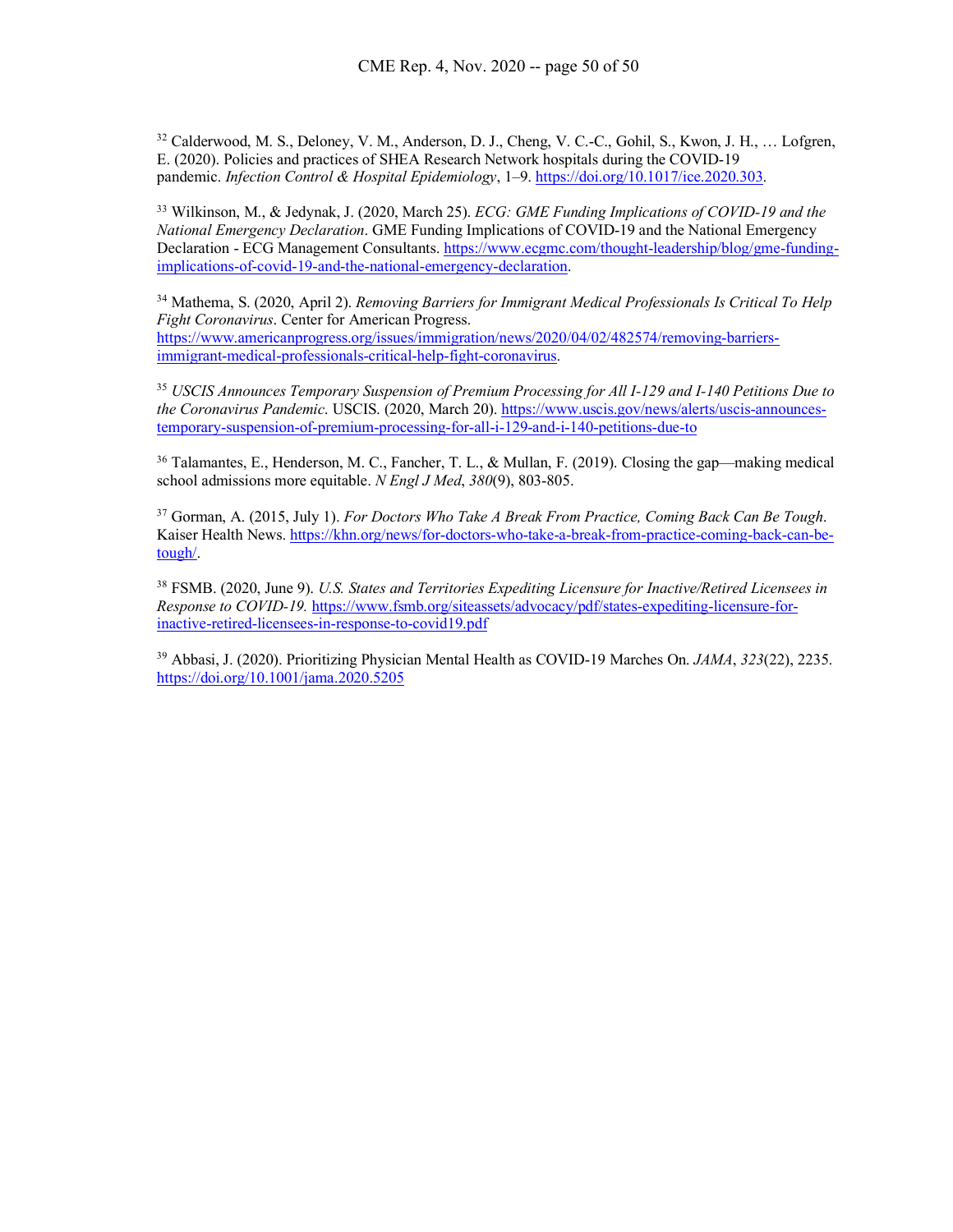[32] Calderwood, M. S., Deloney, V. M., Anderson, D. J., Cheng, V. C.-C., Gohil, S., Kwon, J. H., … Lofgren, E. (2020). Policies and practices of SHEA Research Network hospitals during the COVID-19 pandemic. *Infection Control & Hospital Epidemiology*, 1–9. https://doi.org/10.1017/ice.2020.303.

[33] Wilkinson, M., & Jedynak, J. (2020, March 25). *ECG: GME Funding Implications of COVID-19 and the National Emergency Declaration*. GME Funding Implications of COVID-19 and the National Emergency Declaration - ECG Management Consultants. https://www.ecgmc.com/thought-leadership/blog/gme-funding-implications-of-covid-19-and-the-national-emergency-declaration.

[34] Mathema, S. (2020, April 2). *Removing Barriers for Immigrant Medical Professionals Is Critical To Help Fight Coronavirus*. Center for American Progress. https://www.americanprogress.org/issues/immigration/news/2020/04/02/482574/removing-barriers-immigrant-medical-professionals-critical-help-fight-coronavirus.

[35] *USCIS Announces Temporary Suspension of Premium Processing for All I-129 and I-140 Petitions Due to the Coronavirus Pandemic*. USCIS. (2020, March 20). https://www.uscis.gov/news/alerts/uscis-announces-temporary-suspension-of-premium-processing-for-all-i-129-and-i-140-petitions-due-to

[36] Talamantes, E., Henderson, M. C., Fancher, T. L., & Mullan, F. (2019). Closing the gap—making medical school admissions more equitable. *N Engl J Med*, *380*(9), 803-805.

[37] Gorman, A. (2015, July 1). *For Doctors Who Take A Break From Practice, Coming Back Can Be Tough*. Kaiser Health News. https://khn.org/news/for-doctors-who-take-a-break-from-practice-coming-back-can-be-tough/.

[38] FSMB. (2020, June 9). *U.S. States and Territories Expediting Licensure for Inactive/Retired Licensees in Response to COVID-19.* https://www.fsmb.org/siteassets/advocacy/pdf/states-expediting-licensure-for-inactive-retired-licensees-in-response-to-covid19.pdf

[39] Abbasi, J. (2020). Prioritizing Physician Mental Health as COVID-19 Marches On. *JAMA*, *323*(22), 2235. https://doi.org/10.1001/jama.2020.5205